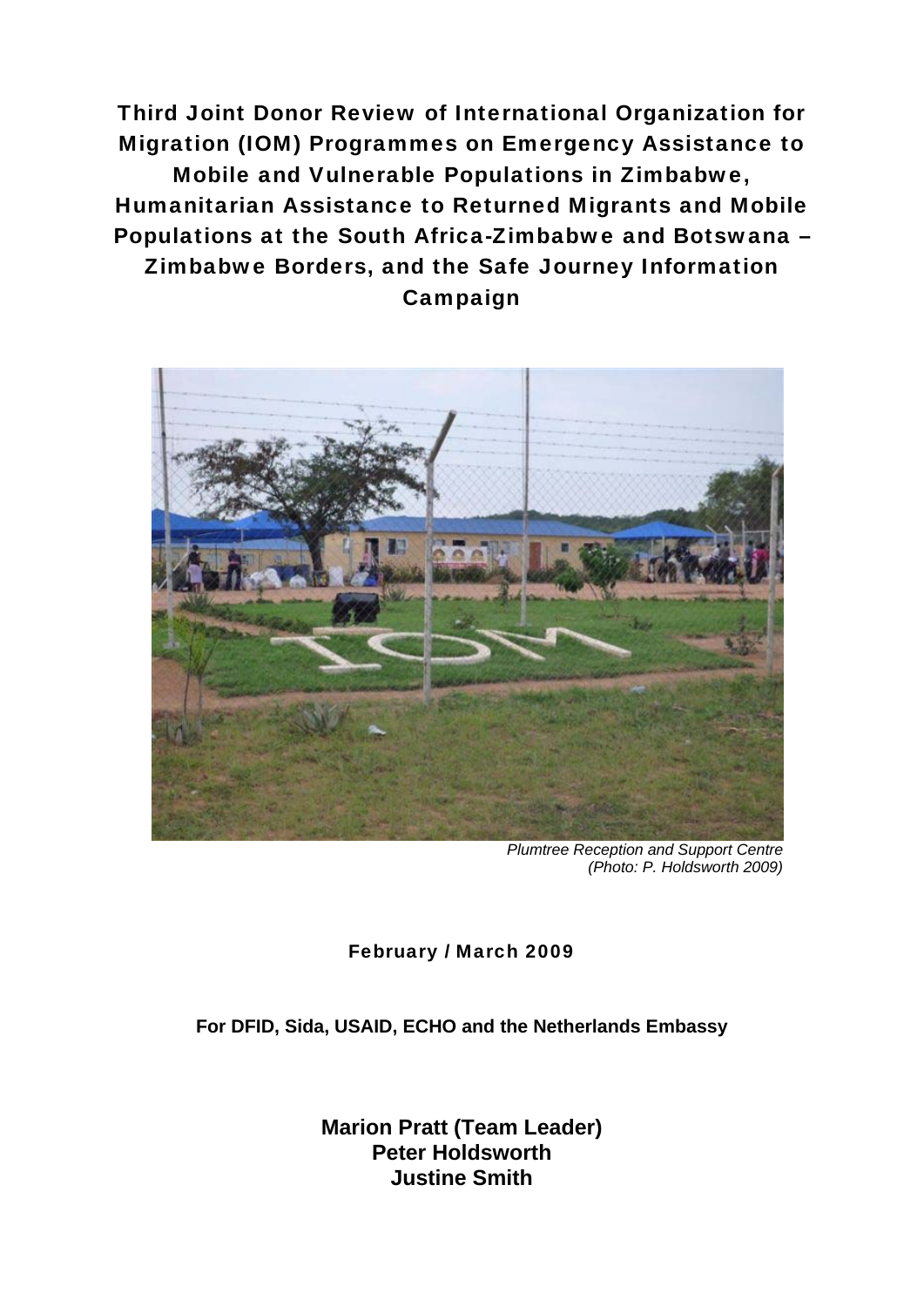# Third Joint Donor Review of International Organization for Migration (IOM) Programmes on Emergency Assistance to Mobile and Vulnerable Populations in Zimbabwe, Humanitarian Assistance to Returned Migrants and Mobile Populations at the South Africa-Zimbabwe and Botswana – Zimbabwe Borders, and the Safe Journey Information Campaign

*Plumtree Reception and Support Centre*
*(Photo: P. Holdsworth 2009)*

**February / March 2009**

**For DFID, Sida, USAID, ECHO and the Netherlands Embassy**

**Marion Pratt (Team Leader)**
**Peter Holdsworth**
**Justine Smith**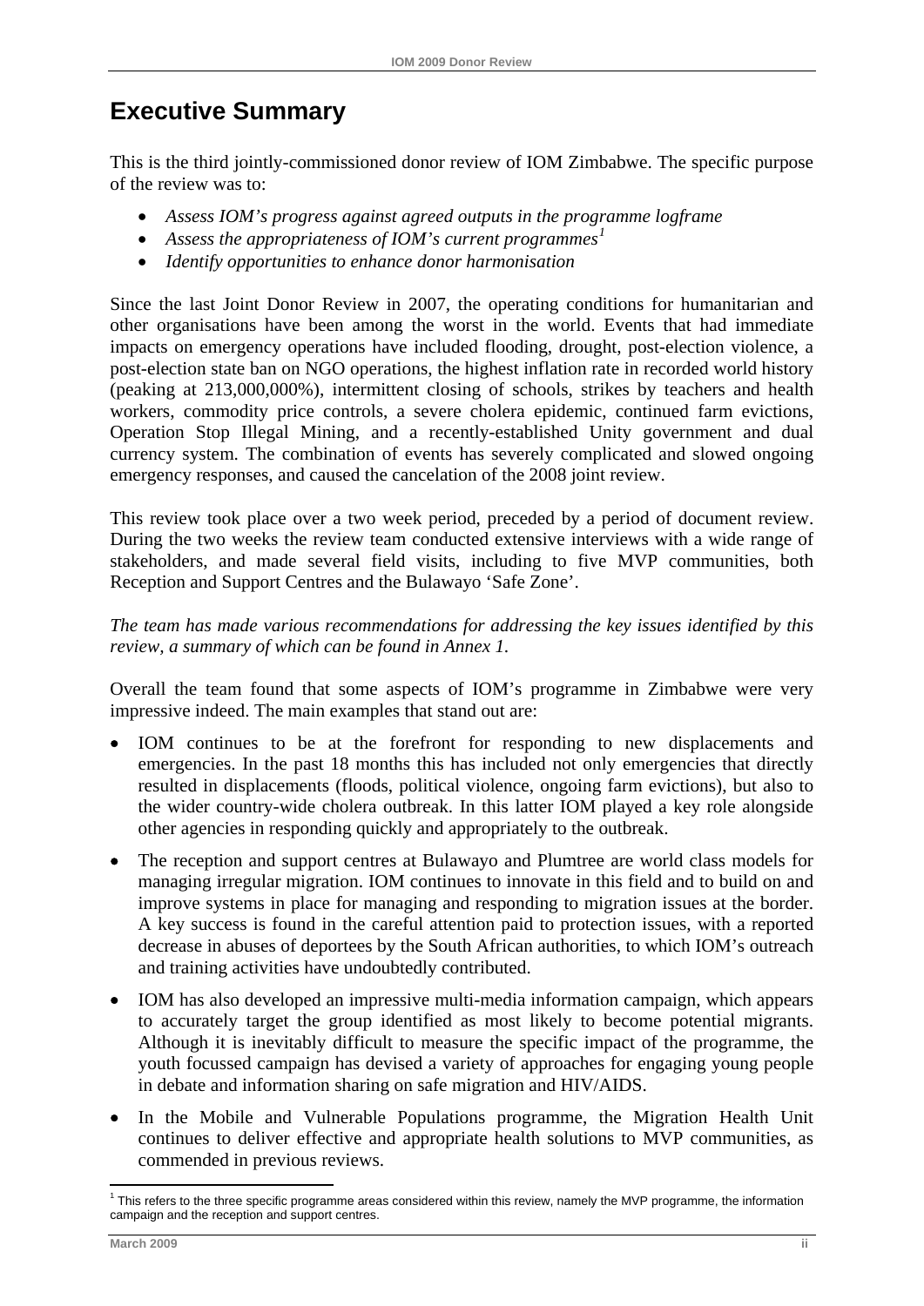# Executive Summary

This is the third jointly-commissioned donor review of IOM Zimbabwe. The specific purpose of the review was to:

- *Assess IOM's progress against agreed outputs in the programme logframe*
- *Assess the appropriateness of IOM's current programmes*[1]
- *Identify opportunities to enhance donor harmonisation*

Since the last Joint Donor Review in 2007, the operating conditions for humanitarian and other organisations have been among the worst in the world. Events that had immediate impacts on emergency operations have included flooding, drought, post-election violence, a post-election state ban on NGO operations, the highest inflation rate in recorded world history (peaking at 213,000,000%), intermittent closing of schools, strikes by teachers and health workers, commodity price controls, a severe cholera epidemic, continued farm evictions, Operation Stop Illegal Mining, and a recently-established Unity government and dual currency system. The combination of events has severely complicated and slowed ongoing emergency responses, and caused the cancelation of the 2008 joint review.

This review took place over a two week period, preceded by a period of document review. During the two weeks the review team conducted extensive interviews with a wide range of stakeholders, and made several field visits, including to five MVP communities, both Reception and Support Centres and the Bulawayo 'Safe Zone'.

*The team has made various recommendations for addressing the key issues identified by this review, a summary of which can be found in Annex 1.*

Overall the team found that some aspects of IOM's programme in Zimbabwe were very impressive indeed. The main examples that stand out are:

- IOM continues to be at the forefront for responding to new displacements and emergencies. In the past 18 months this has included not only emergencies that directly resulted in displacements (floods, political violence, ongoing farm evictions), but also to the wider country-wide cholera outbreak. In this latter IOM played a key role alongside other agencies in responding quickly and appropriately to the outbreak.
- The reception and support centres at Bulawayo and Plumtree are world class models for managing irregular migration. IOM continues to innovate in this field and to build on and improve systems in place for managing and responding to migration issues at the border. A key success is found in the careful attention paid to protection issues, with a reported decrease in abuses of deportees by the South African authorities, to which IOM's outreach and training activities have undoubtedly contributed.
- IOM has also developed an impressive multi-media information campaign, which appears to accurately target the group identified as most likely to become potential migrants. Although it is inevitably difficult to measure the specific impact of the programme, the youth focussed campaign has devised a variety of approaches for engaging young people in debate and information sharing on safe migration and HIV/AIDS.
- In the Mobile and Vulnerable Populations programme, the Migration Health Unit continues to deliver effective and appropriate health solutions to MVP communities, as commended in previous reviews.

[1] This refers to the three specific programme areas considered within this review, namely the MVP programme, the information campaign and the reception and support centres.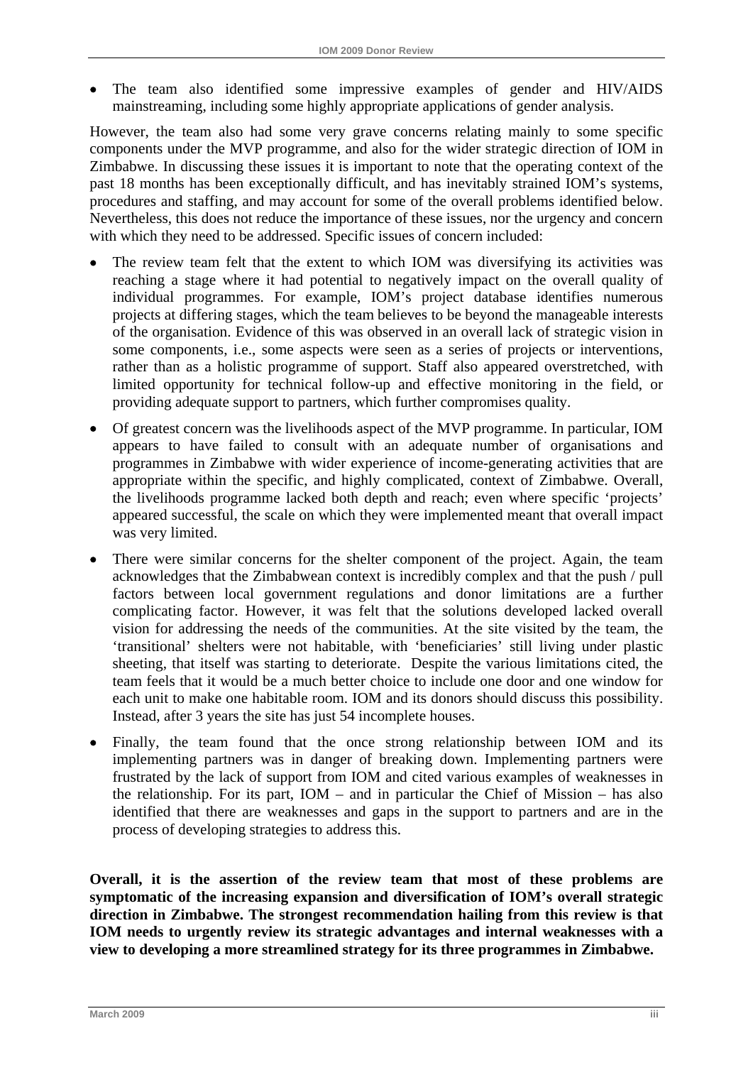- The team also identified some impressive examples of gender and HIV/AIDS mainstreaming, including some highly appropriate applications of gender analysis.

However, the team also had some very grave concerns relating mainly to some specific components under the MVP programme, and also for the wider strategic direction of IOM in Zimbabwe. In discussing these issues it is important to note that the operating context of the past 18 months has been exceptionally difficult, and has inevitably strained IOM's systems, procedures and staffing, and may account for some of the overall problems identified below. Nevertheless, this does not reduce the importance of these issues, nor the urgency and concern with which they need to be addressed. Specific issues of concern included:

- The review team felt that the extent to which IOM was diversifying its activities was reaching a stage where it had potential to negatively impact on the overall quality of individual programmes. For example, IOM's project database identifies numerous projects at differing stages, which the team believes to be beyond the manageable interests of the organisation. Evidence of this was observed in an overall lack of strategic vision in some components, i.e., some aspects were seen as a series of projects or interventions, rather than as a holistic programme of support. Staff also appeared overstretched, with limited opportunity for technical follow-up and effective monitoring in the field, or providing adequate support to partners, which further compromises quality.
- Of greatest concern was the livelihoods aspect of the MVP programme. In particular, IOM appears to have failed to consult with an adequate number of organisations and programmes in Zimbabwe with wider experience of income-generating activities that are appropriate within the specific, and highly complicated, context of Zimbabwe. Overall, the livelihoods programme lacked both depth and reach; even where specific 'projects' appeared successful, the scale on which they were implemented meant that overall impact was very limited.
- There were similar concerns for the shelter component of the project. Again, the team acknowledges that the Zimbabwean context is incredibly complex and that the push / pull factors between local government regulations and donor limitations are a further complicating factor. However, it was felt that the solutions developed lacked overall vision for addressing the needs of the communities. At the site visited by the team, the 'transitional' shelters were not habitable, with 'beneficiaries' still living under plastic sheeting, that itself was starting to deteriorate. Despite the various limitations cited, the team feels that it would be a much better choice to include one door and one window for each unit to make one habitable room. IOM and its donors should discuss this possibility. Instead, after 3 years the site has just 54 incomplete houses.
- Finally, the team found that the once strong relationship between IOM and its implementing partners was in danger of breaking down. Implementing partners were frustrated by the lack of support from IOM and cited various examples of weaknesses in the relationship. For its part, IOM – and in particular the Chief of Mission – has also identified that there are weaknesses and gaps in the support to partners and are in the process of developing strategies to address this.

**Overall, it is the assertion of the review team that most of these problems are symptomatic of the increasing expansion and diversification of IOM's overall strategic direction in Zimbabwe. The strongest recommendation hailing from this review is that IOM needs to urgently review its strategic advantages and internal weaknesses with a view to developing a more streamlined strategy for its three programmes in Zimbabwe.**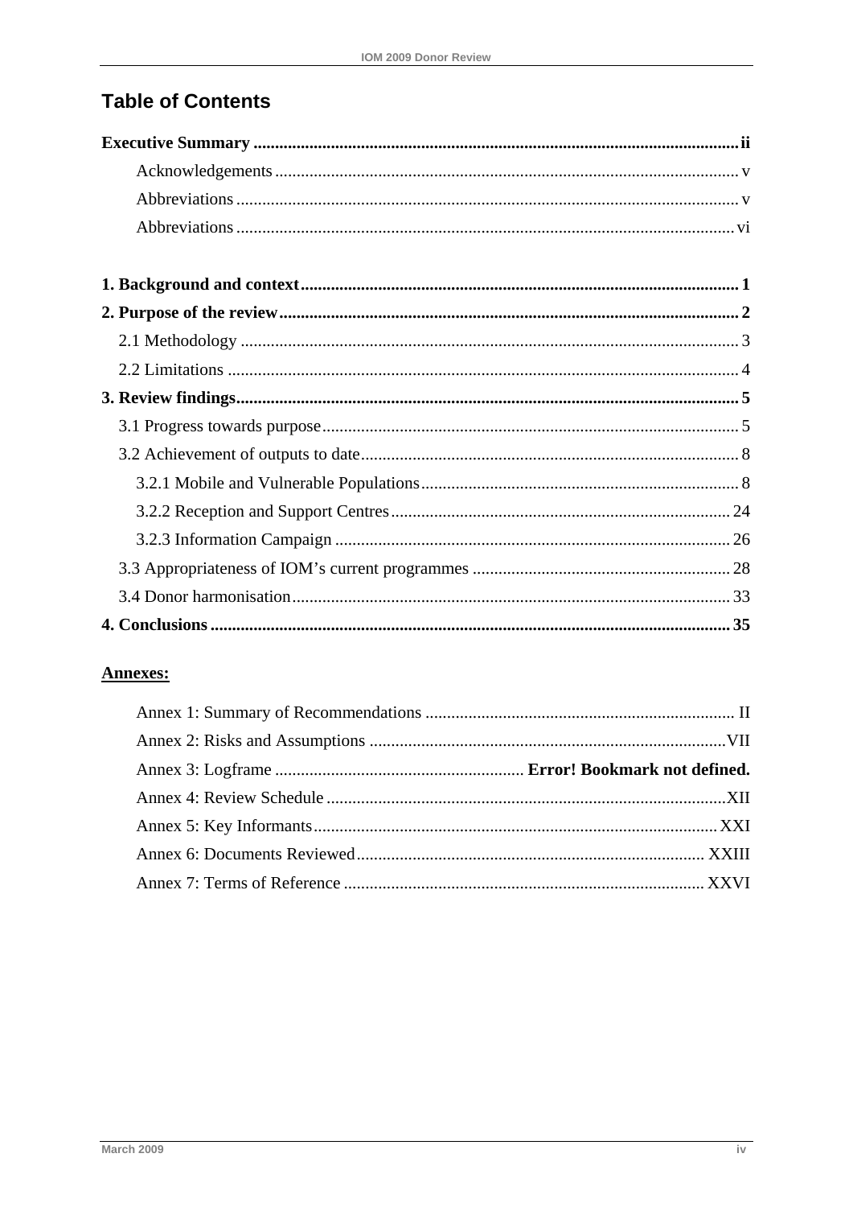## Table of Contents

**Executive Summary ... ii**

- Acknowledgements ... v
- Abbreviations ... v
- Abbreviations ... vi

**1. Background and context ... 1**

**2. Purpose of the review ... 2**

- 2.1 Methodology ... 3
- 2.2 Limitations ... 4

**3. Review findings ... 5**

- 3.1 Progress towards purpose ... 5
- 3.2 Achievement of outputs to date ... 8
  - 3.2.1 Mobile and Vulnerable Populations ... 8
  - 3.2.2 Reception and Support Centres ... 24
  - 3.2.3 Information Campaign ... 26
- 3.3 Appropriateness of IOM's current programmes ... 28
- 3.4 Donor harmonisation ... 33

**4. Conclusions ... 35**

**Annexes:**

- Annex 1: Summary of Recommendations ... II
- Annex 2: Risks and Assumptions ... VII
- Annex 3: Logframe ... **Error! Bookmark not defined.**
- Annex 4: Review Schedule ... XII
- Annex 5: Key Informants ... XXI
- Annex 6: Documents Reviewed ... XXIII
- Annex 7: Terms of Reference ... XXVI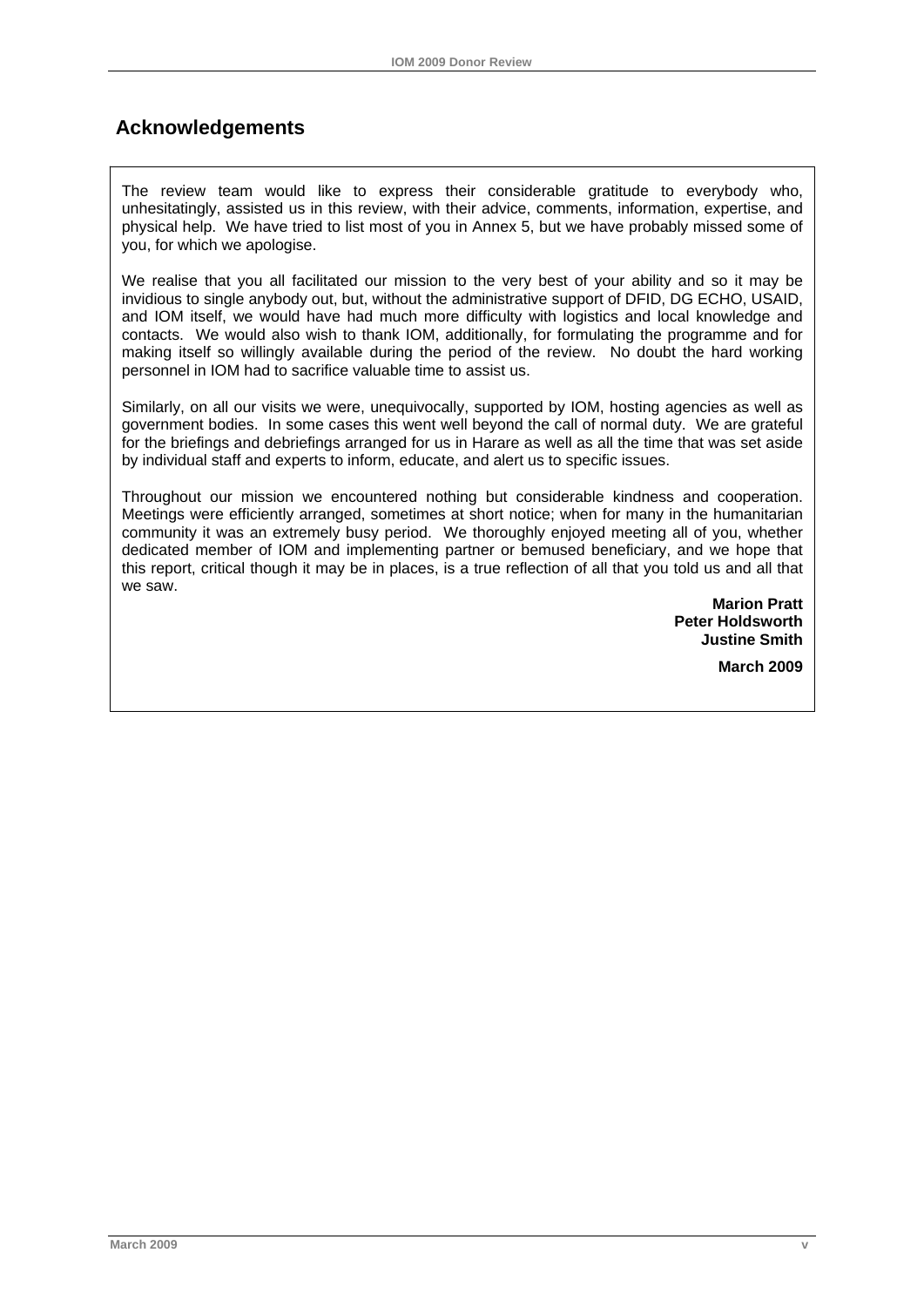## Acknowledgements

The review team would like to express their considerable gratitude to everybody who, unhesitatingly, assisted us in this review, with their advice, comments, information, expertise, and physical help. We have tried to list most of you in Annex 5, but we have probably missed some of you, for which we apologise.

We realise that you all facilitated our mission to the very best of your ability and so it may be invidious to single anybody out, but, without the administrative support of DFID, DG ECHO, USAID, and IOM itself, we would have had much more difficulty with logistics and local knowledge and contacts. We would also wish to thank IOM, additionally, for formulating the programme and for making itself so willingly available during the period of the review. No doubt the hard working personnel in IOM had to sacrifice valuable time to assist us.

Similarly, on all our visits we were, unequivocally, supported by IOM, hosting agencies as well as government bodies. In some cases this went well beyond the call of normal duty. We are grateful for the briefings and debriefings arranged for us in Harare as well as all the time that was set aside by individual staff and experts to inform, educate, and alert us to specific issues.

Throughout our mission we encountered nothing but considerable kindness and cooperation. Meetings were efficiently arranged, sometimes at short notice; when for many in the humanitarian community it was an extremely busy period. We thoroughly enjoyed meeting all of you, whether dedicated member of IOM and implementing partner or bemused beneficiary, and we hope that this report, critical though it may be in places, is a true reflection of all that you told us and all that we saw.

**Marion Pratt**
**Peter Holdsworth**
**Justine Smith**

**March 2009**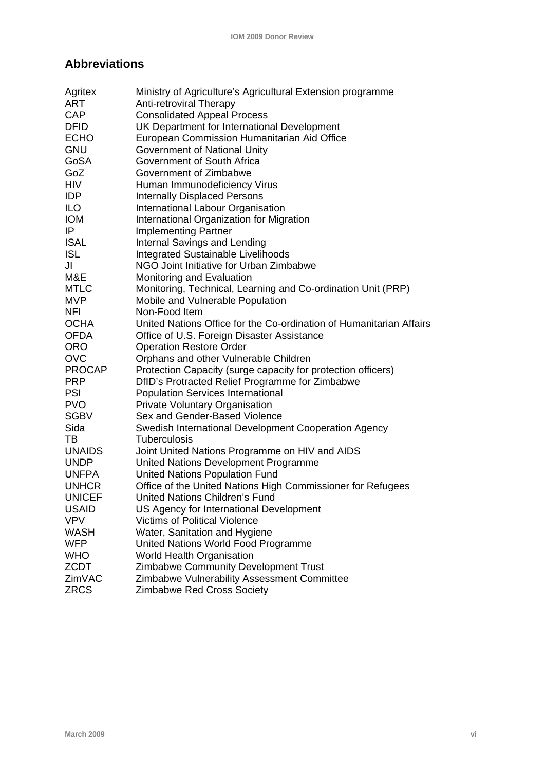## Abbreviations

| | |
|---|---|
| Agritex | Ministry of Agriculture's Agricultural Extension programme |
| ART | Anti-retroviral Therapy |
| CAP | Consolidated Appeal Process |
| DFID | UK Department for International Development |
| ECHO | European Commission Humanitarian Aid Office |
| GNU | Government of National Unity |
| GoSA | Government of South Africa |
| GoZ | Government of Zimbabwe |
| HIV | Human Immunodeficiency Virus |
| IDP | Internally Displaced Persons |
| ILO | International Labour Organisation |
| IOM | International Organization for Migration |
| IP | Implementing Partner |
| ISAL | Internal Savings and Lending |
| ISL | Integrated Sustainable Livelihoods |
| JI | NGO Joint Initiative for Urban Zimbabwe |
| M&E | Monitoring and Evaluation |
| MTLC | Monitoring, Technical, Learning and Co-ordination Unit (PRP) |
| MVP | Mobile and Vulnerable Population |
| NFI | Non-Food Item |
| OCHA | United Nations Office for the Co-ordination of Humanitarian Affairs |
| OFDA | Office of U.S. Foreign Disaster Assistance |
| ORO | Operation Restore Order |
| OVC | Orphans and other Vulnerable Children |
| PROCAP | Protection Capacity (surge capacity for protection officers) |
| PRP | DfID's Protracted Relief Programme for Zimbabwe |
| PSI | Population Services International |
| PVO | Private Voluntary Organisation |
| SGBV | Sex and Gender-Based Violence |
| Sida | Swedish International Development Cooperation Agency |
| TB | Tuberculosis |
| UNAIDS | Joint United Nations Programme on HIV and AIDS |
| UNDP | United Nations Development Programme |
| UNFPA | United Nations Population Fund |
| UNHCR | Office of the United Nations High Commissioner for Refugees |
| UNICEF | United Nations Children's Fund |
| USAID | US Agency for International Development |
| VPV | Victims of Political Violence |
| WASH | Water, Sanitation and Hygiene |
| WFP | United Nations World Food Programme |
| WHO | World Health Organisation |
| ZCDT | Zimbabwe Community Development Trust |
| ZimVAC | Zimbabwe Vulnerability Assessment Committee |
| ZRCS | Zimbabwe Red Cross Society |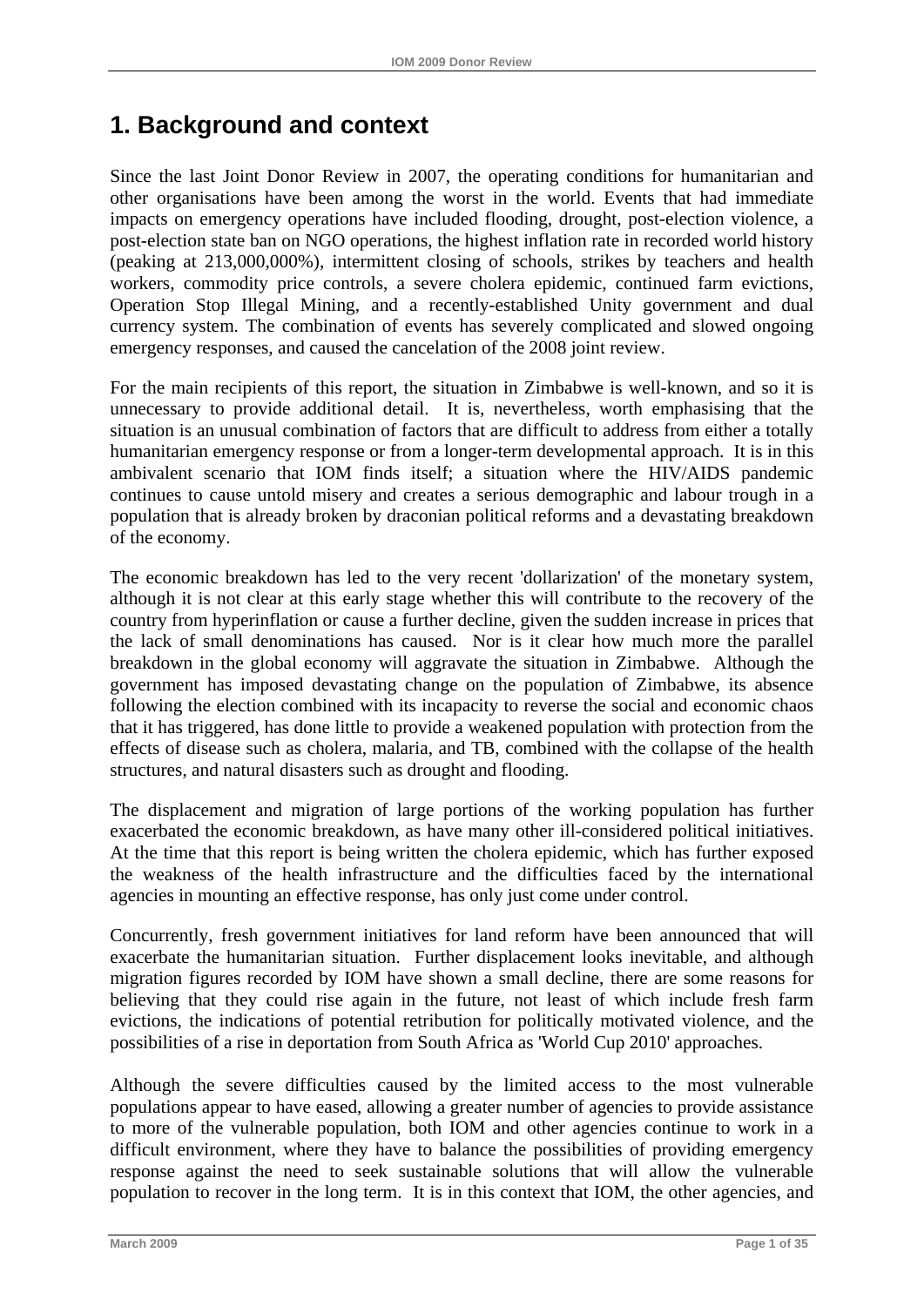# 1. Background and context

Since the last Joint Donor Review in 2007, the operating conditions for humanitarian and other organisations have been among the worst in the world. Events that had immediate impacts on emergency operations have included flooding, drought, post-election violence, a post-election state ban on NGO operations, the highest inflation rate in recorded world history (peaking at 213,000,000%), intermittent closing of schools, strikes by teachers and health workers, commodity price controls, a severe cholera epidemic, continued farm evictions, Operation Stop Illegal Mining, and a recently-established Unity government and dual currency system. The combination of events has severely complicated and slowed ongoing emergency responses, and caused the cancelation of the 2008 joint review.

For the main recipients of this report, the situation in Zimbabwe is well-known, and so it is unnecessary to provide additional detail. It is, nevertheless, worth emphasising that the situation is an unusual combination of factors that are difficult to address from either a totally humanitarian emergency response or from a longer-term developmental approach. It is in this ambivalent scenario that IOM finds itself; a situation where the HIV/AIDS pandemic continues to cause untold misery and creates a serious demographic and labour trough in a population that is already broken by draconian political reforms and a devastating breakdown of the economy.

The economic breakdown has led to the very recent 'dollarization' of the monetary system, although it is not clear at this early stage whether this will contribute to the recovery of the country from hyperinflation or cause a further decline, given the sudden increase in prices that the lack of small denominations has caused. Nor is it clear how much more the parallel breakdown in the global economy will aggravate the situation in Zimbabwe. Although the government has imposed devastating change on the population of Zimbabwe, its absence following the election combined with its incapacity to reverse the social and economic chaos that it has triggered, has done little to provide a weakened population with protection from the effects of disease such as cholera, malaria, and TB, combined with the collapse of the health structures, and natural disasters such as drought and flooding.

The displacement and migration of large portions of the working population has further exacerbated the economic breakdown, as have many other ill-considered political initiatives. At the time that this report is being written the cholera epidemic, which has further exposed the weakness of the health infrastructure and the difficulties faced by the international agencies in mounting an effective response, has only just come under control.

Concurrently, fresh government initiatives for land reform have been announced that will exacerbate the humanitarian situation. Further displacement looks inevitable, and although migration figures recorded by IOM have shown a small decline, there are some reasons for believing that they could rise again in the future, not least of which include fresh farm evictions, the indications of potential retribution for politically motivated violence, and the possibilities of a rise in deportation from South Africa as 'World Cup 2010' approaches.

Although the severe difficulties caused by the limited access to the most vulnerable populations appear to have eased, allowing a greater number of agencies to provide assistance to more of the vulnerable population, both IOM and other agencies continue to work in a difficult environment, where they have to balance the possibilities of providing emergency response against the need to seek sustainable solutions that will allow the vulnerable population to recover in the long term. It is in this context that IOM, the other agencies, and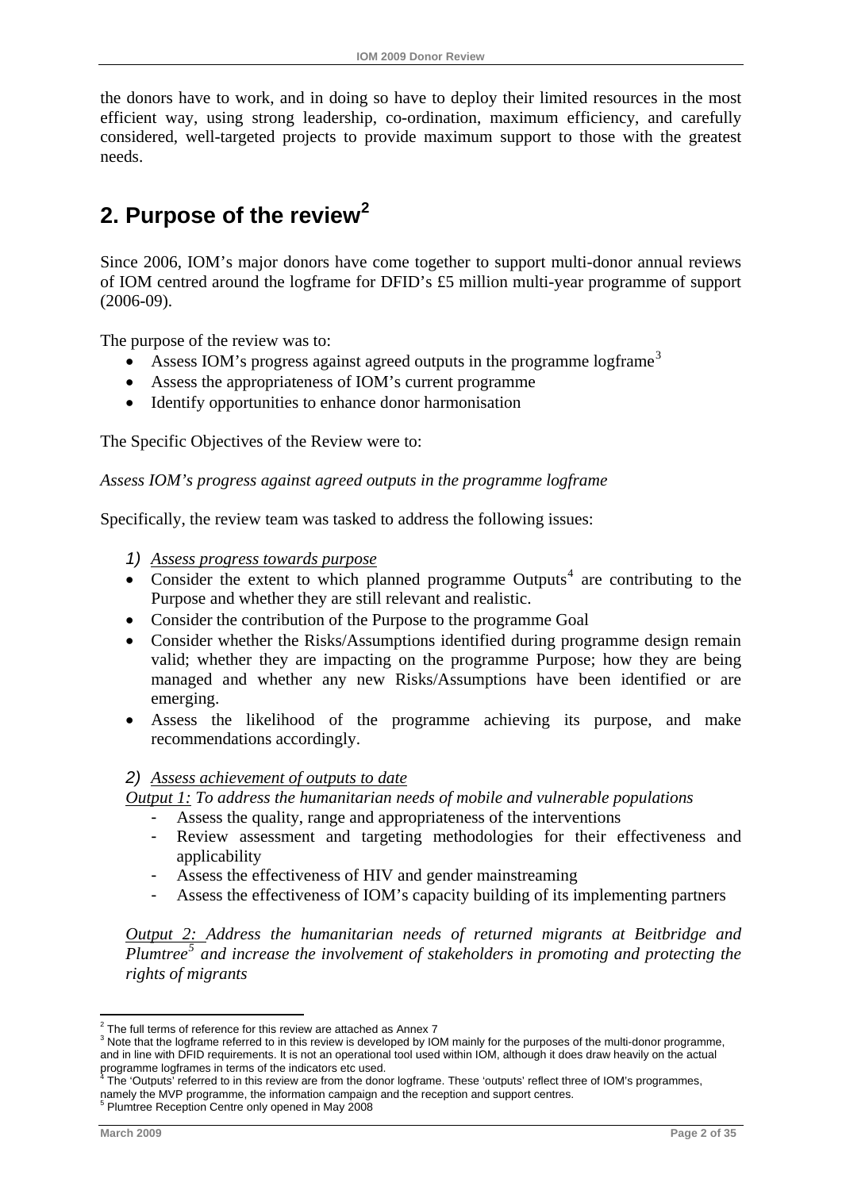the donors have to work, and in doing so have to deploy their limited resources in the most efficient way, using strong leadership, co-ordination, maximum efficiency, and carefully considered, well-targeted projects to provide maximum support to those with the greatest needs.

## 2. Purpose of the review[2]

Since 2006, IOM's major donors have come together to support multi-donor annual reviews of IOM centred around the logframe for DFID's £5 million multi-year programme of support (2006-09).

The purpose of the review was to:

- Assess IOM's progress against agreed outputs in the programme logframe[3]
- Assess the appropriateness of IOM's current programme
- Identify opportunities to enhance donor harmonisation

The Specific Objectives of the Review were to:

*Assess IOM's progress against agreed outputs in the programme logframe*

Specifically, the review team was tasked to address the following issues:

1) Assess progress towards purpose

- Consider the extent to which planned programme Outputs[4] are contributing to the Purpose and whether they are still relevant and realistic.
- Consider the contribution of the Purpose to the programme Goal
- Consider whether the Risks/Assumptions identified during programme design remain valid; whether they are impacting on the programme Purpose; how they are being managed and whether any new Risks/Assumptions have been identified or are emerging.
- Assess the likelihood of the programme achieving its purpose, and make recommendations accordingly.

2) Assess achievement of outputs to date

*Output 1: To address the humanitarian needs of mobile and vulnerable populations*

- Assess the quality, range and appropriateness of the interventions
- Review assessment and targeting methodologies for their effectiveness and applicability
- Assess the effectiveness of HIV and gender mainstreaming
- Assess the effectiveness of IOM's capacity building of its implementing partners

*Output 2: Address the humanitarian needs of returned migrants at Beitbridge and Plumtree[5] and increase the involvement of stakeholders in promoting and protecting the rights of migrants*

---

[2] The full terms of reference for this review are attached as Annex 7

[3] Note that the logframe referred to in this review is developed by IOM mainly for the purposes of the multi-donor programme, and in line with DFID requirements. It is not an operational tool used within IOM, although it does draw heavily on the actual programme logframes in terms of the indicators etc used.

[4] The 'Outputs' referred to in this review are from the donor logframe. These 'outputs' reflect three of IOM's programmes, namely the MVP programme, the information campaign and the reception and support centres.

[5] Plumtree Reception Centre only opened in May 2008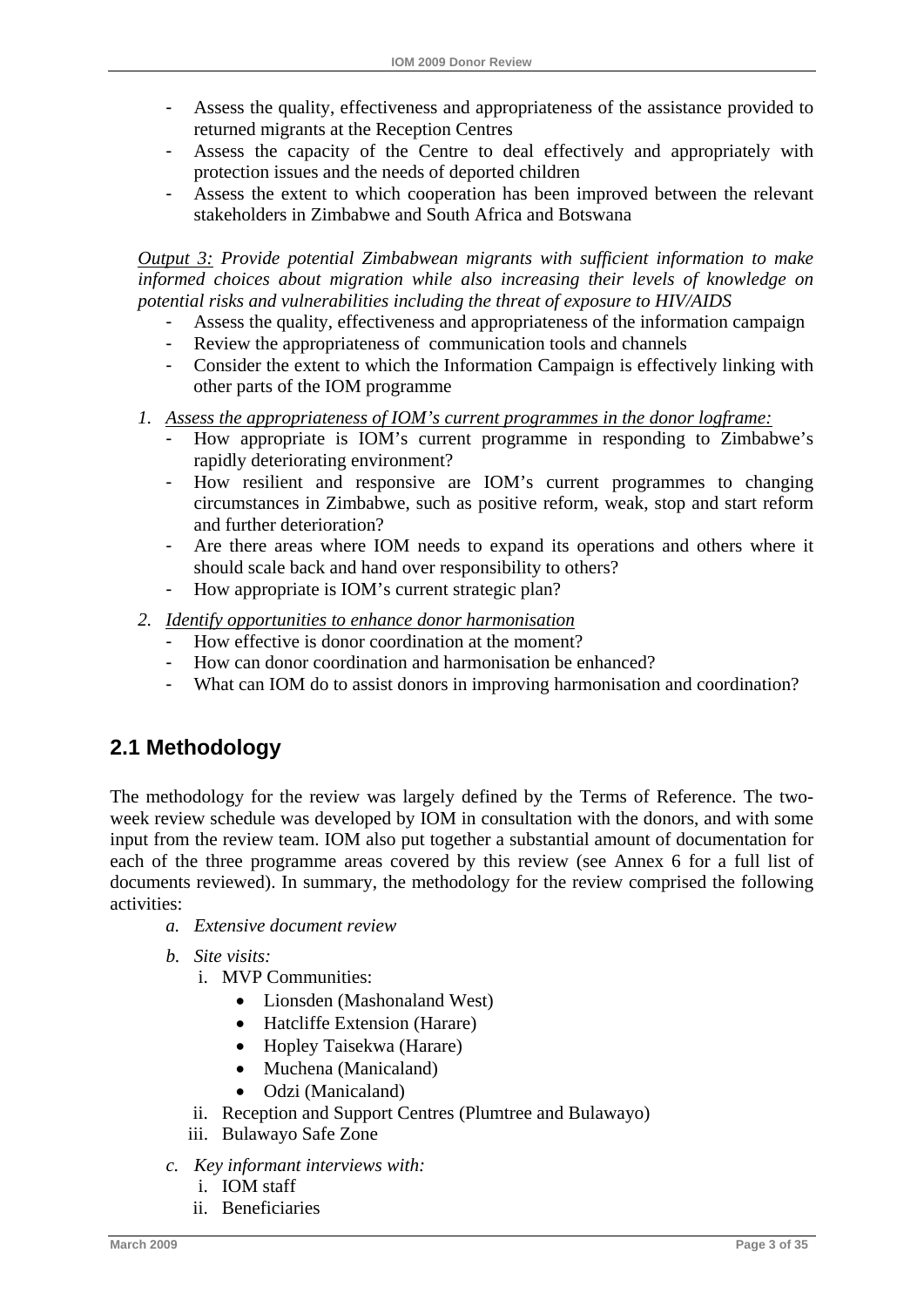- Assess the quality, effectiveness and appropriateness of the assistance provided to returned migrants at the Reception Centres
- Assess the capacity of the Centre to deal effectively and appropriately with protection issues and the needs of deported children
- Assess the extent to which cooperation has been improved between the relevant stakeholders in Zimbabwe and South Africa and Botswana

*Output 3: Provide potential Zimbabwean migrants with sufficient information to make informed choices about migration while also increasing their levels of knowledge on potential risks and vulnerabilities including the threat of exposure to HIV/AIDS*

- Assess the quality, effectiveness and appropriateness of the information campaign
- Review the appropriateness of communication tools and channels
- Consider the extent to which the Information Campaign is effectively linking with other parts of the IOM programme

1. *Assess the appropriateness of IOM's current programmes in the donor logframe:*
   - How appropriate is IOM's current programme in responding to Zimbabwe's rapidly deteriorating environment?
   - How resilient and responsive are IOM's current programmes to changing circumstances in Zimbabwe, such as positive reform, weak, stop and start reform and further deterioration?
   - Are there areas where IOM needs to expand its operations and others where it should scale back and hand over responsibility to others?
   - How appropriate is IOM's current strategic plan?
2. *Identify opportunities to enhance donor harmonisation*
   - How effective is donor coordination at the moment?
   - How can donor coordination and harmonisation be enhanced?
   - What can IOM do to assist donors in improving harmonisation and coordination?

## 2.1 Methodology

The methodology for the review was largely defined by the Terms of Reference. The two-week review schedule was developed by IOM in consultation with the donors, and with some input from the review team. IOM also put together a substantial amount of documentation for each of the three programme areas covered by this review (see Annex 6 for a full list of documents reviewed). In summary, the methodology for the review comprised the following activities:

a. *Extensive document review*
b. *Site visits:*
   i. MVP Communities:
      - Lionsden (Mashonaland West)
      - Hatcliffe Extension (Harare)
      - Hopley Taisekwa (Harare)
      - Muchena (Manicaland)
      - Odzi (Manicaland)
   ii. Reception and Support Centres (Plumtree and Bulawayo)
   iii. Bulawayo Safe Zone
c. *Key informant interviews with:*
   i. IOM staff
   ii. Beneficiaries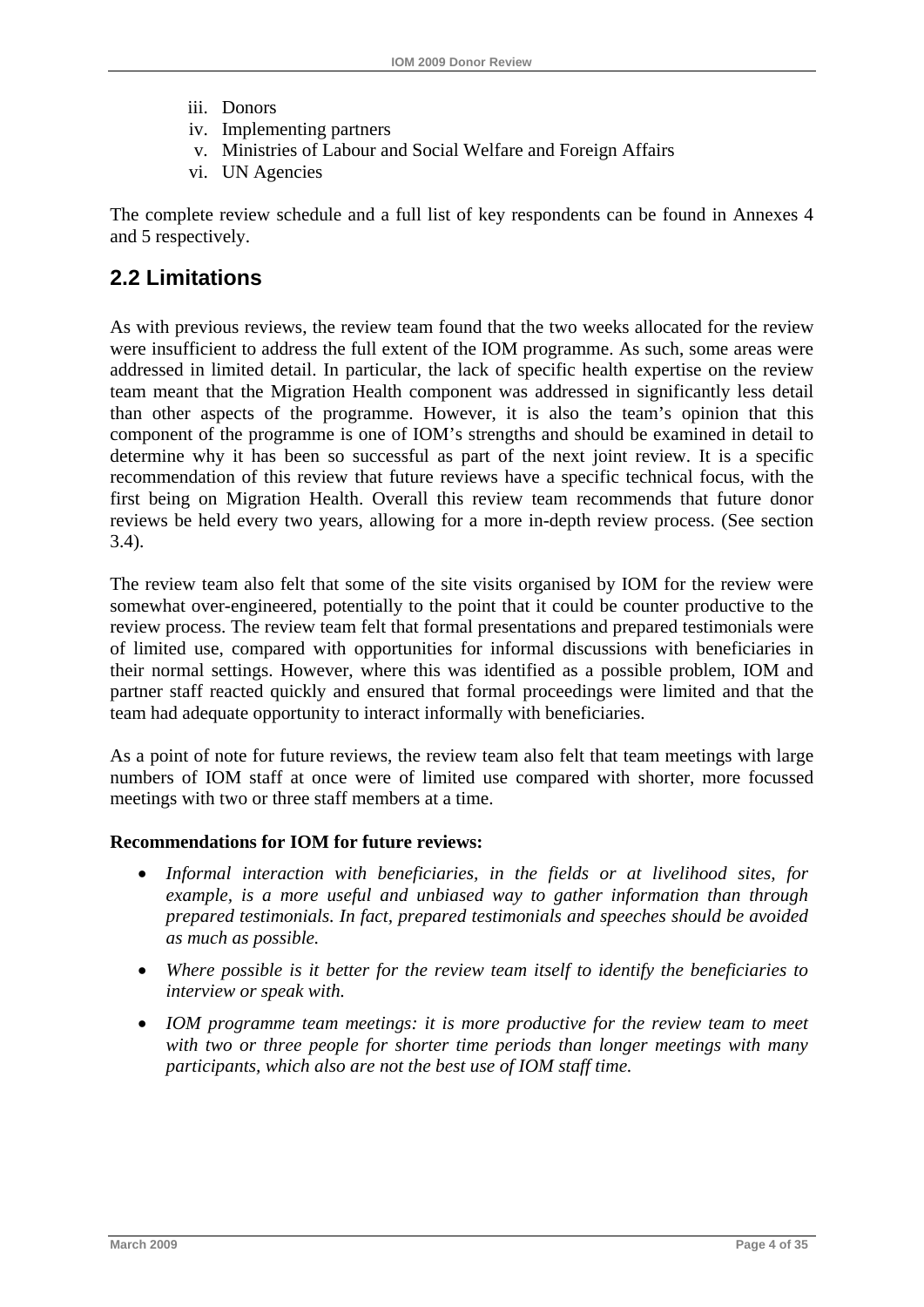iii. Donors
iv. Implementing partners
v. Ministries of Labour and Social Welfare and Foreign Affairs
vi. UN Agencies

The complete review schedule and a full list of key respondents can be found in Annexes 4 and 5 respectively.

## 2.2 Limitations

As with previous reviews, the review team found that the two weeks allocated for the review were insufficient to address the full extent of the IOM programme. As such, some areas were addressed in limited detail. In particular, the lack of specific health expertise on the review team meant that the Migration Health component was addressed in significantly less detail than other aspects of the programme. However, it is also the team's opinion that this component of the programme is one of IOM's strengths and should be examined in detail to determine why it has been so successful as part of the next joint review. It is a specific recommendation of this review that future reviews have a specific technical focus, with the first being on Migration Health. Overall this review team recommends that future donor reviews be held every two years, allowing for a more in-depth review process. (See section 3.4).

The review team also felt that some of the site visits organised by IOM for the review were somewhat over-engineered, potentially to the point that it could be counter productive to the review process. The review team felt that formal presentations and prepared testimonials were of limited use, compared with opportunities for informal discussions with beneficiaries in their normal settings. However, where this was identified as a possible problem, IOM and partner staff reacted quickly and ensured that formal proceedings were limited and that the team had adequate opportunity to interact informally with beneficiaries.

As a point of note for future reviews, the review team also felt that team meetings with large numbers of IOM staff at once were of limited use compared with shorter, more focussed meetings with two or three staff members at a time.

**Recommendations for IOM for future reviews:**

- *Informal interaction with beneficiaries, in the fields or at livelihood sites, for example, is a more useful and unbiased way to gather information than through prepared testimonials. In fact, prepared testimonials and speeches should be avoided as much as possible.*
- *Where possible is it better for the review team itself to identify the beneficiaries to interview or speak with.*
- *IOM programme team meetings: it is more productive for the review team to meet with two or three people for shorter time periods than longer meetings with many participants, which also are not the best use of IOM staff time.*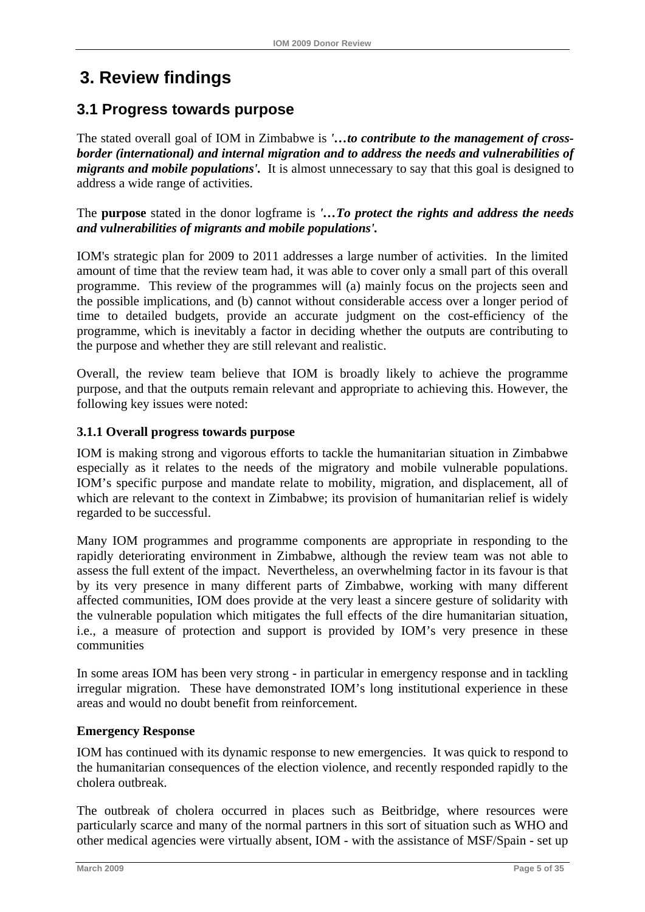# 3. Review findings

## 3.1 Progress towards purpose

The stated overall goal of IOM in Zimbabwe is ***'…to contribute to the management of cross-border (international) and internal migration and to address the needs and vulnerabilities of migrants and mobile populations'.*** It is almost unnecessary to say that this goal is designed to address a wide range of activities.

The **purpose** stated in the donor logframe is ***'…To protect the rights and address the needs and vulnerabilities of migrants and mobile populations'.***

IOM's strategic plan for 2009 to 2011 addresses a large number of activities. In the limited amount of time that the review team had, it was able to cover only a small part of this overall programme. This review of the programmes will (a) mainly focus on the projects seen and the possible implications, and (b) cannot without considerable access over a longer period of time to detailed budgets, provide an accurate judgment on the cost-efficiency of the programme, which is inevitably a factor in deciding whether the outputs are contributing to the purpose and whether they are still relevant and realistic.

Overall, the review team believe that IOM is broadly likely to achieve the programme purpose, and that the outputs remain relevant and appropriate to achieving this. However, the following key issues were noted:

### 3.1.1 Overall progress towards purpose

IOM is making strong and vigorous efforts to tackle the humanitarian situation in Zimbabwe especially as it relates to the needs of the migratory and mobile vulnerable populations. IOM's specific purpose and mandate relate to mobility, migration, and displacement, all of which are relevant to the context in Zimbabwe; its provision of humanitarian relief is widely regarded to be successful.

Many IOM programmes and programme components are appropriate in responding to the rapidly deteriorating environment in Zimbabwe, although the review team was not able to assess the full extent of the impact. Nevertheless, an overwhelming factor in its favour is that by its very presence in many different parts of Zimbabwe, working with many different affected communities, IOM does provide at the very least a sincere gesture of solidarity with the vulnerable population which mitigates the full effects of the dire humanitarian situation, i.e., a measure of protection and support is provided by IOM's very presence in these communities

In some areas IOM has been very strong - in particular in emergency response and in tackling irregular migration. These have demonstrated IOM's long institutional experience in these areas and would no doubt benefit from reinforcement.

**Emergency Response**

IOM has continued with its dynamic response to new emergencies. It was quick to respond to the humanitarian consequences of the election violence, and recently responded rapidly to the cholera outbreak.

The outbreak of cholera occurred in places such as Beitbridge, where resources were particularly scarce and many of the normal partners in this sort of situation such as WHO and other medical agencies were virtually absent, IOM - with the assistance of MSF/Spain - set up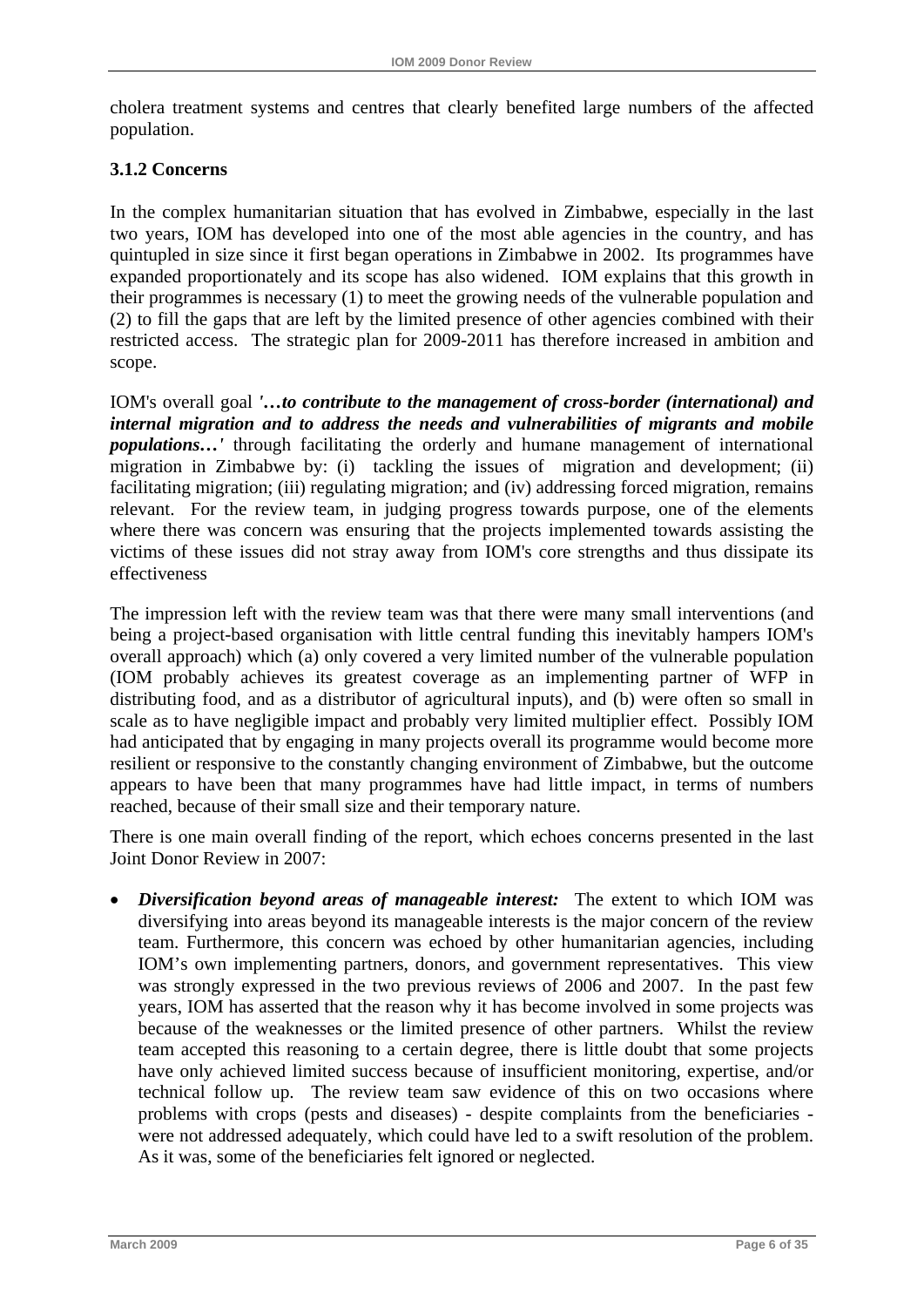cholera treatment systems and centres that clearly benefited large numbers of the affected population.

### 3.1.2 Concerns

In the complex humanitarian situation that has evolved in Zimbabwe, especially in the last two years, IOM has developed into one of the most able agencies in the country, and has quintupled in size since it first began operations in Zimbabwe in 2002. Its programmes have expanded proportionately and its scope has also widened. IOM explains that this growth in their programmes is necessary (1) to meet the growing needs of the vulnerable population and (2) to fill the gaps that are left by the limited presence of other agencies combined with their restricted access. The strategic plan for 2009-2011 has therefore increased in ambition and scope.

IOM's overall goal *'…to contribute to the management of cross-border (international) and internal migration and to address the needs and vulnerabilities of migrants and mobile populations…'* through facilitating the orderly and humane management of international migration in Zimbabwe by: (i) tackling the issues of migration and development; (ii) facilitating migration; (iii) regulating migration; and (iv) addressing forced migration, remains relevant. For the review team, in judging progress towards purpose, one of the elements where there was concern was ensuring that the projects implemented towards assisting the victims of these issues did not stray away from IOM's core strengths and thus dissipate its effectiveness

The impression left with the review team was that there were many small interventions (and being a project-based organisation with little central funding this inevitably hampers IOM's overall approach) which (a) only covered a very limited number of the vulnerable population (IOM probably achieves its greatest coverage as an implementing partner of WFP in distributing food, and as a distributor of agricultural inputs), and (b) were often so small in scale as to have negligible impact and probably very limited multiplier effect. Possibly IOM had anticipated that by engaging in many projects overall its programme would become more resilient or responsive to the constantly changing environment of Zimbabwe, but the outcome appears to have been that many programmes have had little impact, in terms of numbers reached, because of their small size and their temporary nature.

There is one main overall finding of the report, which echoes concerns presented in the last Joint Donor Review in 2007:

- ***Diversification beyond areas of manageable interest:*** The extent to which IOM was diversifying into areas beyond its manageable interests is the major concern of the review team. Furthermore, this concern was echoed by other humanitarian agencies, including IOM's own implementing partners, donors, and government representatives. This view was strongly expressed in the two previous reviews of 2006 and 2007. In the past few years, IOM has asserted that the reason why it has become involved in some projects was because of the weaknesses or the limited presence of other partners. Whilst the review team accepted this reasoning to a certain degree, there is little doubt that some projects have only achieved limited success because of insufficient monitoring, expertise, and/or technical follow up. The review team saw evidence of this on two occasions where problems with crops (pests and diseases) - despite complaints from the beneficiaries - were not addressed adequately, which could have led to a swift resolution of the problem. As it was, some of the beneficiaries felt ignored or neglected.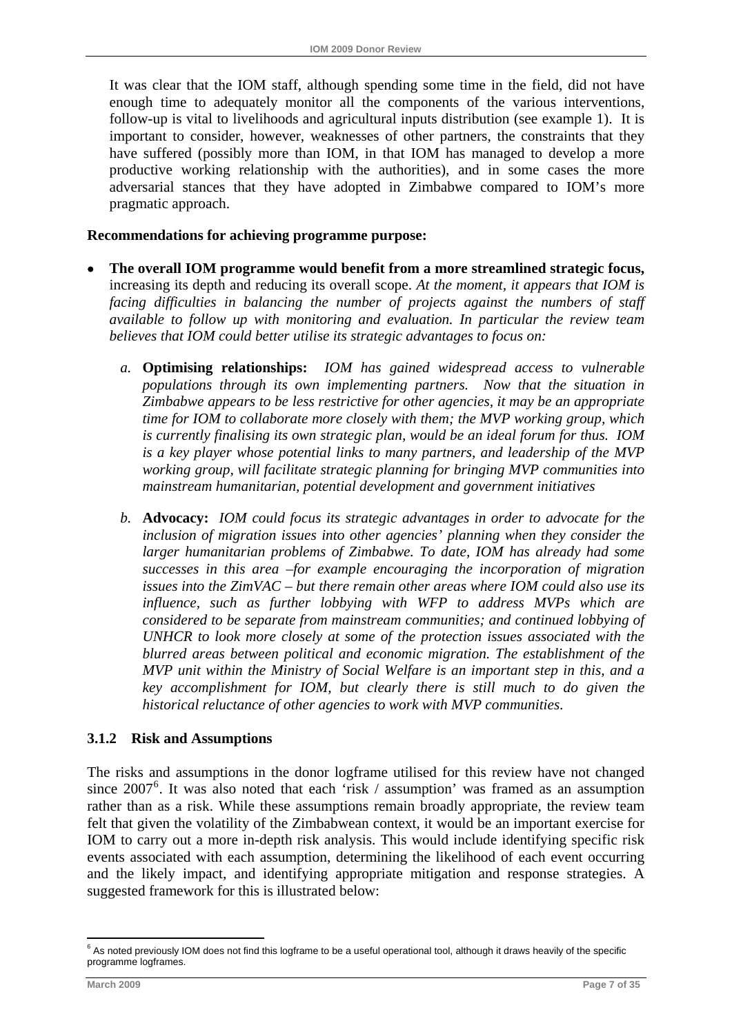It was clear that the IOM staff, although spending some time in the field, did not have enough time to adequately monitor all the components of the various interventions, follow-up is vital to livelihoods and agricultural inputs distribution (see example 1). It is important to consider, however, weaknesses of other partners, the constraints that they have suffered (possibly more than IOM, in that IOM has managed to develop a more productive working relationship with the authorities), and in some cases the more adversarial stances that they have adopted in Zimbabwe compared to IOM's more pragmatic approach.

**Recommendations for achieving programme purpose:**

- **The overall IOM programme would benefit from a more streamlined strategic focus,** increasing its depth and reducing its overall scope. *At the moment, it appears that IOM is facing difficulties in balancing the number of projects against the numbers of staff available to follow up with monitoring and evaluation. In particular the review team believes that IOM could better utilise its strategic advantages to focus on:*

  *a.* **Optimising relationships:** *IOM has gained widespread access to vulnerable populations through its own implementing partners. Now that the situation in Zimbabwe appears to be less restrictive for other agencies, it may be an appropriate time for IOM to collaborate more closely with them; the MVP working group, which is currently finalising its own strategic plan, would be an ideal forum for thus. IOM is a key player whose potential links to many partners, and leadership of the MVP working group, will facilitate strategic planning for bringing MVP communities into mainstream humanitarian, potential development and government initiatives*

  *b.* **Advocacy:** *IOM could focus its strategic advantages in order to advocate for the inclusion of migration issues into other agencies' planning when they consider the larger humanitarian problems of Zimbabwe. To date, IOM has already had some successes in this area –for example encouraging the incorporation of migration issues into the ZimVAC – but there remain other areas where IOM could also use its influence, such as further lobbying with WFP to address MVPs which are considered to be separate from mainstream communities; and continued lobbying of UNHCR to look more closely at some of the protection issues associated with the blurred areas between political and economic migration. The establishment of the MVP unit within the Ministry of Social Welfare is an important step in this, and a key accomplishment for IOM, but clearly there is still much to do given the historical reluctance of other agencies to work with MVP communities.*

### 3.1.2 Risk and Assumptions

The risks and assumptions in the donor logframe utilised for this review have not changed since 2007[6]. It was also noted that each 'risk / assumption' was framed as an assumption rather than as a risk. While these assumptions remain broadly appropriate, the review team felt that given the volatility of the Zimbabwean context, it would be an important exercise for IOM to carry out a more in-depth risk analysis. This would include identifying specific risk events associated with each assumption, determining the likelihood of each event occurring and the likely impact, and identifying appropriate mitigation and response strategies. A suggested framework for this is illustrated below:

[6] As noted previously IOM does not find this logframe to be a useful operational tool, although it draws heavily of the specific programme logframes.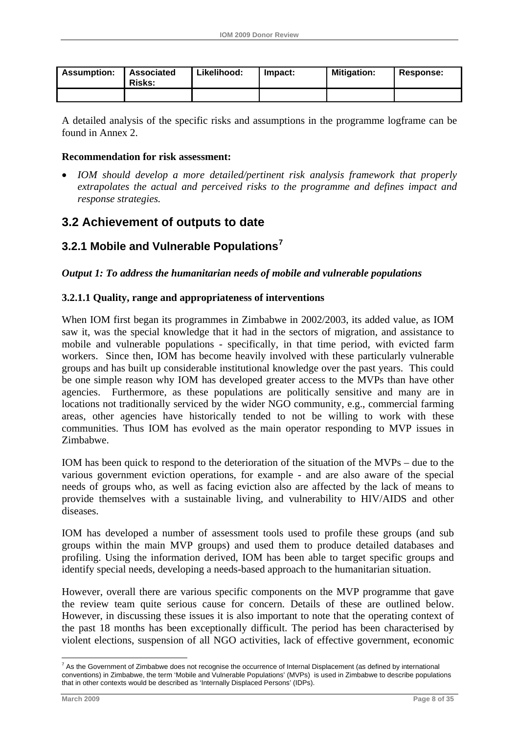| Assumption: | Associated Risks: | Likelihood: | Impact: | Mitigation: | Response: |
|---|---|---|---|---|---|
| | | | | | |

A detailed analysis of the specific risks and assumptions in the programme logframe can be found in Annex 2.

**Recommendation for risk assessment:**

- *IOM should develop a more detailed/pertinent risk analysis framework that properly extrapolates the actual and perceived risks to the programme and defines impact and response strategies.*

## 3.2 Achievement of outputs to date

### 3.2.1 Mobile and Vulnerable Populations[7]

***Output 1: To address the humanitarian needs of mobile and vulnerable populations***

#### 3.2.1.1 Quality, range and appropriateness of interventions

When IOM first began its programmes in Zimbabwe in 2002/2003, its added value, as IOM saw it, was the special knowledge that it had in the sectors of migration, and assistance to mobile and vulnerable populations - specifically, in that time period, with evicted farm workers. Since then, IOM has become heavily involved with these particularly vulnerable groups and has built up considerable institutional knowledge over the past years. This could be one simple reason why IOM has developed greater access to the MVPs than have other agencies. Furthermore, as these populations are politically sensitive and many are in locations not traditionally serviced by the wider NGO community, e.g., commercial farming areas, other agencies have historically tended to not be willing to work with these communities. Thus IOM has evolved as the main operator responding to MVP issues in Zimbabwe.

IOM has been quick to respond to the deterioration of the situation of the MVPs – due to the various government eviction operations, for example - and are also aware of the special needs of groups who, as well as facing eviction also are affected by the lack of means to provide themselves with a sustainable living, and vulnerability to HIV/AIDS and other diseases.

IOM has developed a number of assessment tools used to profile these groups (and sub groups within the main MVP groups) and used them to produce detailed databases and profiling. Using the information derived, IOM has been able to target specific groups and identify special needs, developing a needs-based approach to the humanitarian situation.

However, overall there are various specific components on the MVP programme that gave the review team quite serious cause for concern. Details of these are outlined below. However, in discussing these issues it is also important to note that the operating context of the past 18 months has been exceptionally difficult. The period has been characterised by violent elections, suspension of all NGO activities, lack of effective government, economic

[7] As the Government of Zimbabwe does not recognise the occurrence of Internal Displacement (as defined by international conventions) in Zimbabwe, the term 'Mobile and Vulnerable Populations' (MVPs) is used in Zimbabwe to describe populations that in other contexts would be described as 'Internally Displaced Persons' (IDPs).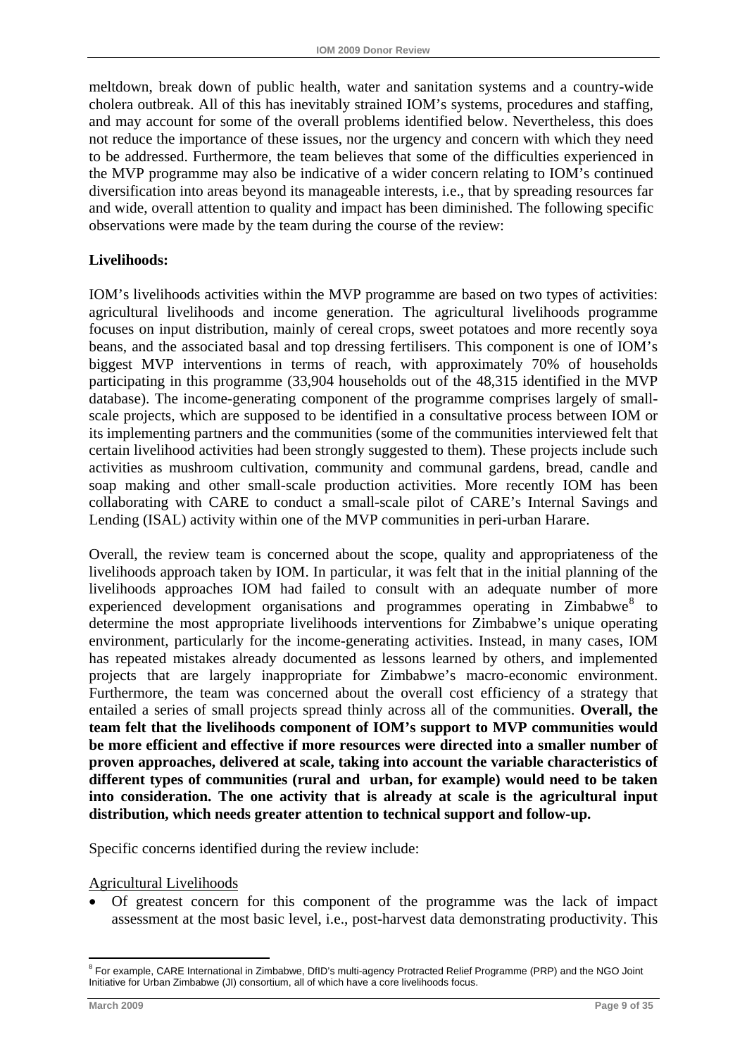meltdown, break down of public health, water and sanitation systems and a country-wide cholera outbreak. All of this has inevitably strained IOM's systems, procedures and staffing, and may account for some of the overall problems identified below. Nevertheless, this does not reduce the importance of these issues, nor the urgency and concern with which they need to be addressed. Furthermore, the team believes that some of the difficulties experienced in the MVP programme may also be indicative of a wider concern relating to IOM's continued diversification into areas beyond its manageable interests, i.e., that by spreading resources far and wide, overall attention to quality and impact has been diminished. The following specific observations were made by the team during the course of the review:

**Livelihoods:**

IOM's livelihoods activities within the MVP programme are based on two types of activities: agricultural livelihoods and income generation. The agricultural livelihoods programme focuses on input distribution, mainly of cereal crops, sweet potatoes and more recently soya beans, and the associated basal and top dressing fertilisers. This component is one of IOM's biggest MVP interventions in terms of reach, with approximately 70% of households participating in this programme (33,904 households out of the 48,315 identified in the MVP database). The income-generating component of the programme comprises largely of small-scale projects, which are supposed to be identified in a consultative process between IOM or its implementing partners and the communities (some of the communities interviewed felt that certain livelihood activities had been strongly suggested to them). These projects include such activities as mushroom cultivation, community and communal gardens, bread, candle and soap making and other small-scale production activities. More recently IOM has been collaborating with CARE to conduct a small-scale pilot of CARE's Internal Savings and Lending (ISAL) activity within one of the MVP communities in peri-urban Harare.

Overall, the review team is concerned about the scope, quality and appropriateness of the livelihoods approach taken by IOM. In particular, it was felt that in the initial planning of the livelihoods approaches IOM had failed to consult with an adequate number of more experienced development organisations and programmes operating in Zimbabwe[8] to determine the most appropriate livelihoods interventions for Zimbabwe's unique operating environment, particularly for the income-generating activities. Instead, in many cases, IOM has repeated mistakes already documented as lessons learned by others, and implemented projects that are largely inappropriate for Zimbabwe's macro-economic environment. Furthermore, the team was concerned about the overall cost efficiency of a strategy that entailed a series of small projects spread thinly across all of the communities. **Overall, the team felt that the livelihoods component of IOM's support to MVP communities would be more efficient and effective if more resources were directed into a smaller number of proven approaches, delivered at scale, taking into account the variable characteristics of different types of communities (rural and urban, for example) would need to be taken into consideration. The one activity that is already at scale is the agricultural input distribution, which needs greater attention to technical support and follow-up.**

Specific concerns identified during the review include:

Agricultural Livelihoods

- Of greatest concern for this component of the programme was the lack of impact assessment at the most basic level, i.e., post-harvest data demonstrating productivity. This

[8] For example, CARE International in Zimbabwe, DfID's multi-agency Protracted Relief Programme (PRP) and the NGO Joint Initiative for Urban Zimbabwe (JI) consortium, all of which have a core livelihoods focus.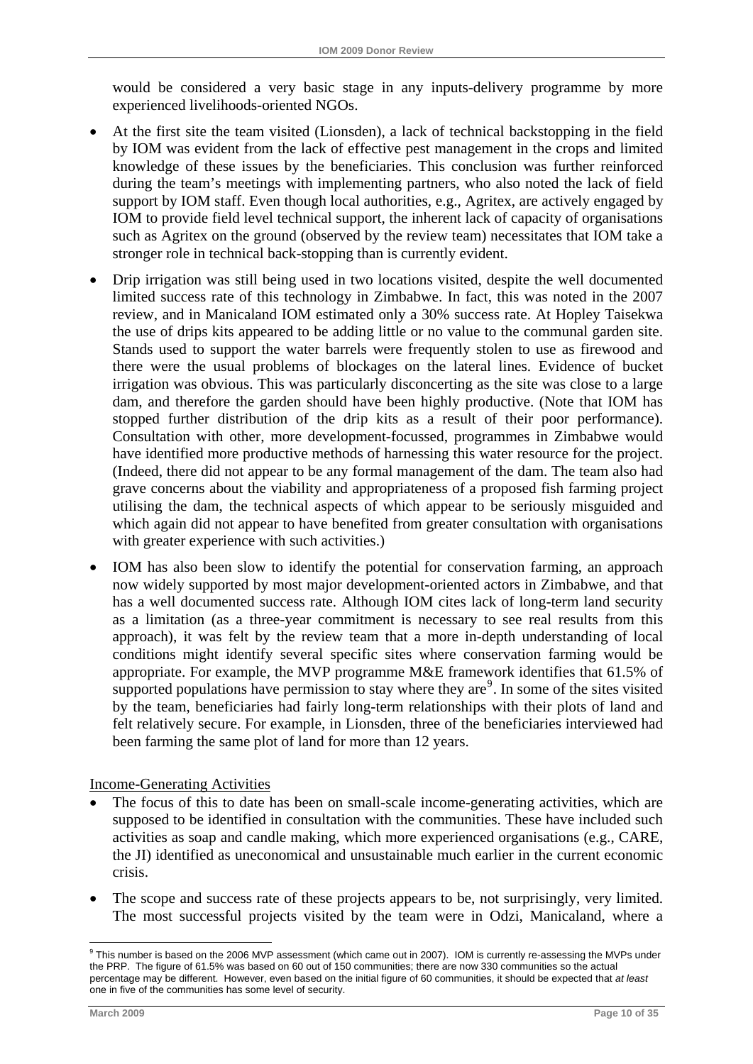would be considered a very basic stage in any inputs-delivery programme by more experienced livelihoods-oriented NGOs.

- At the first site the team visited (Lionsden), a lack of technical backstopping in the field by IOM was evident from the lack of effective pest management in the crops and limited knowledge of these issues by the beneficiaries. This conclusion was further reinforced during the team's meetings with implementing partners, who also noted the lack of field support by IOM staff. Even though local authorities, e.g., Agritex, are actively engaged by IOM to provide field level technical support, the inherent lack of capacity of organisations such as Agritex on the ground (observed by the review team) necessitates that IOM take a stronger role in technical back-stopping than is currently evident.
- Drip irrigation was still being used in two locations visited, despite the well documented limited success rate of this technology in Zimbabwe. In fact, this was noted in the 2007 review, and in Manicaland IOM estimated only a 30% success rate. At Hopley Taisekwa the use of drips kits appeared to be adding little or no value to the communal garden site. Stands used to support the water barrels were frequently stolen to use as firewood and there were the usual problems of blockages on the lateral lines. Evidence of bucket irrigation was obvious. This was particularly disconcerting as the site was close to a large dam, and therefore the garden should have been highly productive. (Note that IOM has stopped further distribution of the drip kits as a result of their poor performance). Consultation with other, more development-focussed, programmes in Zimbabwe would have identified more productive methods of harnessing this water resource for the project. (Indeed, there did not appear to be any formal management of the dam. The team also had grave concerns about the viability and appropriateness of a proposed fish farming project utilising the dam, the technical aspects of which appear to be seriously misguided and which again did not appear to have benefited from greater consultation with organisations with greater experience with such activities.)
- IOM has also been slow to identify the potential for conservation farming, an approach now widely supported by most major development-oriented actors in Zimbabwe, and that has a well documented success rate. Although IOM cites lack of long-term land security as a limitation (as a three-year commitment is necessary to see real results from this approach), it was felt by the review team that a more in-depth understanding of local conditions might identify several specific sites where conservation farming would be appropriate. For example, the MVP programme M&E framework identifies that 61.5% of supported populations have permission to stay where they are[9]. In some of the sites visited by the team, beneficiaries had fairly long-term relationships with their plots of land and felt relatively secure. For example, in Lionsden, three of the beneficiaries interviewed had been farming the same plot of land for more than 12 years.

Income-Generating Activities

- The focus of this to date has been on small-scale income-generating activities, which are supposed to be identified in consultation with the communities. These have included such activities as soap and candle making, which more experienced organisations (e.g., CARE, the JI) identified as uneconomical and unsustainable much earlier in the current economic crisis.
- The scope and success rate of these projects appears to be, not surprisingly, very limited. The most successful projects visited by the team were in Odzi, Manicaland, where a

[9] This number is based on the 2006 MVP assessment (which came out in 2007). IOM is currently re-assessing the MVPs under the PRP. The figure of 61.5% was based on 60 out of 150 communities; there are now 330 communities so the actual percentage may be different. However, even based on the initial figure of 60 communities, it should be expected that *at least* one in five of the communities has some level of security.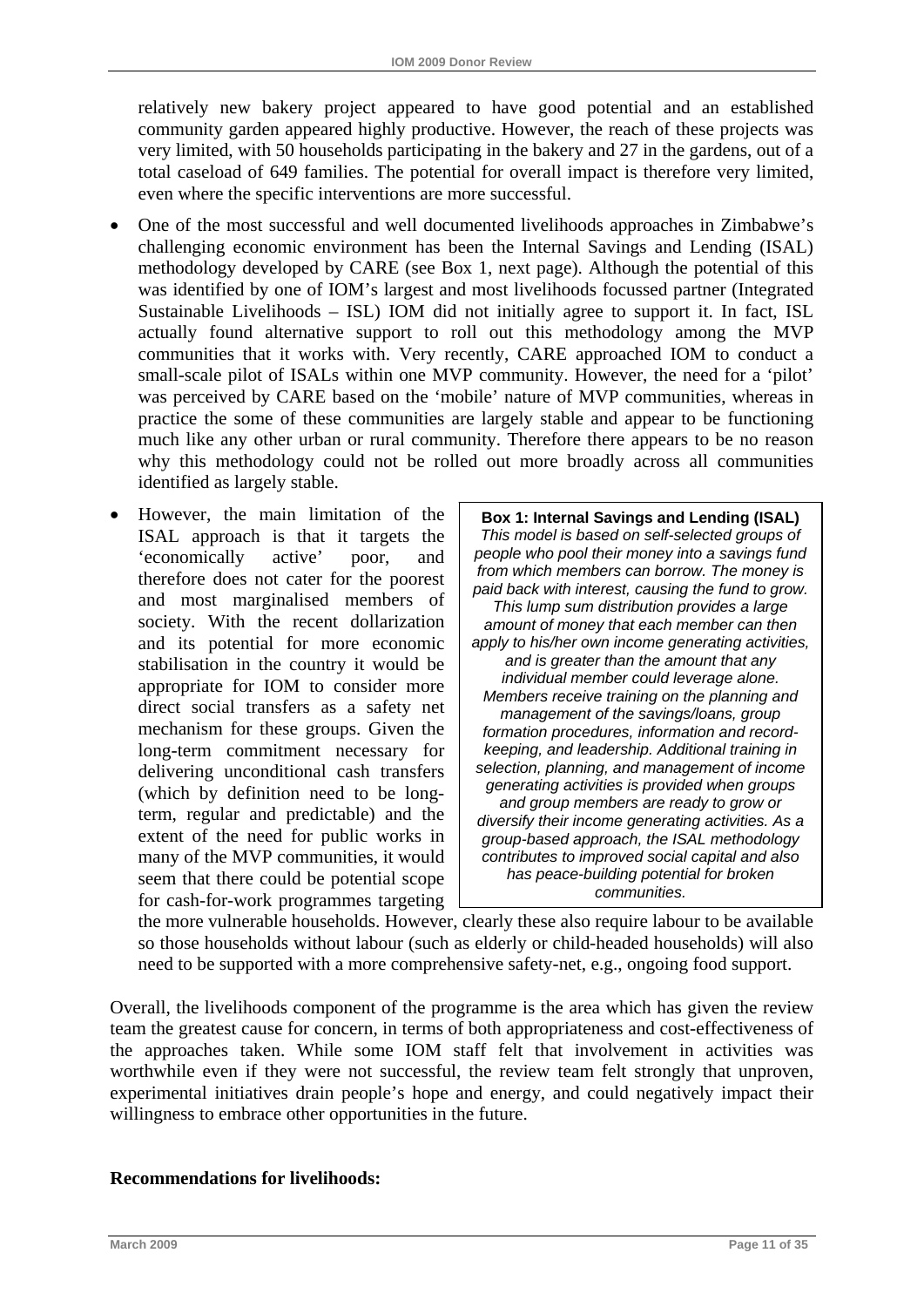relatively new bakery project appeared to have good potential and an established community garden appeared highly productive. However, the reach of these projects was very limited, with 50 households participating in the bakery and 27 in the gardens, out of a total caseload of 649 families. The potential for overall impact is therefore very limited, even where the specific interventions are more successful.

- One of the most successful and well documented livelihoods approaches in Zimbabwe's challenging economic environment has been the Internal Savings and Lending (ISAL) methodology developed by CARE (see Box 1, next page). Although the potential of this was identified by one of IOM's largest and most livelihoods focussed partner (Integrated Sustainable Livelihoods – ISL) IOM did not initially agree to support it. In fact, ISL actually found alternative support to roll out this methodology among the MVP communities that it works with. Very recently, CARE approached IOM to conduct a small-scale pilot of ISALs within one MVP community. However, the need for a 'pilot' was perceived by CARE based on the 'mobile' nature of MVP communities, whereas in practice the some of these communities are largely stable and appear to be functioning much like any other urban or rural community. Therefore there appears to be no reason why this methodology could not be rolled out more broadly across all communities identified as largely stable.

- However, the main limitation of the ISAL approach is that it targets the 'economically active' poor, and therefore does not cater for the poorest and most marginalised members of society. With the recent dollarization and its potential for more economic stabilisation in the country it would be appropriate for IOM to consider more direct social transfers as a safety net mechanism for these groups. Given the long-term commitment necessary for delivering unconditional cash transfers (which by definition need to be long-term, regular and predictable) and the extent of the need for public works in many of the MVP communities, it would seem that there could be potential scope for cash-for-work programmes targeting the more vulnerable households. However, clearly these also require labour to be available so those households without labour (such as elderly or child-headed households) will also need to be supported with a more comprehensive safety-net, e.g., ongoing food support.

> **Box 1: Internal Savings and Lending (ISAL)**
> *This model is based on self-selected groups of people who pool their money into a savings fund from which members can borrow. The money is paid back with interest, causing the fund to grow. This lump sum distribution provides a large amount of money that each member can then apply to his/her own income generating activities, and is greater than the amount that any individual member could leverage alone. Members receive training on the planning and management of the savings/loans, group formation procedures, information and record-keeping, and leadership. Additional training in selection, planning, and management of income generating activities is provided when groups and group members are ready to grow or diversify their income generating activities. As a group-based approach, the ISAL methodology contributes to improved social capital and also has peace-building potential for broken communities.*

Overall, the livelihoods component of the programme is the area which has given the review team the greatest cause for concern, in terms of both appropriateness and cost-effectiveness of the approaches taken. While some IOM staff felt that involvement in activities was worthwhile even if they were not successful, the review team felt strongly that unproven, experimental initiatives drain people's hope and energy, and could negatively impact their willingness to embrace other opportunities in the future.

**Recommendations for livelihoods:**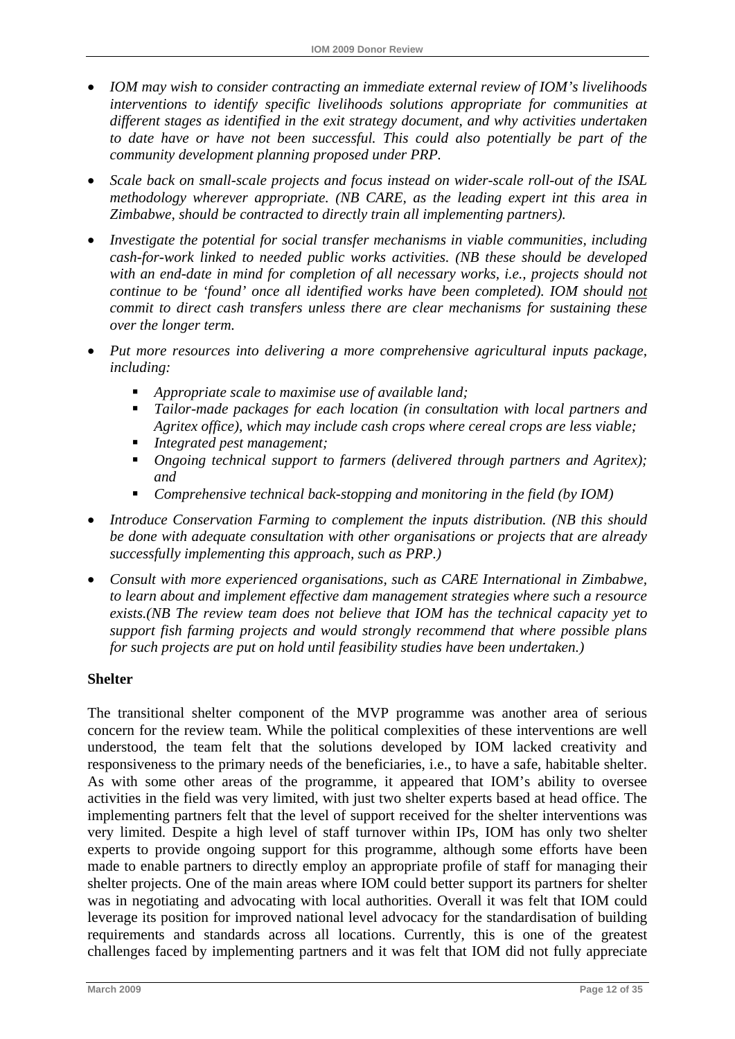- *IOM may wish to consider contracting an immediate external review of IOM's livelihoods interventions to identify specific livelihoods solutions appropriate for communities at different stages as identified in the exit strategy document, and why activities undertaken to date have or have not been successful. This could also potentially be part of the community development planning proposed under PRP.*
- *Scale back on small-scale projects and focus instead on wider-scale roll-out of the ISAL methodology wherever appropriate. (NB CARE, as the leading expert int this area in Zimbabwe, should be contracted to directly train all implementing partners).*
- *Investigate the potential for social transfer mechanisms in viable communities, including cash-for-work linked to needed public works activities. (NB these should be developed with an end-date in mind for completion of all necessary works, i.e., projects should not continue to be 'found' once all identified works have been completed). IOM should <u>not</u> commit to direct cash transfers unless there are clear mechanisms for sustaining these over the longer term.*
- *Put more resources into delivering a more comprehensive agricultural inputs package, including:*
    - *Appropriate scale to maximise use of available land;*
    - *Tailor-made packages for each location (in consultation with local partners and Agritex office), which may include cash crops where cereal crops are less viable;*
    - *Integrated pest management;*
    - *Ongoing technical support to farmers (delivered through partners and Agritex); and*
    - *Comprehensive technical back-stopping and monitoring in the field (by IOM)*
- *Introduce Conservation Farming to complement the inputs distribution. (NB this should be done with adequate consultation with other organisations or projects that are already successfully implementing this approach, such as PRP.)*
- *Consult with more experienced organisations, such as CARE International in Zimbabwe, to learn about and implement effective dam management strategies where such a resource exists.(NB The review team does not believe that IOM has the technical capacity yet to support fish farming projects and would strongly recommend that where possible plans for such projects are put on hold until feasibility studies have been undertaken.)*

**Shelter**

The transitional shelter component of the MVP programme was another area of serious concern for the review team. While the political complexities of these interventions are well understood, the team felt that the solutions developed by IOM lacked creativity and responsiveness to the primary needs of the beneficiaries, i.e., to have a safe, habitable shelter. As with some other areas of the programme, it appeared that IOM's ability to oversee activities in the field was very limited, with just two shelter experts based at head office. The implementing partners felt that the level of support received for the shelter interventions was very limited. Despite a high level of staff turnover within IPs, IOM has only two shelter experts to provide ongoing support for this programme, although some efforts have been made to enable partners to directly employ an appropriate profile of staff for managing their shelter projects. One of the main areas where IOM could better support its partners for shelter was in negotiating and advocating with local authorities. Overall it was felt that IOM could leverage its position for improved national level advocacy for the standardisation of building requirements and standards across all locations. Currently, this is one of the greatest challenges faced by implementing partners and it was felt that IOM did not fully appreciate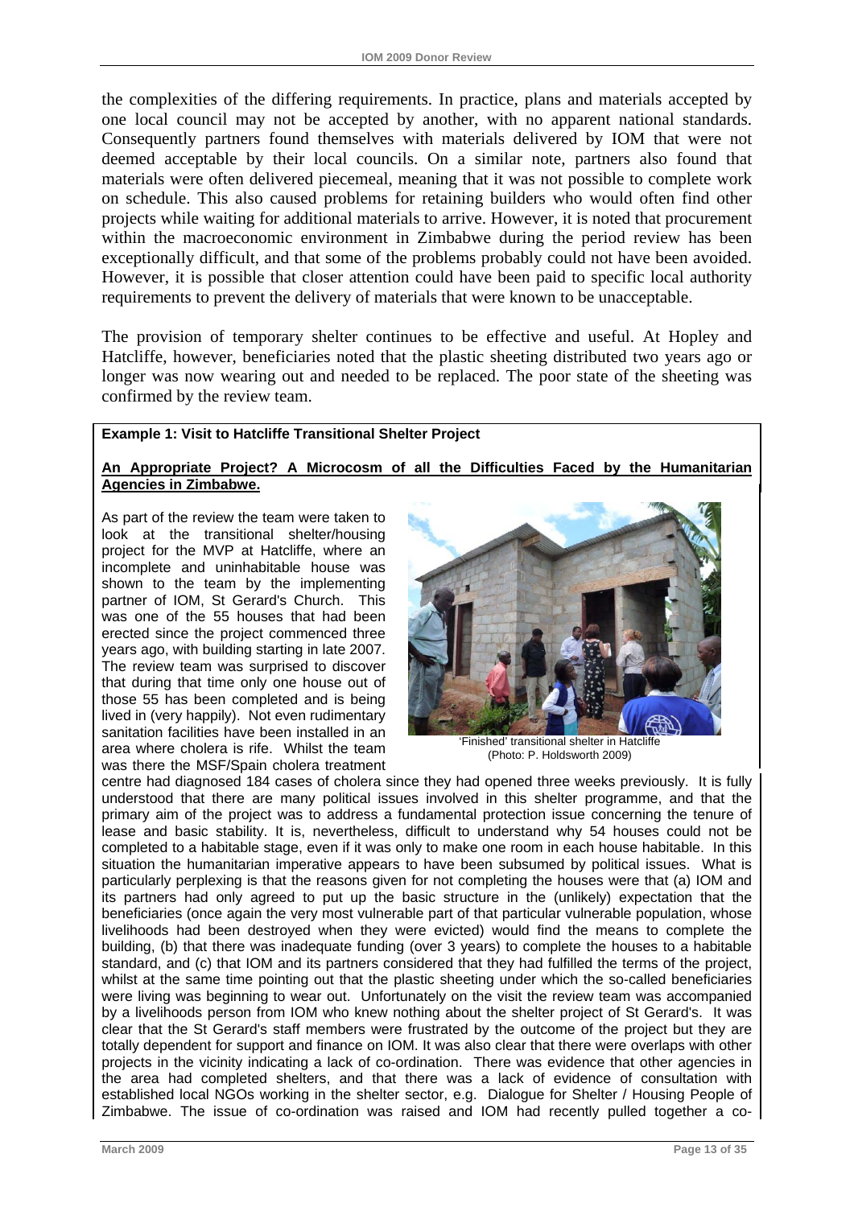the complexities of the differing requirements. In practice, plans and materials accepted by one local council may not be accepted by another, with no apparent national standards. Consequently partners found themselves with materials delivered by IOM that were not deemed acceptable by their local councils. On a similar note, partners also found that materials were often delivered piecemeal, meaning that it was not possible to complete work on schedule. This also caused problems for retaining builders who would often find other projects while waiting for additional materials to arrive. However, it is noted that procurement within the macroeconomic environment in Zimbabwe during the period review has been exceptionally difficult, and that some of the problems probably could not have been avoided. However, it is possible that closer attention could have been paid to specific local authority requirements to prevent the delivery of materials that were known to be unacceptable.

The provision of temporary shelter continues to be effective and useful. At Hopley and Hatcliffe, however, beneficiaries noted that the plastic sheeting distributed two years ago or longer was now wearing out and needed to be replaced. The poor state of the sheeting was confirmed by the review team.

**Example 1: Visit to Hatcliffe Transitional Shelter Project**

**An Appropriate Project? A Microcosm of all the Difficulties Faced by the Humanitarian Agencies in Zimbabwe.**

As part of the review the team were taken to look at the transitional shelter/housing project for the MVP at Hatcliffe, where an incomplete and uninhabitable house was shown to the team by the implementing partner of IOM, St Gerard's Church. This was one of the 55 houses that had been erected since the project commenced three years ago, with building starting in late 2007. The review team was surprised to discover that during that time only one house out of those 55 has been completed and is being lived in (very happily). Not even rudimentary sanitation facilities have been installed in an area where cholera is rife. Whilst the team was there the MSF/Spain cholera treatment centre had diagnosed 184 cases of cholera since they had opened three weeks previously. It is fully understood that there are many political issues involved in this shelter programme, and that the primary aim of the project was to address a fundamental protection issue concerning the tenure of lease and basic stability. It is, nevertheless, difficult to understand why 54 houses could not be completed to a habitable stage, even if it was only to make one room in each house habitable. In this situation the humanitarian imperative appears to have been subsumed by political issues. What is particularly perplexing is that the reasons given for not completing the houses were that (a) IOM and its partners had only agreed to put up the basic structure in the (unlikely) expectation that the beneficiaries (once again the very most vulnerable part of that particular vulnerable population, whose livelihoods had been destroyed when they were evicted) would find the means to complete the building, (b) that there was inadequate funding (over 3 years) to complete the houses to a habitable standard, and (c) that IOM and its partners considered that they had fulfilled the terms of the project, whilst at the same time pointing out that the plastic sheeting under which the so-called beneficiaries were living was beginning to wear out. Unfortunately on the visit the review team was accompanied by a livelihoods person from IOM who knew nothing about the shelter project of St Gerard's. It was clear that the St Gerard's staff members were frustrated by the outcome of the project but they are totally dependent for support and finance on IOM. It was also clear that there were overlaps with other projects in the vicinity indicating a lack of co-ordination. There was evidence that other agencies in the area had completed shelters, and that there was a lack of evidence of consultation with established local NGOs working in the shelter sector, e.g. Dialogue for Shelter / Housing People of Zimbabwe. The issue of co-ordination was raised and IOM had recently pulled together a co-

'Finished' transitional shelter in Hatcliffe
(Photo: P. Holdsworth 2009)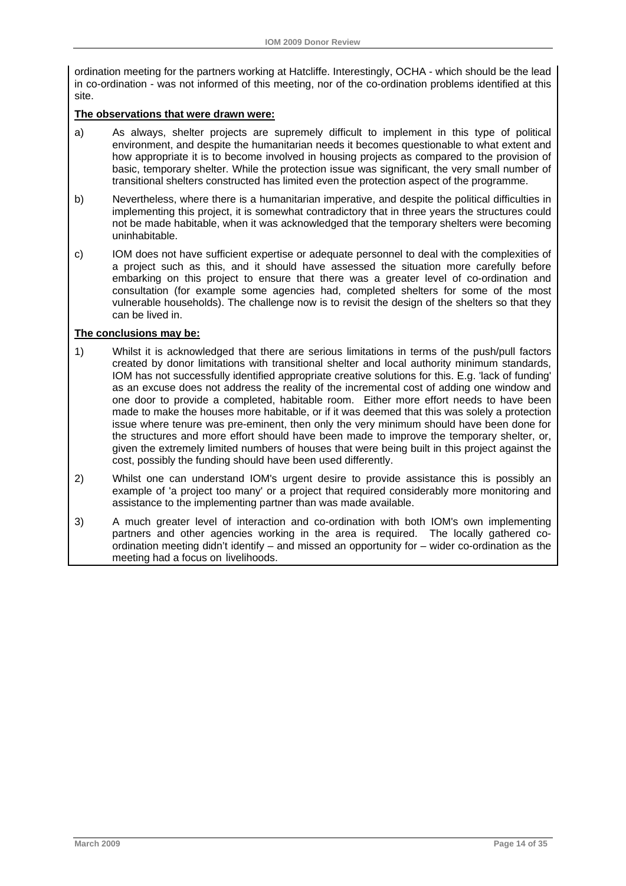ordination meeting for the partners working at Hatcliffe. Interestingly, OCHA - which should be the lead in co-ordination - was not informed of this meeting, nor of the co-ordination problems identified at this site.

**The observations that were drawn were:**

a) As always, shelter projects are supremely difficult to implement in this type of political environment, and despite the humanitarian needs it becomes questionable to what extent and how appropriate it is to become involved in housing projects as compared to the provision of basic, temporary shelter. While the protection issue was significant, the very small number of transitional shelters constructed has limited even the protection aspect of the programme.

b) Nevertheless, where there is a humanitarian imperative, and despite the political difficulties in implementing this project, it is somewhat contradictory that in three years the structures could not be made habitable, when it was acknowledged that the temporary shelters were becoming uninhabitable.

c) IOM does not have sufficient expertise or adequate personnel to deal with the complexities of a project such as this, and it should have assessed the situation more carefully before embarking on this project to ensure that there was a greater level of co-ordination and consultation (for example some agencies had, completed shelters for some of the most vulnerable households). The challenge now is to revisit the design of the shelters so that they can be lived in.

**The conclusions may be:**

1) Whilst it is acknowledged that there are serious limitations in terms of the push/pull factors created by donor limitations with transitional shelter and local authority minimum standards, IOM has not successfully identified appropriate creative solutions for this. E.g. 'lack of funding' as an excuse does not address the reality of the incremental cost of adding one window and one door to provide a completed, habitable room. Either more effort needs to have been made to make the houses more habitable, or if it was deemed that this was solely a protection issue where tenure was pre-eminent, then only the very minimum should have been done for the structures and more effort should have been made to improve the temporary shelter, or, given the extremely limited numbers of houses that were being built in this project against the cost, possibly the funding should have been used differently.

2) Whilst one can understand IOM's urgent desire to provide assistance this is possibly an example of 'a project too many' or a project that required considerably more monitoring and assistance to the implementing partner than was made available.

3) A much greater level of interaction and co-ordination with both IOM's own implementing partners and other agencies working in the area is required. The locally gathered co-ordination meeting didn't identify – and missed an opportunity for – wider co-ordination as the meeting had a focus on livelihoods.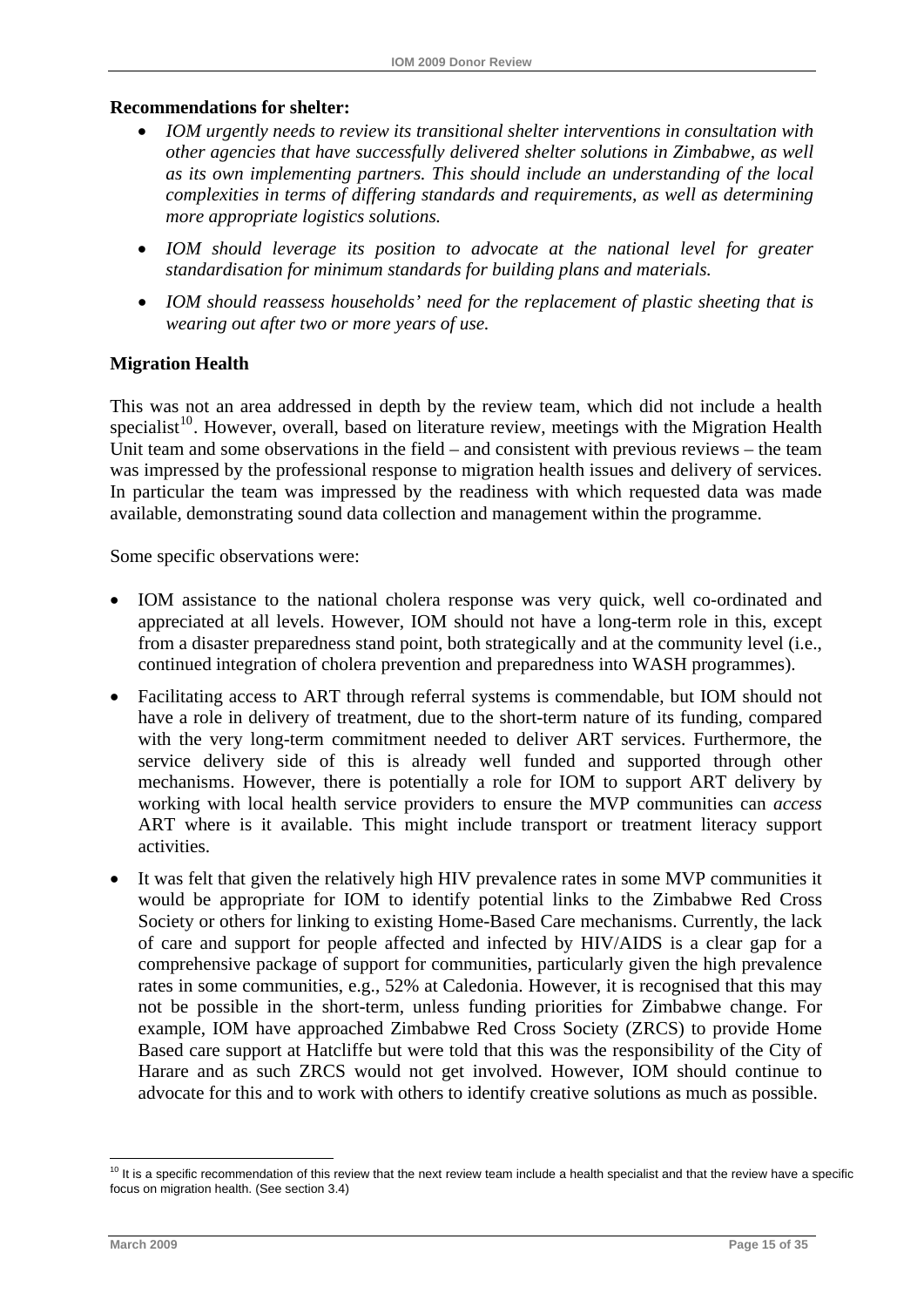**Recommendations for shelter:**

- *IOM urgently needs to review its transitional shelter interventions in consultation with other agencies that have successfully delivered shelter solutions in Zimbabwe, as well as its own implementing partners. This should include an understanding of the local complexities in terms of differing standards and requirements, as well as determining more appropriate logistics solutions.*
- *IOM should leverage its position to advocate at the national level for greater standardisation for minimum standards for building plans and materials.*
- *IOM should reassess households' need for the replacement of plastic sheeting that is wearing out after two or more years of use.*

**Migration Health**

This was not an area addressed in depth by the review team, which did not include a health specialist[10]. However, overall, based on literature review, meetings with the Migration Health Unit team and some observations in the field – and consistent with previous reviews – the team was impressed by the professional response to migration health issues and delivery of services. In particular the team was impressed by the readiness with which requested data was made available, demonstrating sound data collection and management within the programme.

Some specific observations were:

- IOM assistance to the national cholera response was very quick, well co-ordinated and appreciated at all levels. However, IOM should not have a long-term role in this, except from a disaster preparedness stand point, both strategically and at the community level (i.e., continued integration of cholera prevention and preparedness into WASH programmes).
- Facilitating access to ART through referral systems is commendable, but IOM should not have a role in delivery of treatment, due to the short-term nature of its funding, compared with the very long-term commitment needed to deliver ART services. Furthermore, the service delivery side of this is already well funded and supported through other mechanisms. However, there is potentially a role for IOM to support ART delivery by working with local health service providers to ensure the MVP communities can *access* ART where is it available. This might include transport or treatment literacy support activities.
- It was felt that given the relatively high HIV prevalence rates in some MVP communities it would be appropriate for IOM to identify potential links to the Zimbabwe Red Cross Society or others for linking to existing Home-Based Care mechanisms. Currently, the lack of care and support for people affected and infected by HIV/AIDS is a clear gap for a comprehensive package of support for communities, particularly given the high prevalence rates in some communities, e.g., 52% at Caledonia. However, it is recognised that this may not be possible in the short-term, unless funding priorities for Zimbabwe change. For example, IOM have approached Zimbabwe Red Cross Society (ZRCS) to provide Home Based care support at Hatcliffe but were told that this was the responsibility of the City of Harare and as such ZRCS would not get involved. However, IOM should continue to advocate for this and to work with others to identify creative solutions as much as possible.

---

[10] It is a specific recommendation of this review that the next review team include a health specialist and that the review have a specific focus on migration health. (See section 3.4)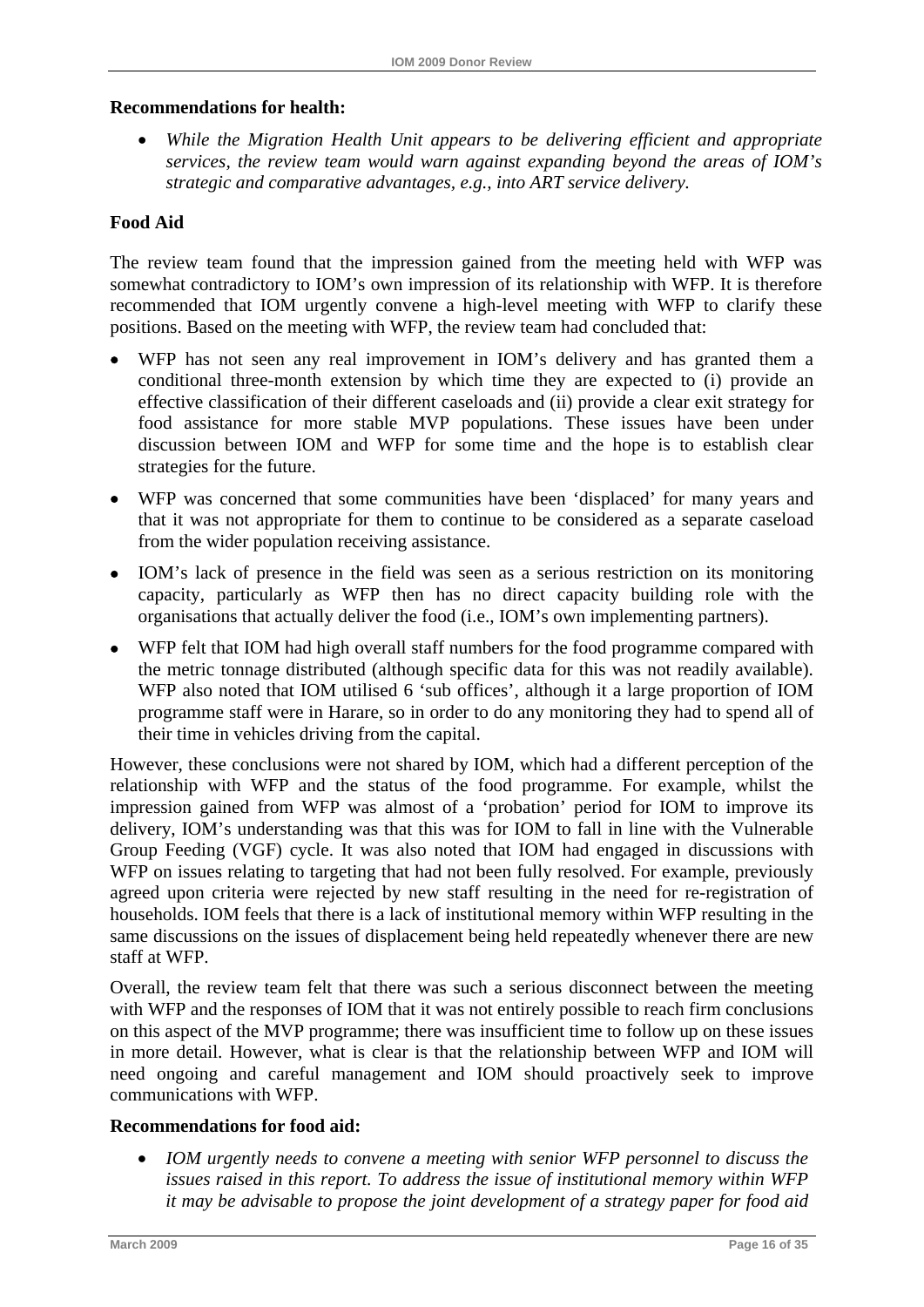**Recommendations for health:**

- *While the Migration Health Unit appears to be delivering efficient and appropriate services, the review team would warn against expanding beyond the areas of IOM's strategic and comparative advantages, e.g., into ART service delivery.*

**Food Aid**

The review team found that the impression gained from the meeting held with WFP was somewhat contradictory to IOM's own impression of its relationship with WFP. It is therefore recommended that IOM urgently convene a high-level meeting with WFP to clarify these positions. Based on the meeting with WFP, the review team had concluded that:

- WFP has not seen any real improvement in IOM's delivery and has granted them a conditional three-month extension by which time they are expected to (i) provide an effective classification of their different caseloads and (ii) provide a clear exit strategy for food assistance for more stable MVP populations. These issues have been under discussion between IOM and WFP for some time and the hope is to establish clear strategies for the future.
- WFP was concerned that some communities have been 'displaced' for many years and that it was not appropriate for them to continue to be considered as a separate caseload from the wider population receiving assistance.
- IOM's lack of presence in the field was seen as a serious restriction on its monitoring capacity, particularly as WFP then has no direct capacity building role with the organisations that actually deliver the food (i.e., IOM's own implementing partners).
- WFP felt that IOM had high overall staff numbers for the food programme compared with the metric tonnage distributed (although specific data for this was not readily available). WFP also noted that IOM utilised 6 'sub offices', although it a large proportion of IOM programme staff were in Harare, so in order to do any monitoring they had to spend all of their time in vehicles driving from the capital.

However, these conclusions were not shared by IOM, which had a different perception of the relationship with WFP and the status of the food programme. For example, whilst the impression gained from WFP was almost of a 'probation' period for IOM to improve its delivery, IOM's understanding was that this was for IOM to fall in line with the Vulnerable Group Feeding (VGF) cycle. It was also noted that IOM had engaged in discussions with WFP on issues relating to targeting that had not been fully resolved. For example, previously agreed upon criteria were rejected by new staff resulting in the need for re-registration of households. IOM feels that there is a lack of institutional memory within WFP resulting in the same discussions on the issues of displacement being held repeatedly whenever there are new staff at WFP.

Overall, the review team felt that there was such a serious disconnect between the meeting with WFP and the responses of IOM that it was not entirely possible to reach firm conclusions on this aspect of the MVP programme; there was insufficient time to follow up on these issues in more detail. However, what is clear is that the relationship between WFP and IOM will need ongoing and careful management and IOM should proactively seek to improve communications with WFP.

**Recommendations for food aid:**

- *IOM urgently needs to convene a meeting with senior WFP personnel to discuss the issues raised in this report. To address the issue of institutional memory within WFP it may be advisable to propose the joint development of a strategy paper for food aid*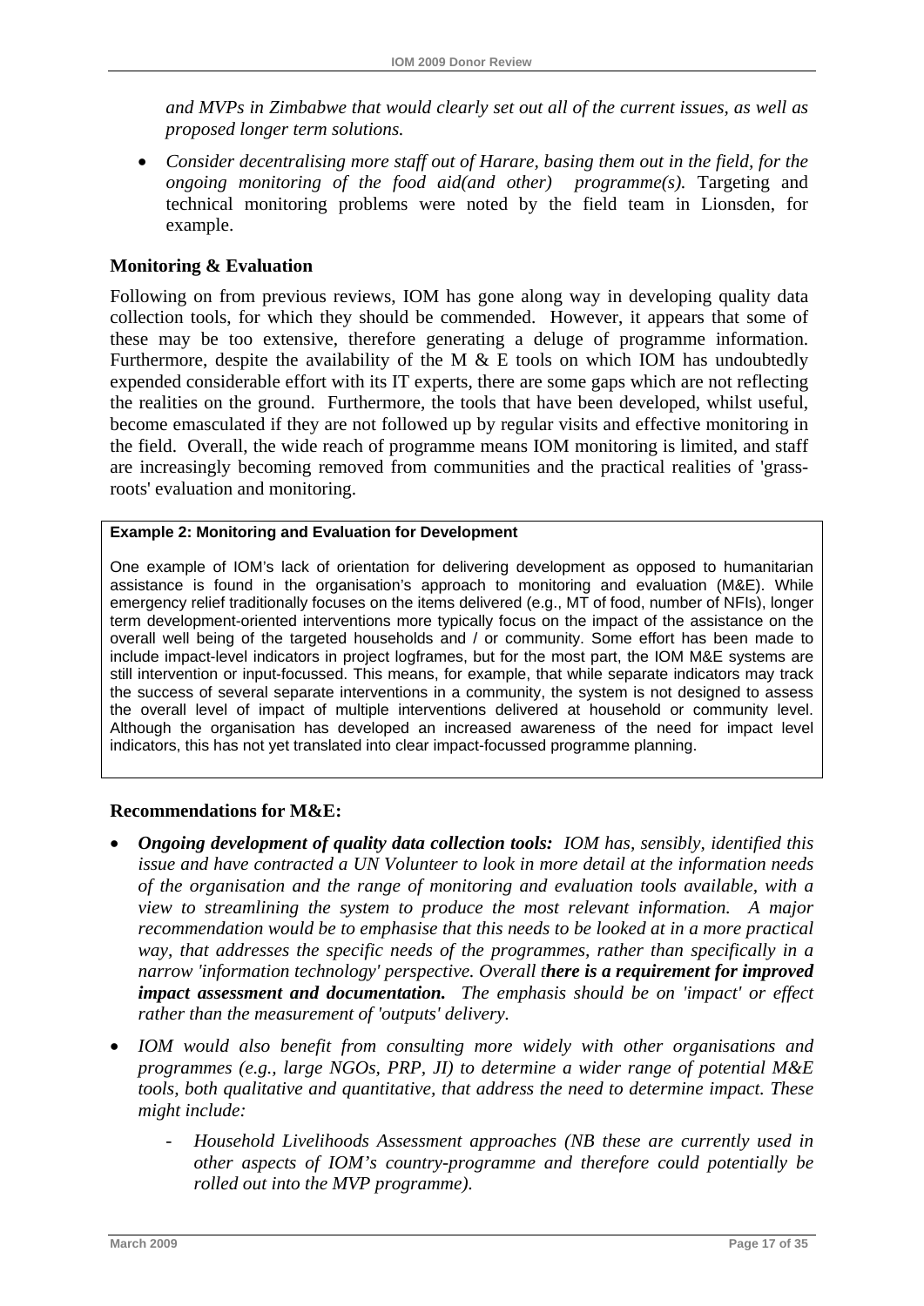*and MVPs in Zimbabwe that would clearly set out all of the current issues, as well as proposed longer term solutions.*

- *Consider decentralising more staff out of Harare, basing them out in the field, for the ongoing monitoring of the food aid(and other) programme(s).* Targeting and technical monitoring problems were noted by the field team in Lionsden, for example.

### Monitoring & Evaluation

Following on from previous reviews, IOM has gone along way in developing quality data collection tools, for which they should be commended. However, it appears that some of these may be too extensive, therefore generating a deluge of programme information. Furthermore, despite the availability of the M & E tools on which IOM has undoubtedly expended considerable effort with its IT experts, there are some gaps which are not reflecting the realities on the ground. Furthermore, the tools that have been developed, whilst useful, become emasculated if they are not followed up by regular visits and effective monitoring in the field. Overall, the wide reach of programme means IOM monitoring is limited, and staff are increasingly becoming removed from communities and the practical realities of 'grass-roots' evaluation and monitoring.

**Example 2: Monitoring and Evaluation for Development**

One example of IOM's lack of orientation for delivering development as opposed to humanitarian assistance is found in the organisation's approach to monitoring and evaluation (M&E). While emergency relief traditionally focuses on the items delivered (e.g., MT of food, number of NFIs), longer term development-oriented interventions more typically focus on the impact of the assistance on the overall well being of the targeted households and / or community. Some effort has been made to include impact-level indicators in project logframes, but for the most part, the IOM M&E systems are still intervention or input-focussed. This means, for example, that while separate indicators may track the success of several separate interventions in a community, the system is not designed to assess the overall level of impact of multiple interventions delivered at household or community level. Although the organisation has developed an increased awareness of the need for impact level indicators, this has not yet translated into clear impact-focussed programme planning.

### Recommendations for M&E:

- ***Ongoing development of quality data collection tools:*** *IOM has, sensibly, identified this issue and have contracted a UN Volunteer to look in more detail at the information needs of the organisation and the range of monitoring and evaluation tools available, with a view to streamlining the system to produce the most relevant information. A major recommendation would be to emphasise that this needs to be looked at in a more practical way, that addresses the specific needs of the programmes, rather than specifically in a narrow 'information technology' perspective. Overall t**here is a requirement for improved impact assessment and documentation.** The emphasis should be on 'impact' or effect rather than the measurement of 'outputs' delivery.*
- *IOM would also benefit from consulting more widely with other organisations and programmes (e.g., large NGOs, PRP, JI) to determine a wider range of potential M&E tools, both qualitative and quantitative, that address the need to determine impact. These might include:*
    - *Household Livelihoods Assessment approaches (NB these are currently used in other aspects of IOM's country-programme and therefore could potentially be rolled out into the MVP programme).*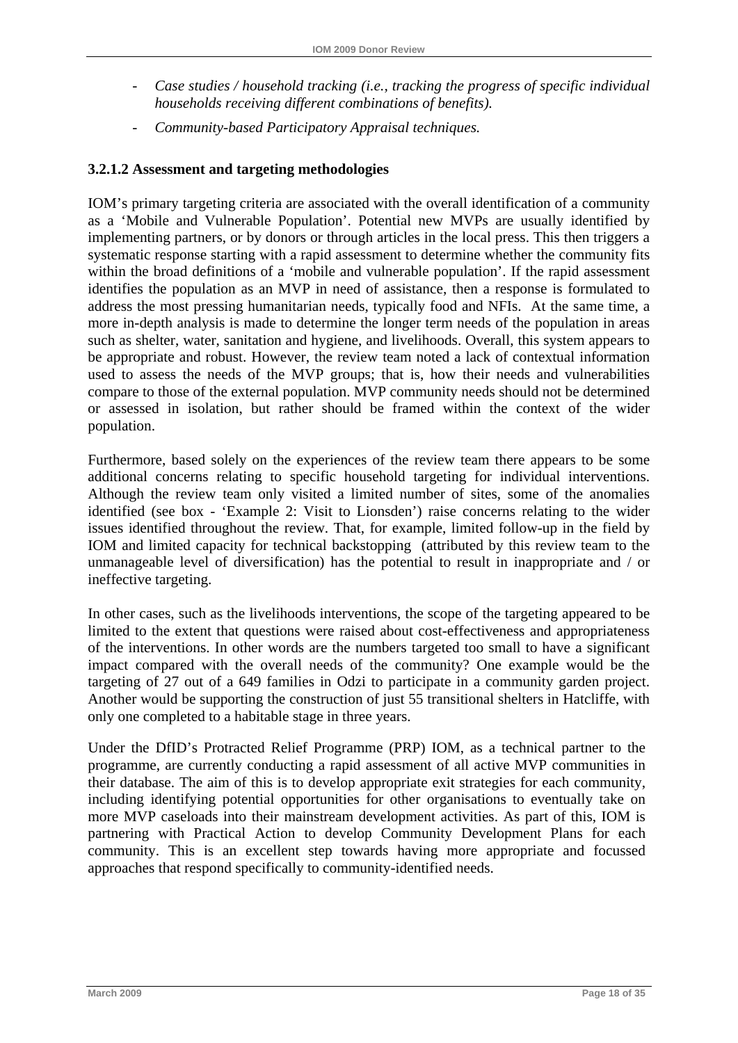- *Case studies / household tracking (i.e., tracking the progress of specific individual households receiving different combinations of benefits).*
- *Community-based Participatory Appraisal techniques.*

### 3.2.1.2 Assessment and targeting methodologies

IOM's primary targeting criteria are associated with the overall identification of a community as a 'Mobile and Vulnerable Population'. Potential new MVPs are usually identified by implementing partners, or by donors or through articles in the local press. This then triggers a systematic response starting with a rapid assessment to determine whether the community fits within the broad definitions of a 'mobile and vulnerable population'. If the rapid assessment identifies the population as an MVP in need of assistance, then a response is formulated to address the most pressing humanitarian needs, typically food and NFIs. At the same time, a more in-depth analysis is made to determine the longer term needs of the population in areas such as shelter, water, sanitation and hygiene, and livelihoods. Overall, this system appears to be appropriate and robust. However, the review team noted a lack of contextual information used to assess the needs of the MVP groups; that is, how their needs and vulnerabilities compare to those of the external population. MVP community needs should not be determined or assessed in isolation, but rather should be framed within the context of the wider population.

Furthermore, based solely on the experiences of the review team there appears to be some additional concerns relating to specific household targeting for individual interventions. Although the review team only visited a limited number of sites, some of the anomalies identified (see box - 'Example 2: Visit to Lionsden') raise concerns relating to the wider issues identified throughout the review. That, for example, limited follow-up in the field by IOM and limited capacity for technical backstopping (attributed by this review team to the unmanageable level of diversification) has the potential to result in inappropriate and / or ineffective targeting.

In other cases, such as the livelihoods interventions, the scope of the targeting appeared to be limited to the extent that questions were raised about cost-effectiveness and appropriateness of the interventions. In other words are the numbers targeted too small to have a significant impact compared with the overall needs of the community? One example would be the targeting of 27 out of a 649 families in Odzi to participate in a community garden project. Another would be supporting the construction of just 55 transitional shelters in Hatcliffe, with only one completed to a habitable stage in three years.

Under the DfID's Protracted Relief Programme (PRP) IOM, as a technical partner to the programme, are currently conducting a rapid assessment of all active MVP communities in their database. The aim of this is to develop appropriate exit strategies for each community, including identifying potential opportunities for other organisations to eventually take on more MVP caseloads into their mainstream development activities. As part of this, IOM is partnering with Practical Action to develop Community Development Plans for each community. This is an excellent step towards having more appropriate and focussed approaches that respond specifically to community-identified needs.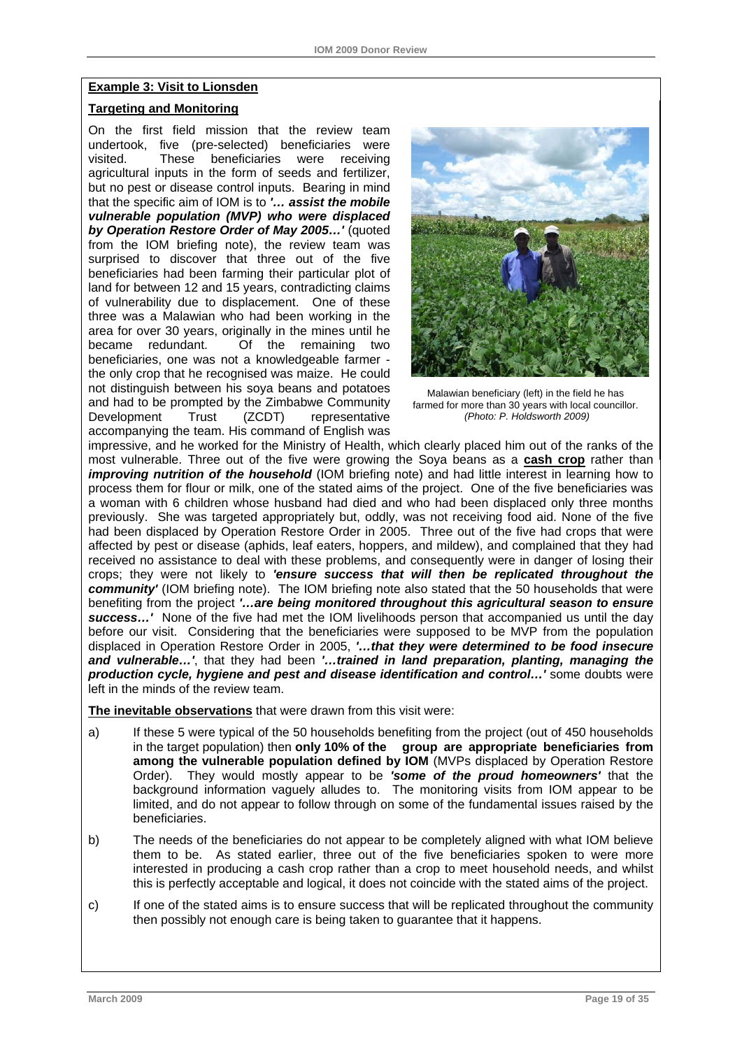**Example 3: Visit to Lionsden**

**Targeting and Monitoring**

On the first field mission that the review team undertook, five (pre-selected) beneficiaries were visited. These beneficiaries were receiving agricultural inputs in the form of seeds and fertilizer, but no pest or disease control inputs. Bearing in mind that the specific aim of IOM is to ***'… assist the mobile vulnerable population (MVP) who were displaced by Operation Restore Order of May 2005…'*** (quoted from the IOM briefing note), the review team was surprised to discover that three out of the five beneficiaries had been farming their particular plot of land for between 12 and 15 years, contradicting claims of vulnerability due to displacement. One of these three was a Malawian who had been working in the area for over 30 years, originally in the mines until he became redundant. Of the remaining two beneficiaries, one was not a knowledgeable farmer - the only crop that he recognised was maize. He could not distinguish between his soya beans and potatoes and had to be prompted by the Zimbabwe Community Development Trust (ZCDT) representative accompanying the team. His command of English was impressive, and he worked for the Ministry of Health, which clearly placed him out of the ranks of the most vulnerable. Three out of the five were growing the Soya beans as a **cash crop** rather than ***improving nutrition of the household*** (IOM briefing note) and had little interest in learning how to process them for flour or milk, one of the stated aims of the project. One of the five beneficiaries was a woman with 6 children whose husband had died and who had been displaced only three months previously. She was targeted appropriately but, oddly, was not receiving food aid. None of the five had been displaced by Operation Restore Order in 2005. Three out of the five had crops that were affected by pest or disease (aphids, leaf eaters, hoppers, and mildew), and complained that they had received no assistance to deal with these problems, and consequently were in danger of losing their crops; they were not likely to ***'ensure success that will then be replicated throughout the community'*** (IOM briefing note). The IOM briefing note also stated that the 50 households that were benefiting from the project ***'…are being monitored throughout this agricultural season to ensure success…'*** None of the five had met the IOM livelihoods person that accompanied us until the day before our visit. Considering that the beneficiaries were supposed to be MVP from the population displaced in Operation Restore Order in 2005, ***'…that they were determined to be food insecure and vulnerable…'***, that they had been ***'…trained in land preparation, planting, managing the production cycle, hygiene and pest and disease identification and control…'*** some doubts were left in the minds of the review team.

Malawian beneficiary (left) in the field he has farmed for more than 30 years with local councillor. *(Photo: P. Holdsworth 2009)*

**The inevitable observations** that were drawn from this visit were:

a) If these 5 were typical of the 50 households benefiting from the project (out of 450 households in the target population) then **only 10% of the group are appropriate beneficiaries from among the vulnerable population defined by IOM** (MVPs displaced by Operation Restore Order). They would mostly appear to be ***'some of the proud homeowners'*** that the background information vaguely alludes to. The monitoring visits from IOM appear to be limited, and do not appear to follow through on some of the fundamental issues raised by the beneficiaries.

b) The needs of the beneficiaries do not appear to be completely aligned with what IOM believe them to be. As stated earlier, three out of the five beneficiaries spoken to were more interested in producing a cash crop rather than a crop to meet household needs, and whilst this is perfectly acceptable and logical, it does not coincide with the stated aims of the project.

c) If one of the stated aims is to ensure success that will be replicated throughout the community then possibly not enough care is being taken to guarantee that it happens.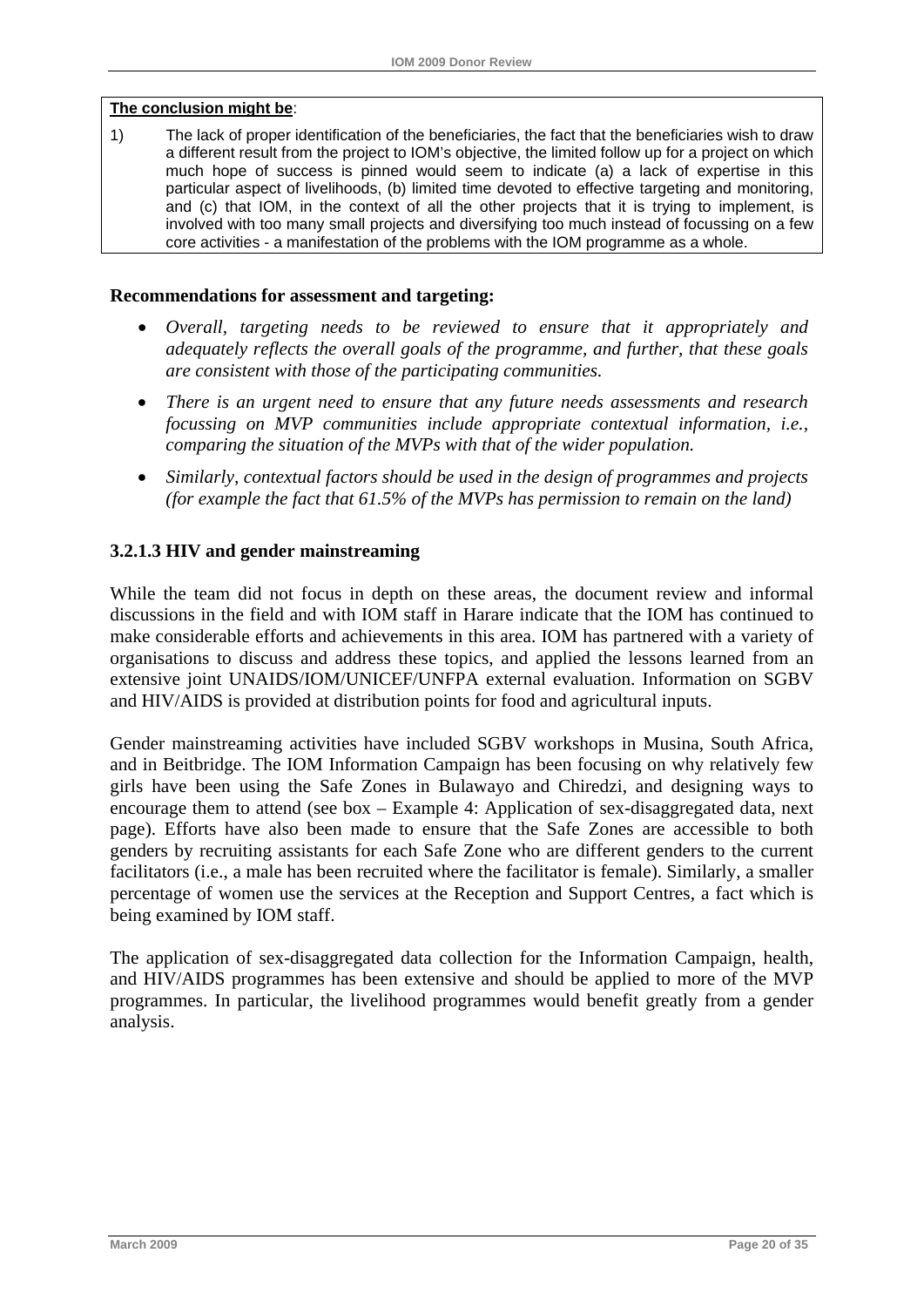**The conclusion might be**:

1) The lack of proper identification of the beneficiaries, the fact that the beneficiaries wish to draw a different result from the project to IOM's objective, the limited follow up for a project on which much hope of success is pinned would seem to indicate (a) a lack of expertise in this particular aspect of livelihoods, (b) limited time devoted to effective targeting and monitoring, and (c) that IOM, in the context of all the other projects that it is trying to implement, is involved with too many small projects and diversifying too much instead of focussing on a few core activities - a manifestation of the problems with the IOM programme as a whole.

**Recommendations for assessment and targeting:**

- *Overall, targeting needs to be reviewed to ensure that it appropriately and adequately reflects the overall goals of the programme, and further, that these goals are consistent with those of the participating communities.*
- *There is an urgent need to ensure that any future needs assessments and research focussing on MVP communities include appropriate contextual information, i.e., comparing the situation of the MVPs with that of the wider population.*
- *Similarly, contextual factors should be used in the design of programmes and projects (for example the fact that 61.5% of the MVPs has permission to remain on the land)*

### 3.2.1.3 HIV and gender mainstreaming

While the team did not focus in depth on these areas, the document review and informal discussions in the field and with IOM staff in Harare indicate that the IOM has continued to make considerable efforts and achievements in this area. IOM has partnered with a variety of organisations to discuss and address these topics, and applied the lessons learned from an extensive joint UNAIDS/IOM/UNICEF/UNFPA external evaluation. Information on SGBV and HIV/AIDS is provided at distribution points for food and agricultural inputs.

Gender mainstreaming activities have included SGBV workshops in Musina, South Africa, and in Beitbridge. The IOM Information Campaign has been focusing on why relatively few girls have been using the Safe Zones in Bulawayo and Chiredzi, and designing ways to encourage them to attend (see box – Example 4: Application of sex-disaggregated data, next page). Efforts have also been made to ensure that the Safe Zones are accessible to both genders by recruiting assistants for each Safe Zone who are different genders to the current facilitators (i.e., a male has been recruited where the facilitator is female). Similarly, a smaller percentage of women use the services at the Reception and Support Centres, a fact which is being examined by IOM staff.

The application of sex-disaggregated data collection for the Information Campaign, health, and HIV/AIDS programmes has been extensive and should be applied to more of the MVP programmes. In particular, the livelihood programmes would benefit greatly from a gender analysis.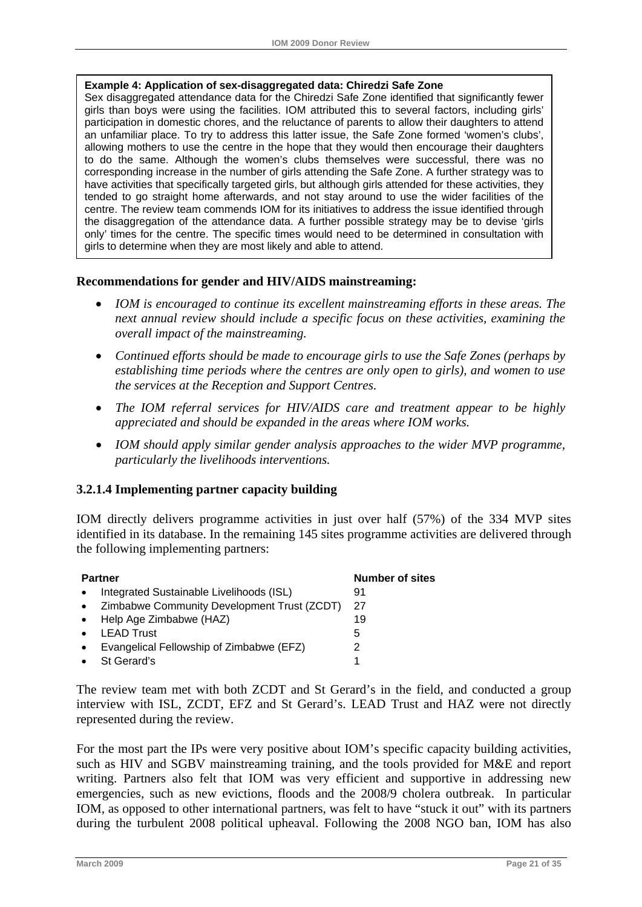> **Example 4: Application of sex-disaggregated data: Chiredzi Safe Zone**
>
> Sex disaggregated attendance data for the Chiredzi Safe Zone identified that significantly fewer girls than boys were using the facilities. IOM attributed this to several factors, including girls' participation in domestic chores, and the reluctance of parents to allow their daughters to attend an unfamiliar place. To try to address this latter issue, the Safe Zone formed 'women's clubs', allowing mothers to use the centre in the hope that they would then encourage their daughters to do the same. Although the women's clubs themselves were successful, there was no corresponding increase in the number of girls attending the Safe Zone. A further strategy was to have activities that specifically targeted girls, but although girls attended for these activities, they tended to go straight home afterwards, and not stay around to use the wider facilities of the centre. The review team commends IOM for its initiatives to address the issue identified through the disaggregation of the attendance data. A further possible strategy may be to devise 'girls only' times for the centre. The specific times would need to be determined in consultation with girls to determine when they are most likely and able to attend.

**Recommendations for gender and HIV/AIDS mainstreaming:**

- *IOM is encouraged to continue its excellent mainstreaming efforts in these areas. The next annual review should include a specific focus on these activities, examining the overall impact of the mainstreaming.*
- *Continued efforts should be made to encourage girls to use the Safe Zones (perhaps by establishing time periods where the centres are only open to girls), and women to use the services at the Reception and Support Centres.*
- *The IOM referral services for HIV/AIDS care and treatment appear to be highly appreciated and should be expanded in the areas where IOM works.*
- *IOM should apply similar gender analysis approaches to the wider MVP programme, particularly the livelihoods interventions.*

#### 3.2.1.4 Implementing partner capacity building

IOM directly delivers programme activities in just over half (57%) of the 334 MVP sites identified in its database. In the remaining 145 sites programme activities are delivered through the following implementing partners:

| Partner | Number of sites |
|---|---|
| Integrated Sustainable Livelihoods (ISL) | 91 |
| Zimbabwe Community Development Trust (ZCDT) | 27 |
| Help Age Zimbabwe (HAZ) | 19 |
| LEAD Trust | 5 |
| Evangelical Fellowship of Zimbabwe (EFZ) | 2 |
| St Gerard's | 1 |

The review team met with both ZCDT and St Gerard's in the field, and conducted a group interview with ISL, ZCDT, EFZ and St Gerard's. LEAD Trust and HAZ were not directly represented during the review.

For the most part the IPs were very positive about IOM's specific capacity building activities, such as HIV and SGBV mainstreaming training, and the tools provided for M&E and report writing. Partners also felt that IOM was very efficient and supportive in addressing new emergencies, such as new evictions, floods and the 2008/9 cholera outbreak. In particular IOM, as opposed to other international partners, was felt to have "stuck it out" with its partners during the turbulent 2008 political upheaval. Following the 2008 NGO ban, IOM has also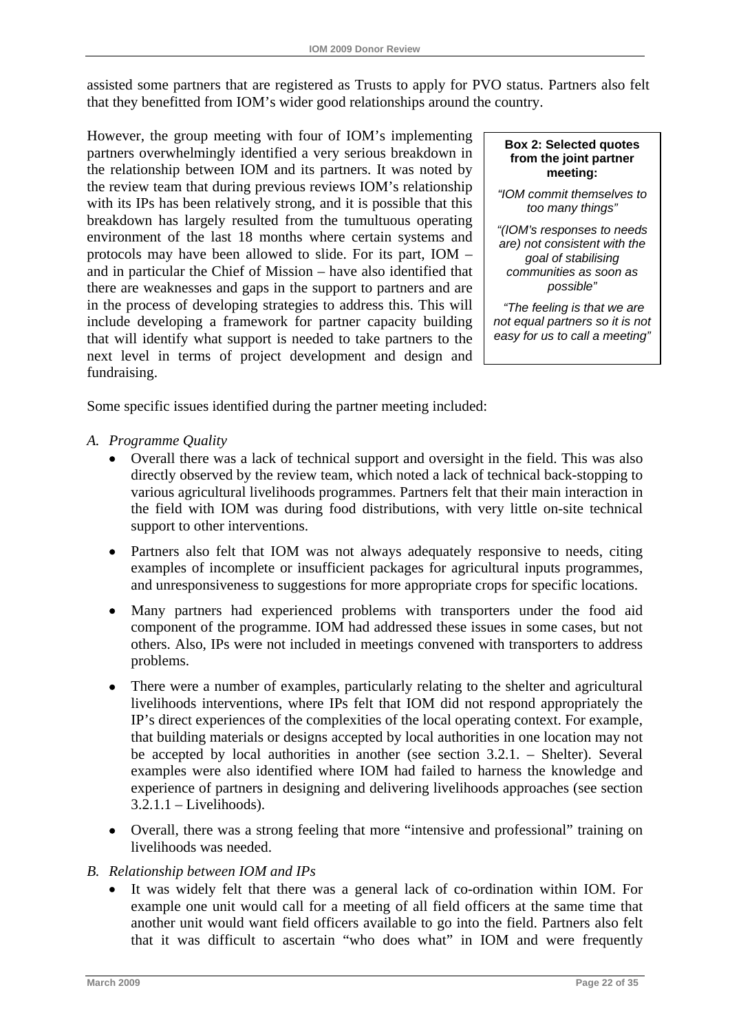assisted some partners that are registered as Trusts to apply for PVO status. Partners also felt that they benefitted from IOM's wider good relationships around the country.

However, the group meeting with four of IOM's implementing partners overwhelmingly identified a very serious breakdown in the relationship between IOM and its partners. It was noted by the review team that during previous reviews IOM's relationship with its IPs has been relatively strong, and it is possible that this breakdown has largely resulted from the tumultuous operating environment of the last 18 months where certain systems and protocols may have been allowed to slide. For its part, IOM – and in particular the Chief of Mission – have also identified that there are weaknesses and gaps in the support to partners and are in the process of developing strategies to address this. This will include developing a framework for partner capacity building that will identify what support is needed to take partners to the next level in terms of project development and design and fundraising.

> **Box 2: Selected quotes from the joint partner meeting:**
>
> *"IOM commit themselves to too many things"*
>
> *"(IOM's responses to needs are) not consistent with the goal of stabilising communities as soon as possible"*
>
> *"The feeling is that we are not equal partners so it is not easy for us to call a meeting"*

Some specific issues identified during the partner meeting included:

*A. Programme Quality*

- Overall there was a lack of technical support and oversight in the field. This was also directly observed by the review team, which noted a lack of technical back-stopping to various agricultural livelihoods programmes. Partners felt that their main interaction in the field with IOM was during food distributions, with very little on-site technical support to other interventions.
- Partners also felt that IOM was not always adequately responsive to needs, citing examples of incomplete or insufficient packages for agricultural inputs programmes, and unresponsiveness to suggestions for more appropriate crops for specific locations.
- Many partners had experienced problems with transporters under the food aid component of the programme. IOM had addressed these issues in some cases, but not others. Also, IPs were not included in meetings convened with transporters to address problems.
- There were a number of examples, particularly relating to the shelter and agricultural livelihoods interventions, where IPs felt that IOM did not respond appropriately the IP's direct experiences of the complexities of the local operating context. For example, that building materials or designs accepted by local authorities in one location may not be accepted by local authorities in another (see section 3.2.1. – Shelter). Several examples were also identified where IOM had failed to harness the knowledge and experience of partners in designing and delivering livelihoods approaches (see section 3.2.1.1 – Livelihoods).
- Overall, there was a strong feeling that more "intensive and professional" training on livelihoods was needed.

*B. Relationship between IOM and IPs*

- It was widely felt that there was a general lack of co-ordination within IOM. For example one unit would call for a meeting of all field officers at the same time that another unit would want field officers available to go into the field. Partners also felt that it was difficult to ascertain "who does what" in IOM and were frequently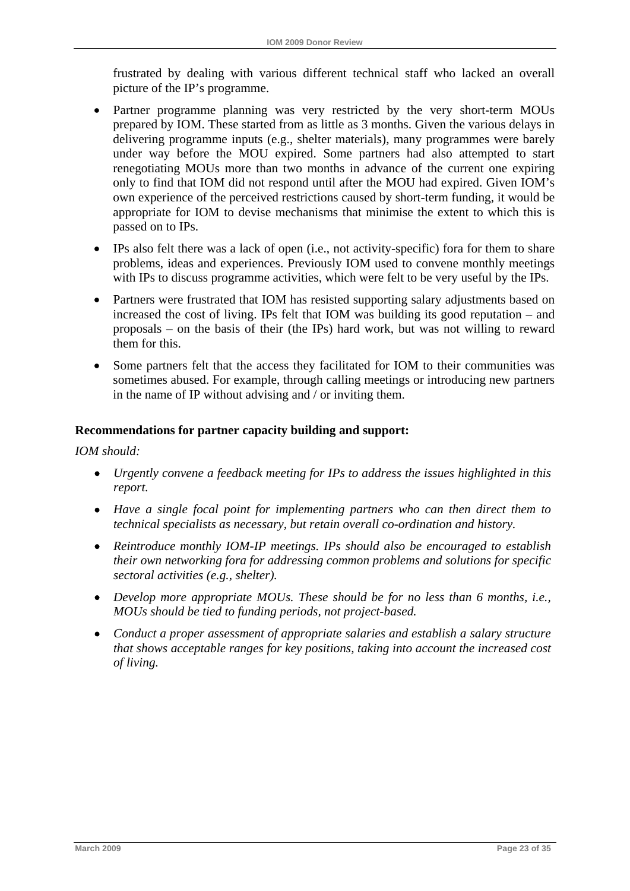frustrated by dealing with various different technical staff who lacked an overall picture of the IP's programme.

- Partner programme planning was very restricted by the very short-term MOUs prepared by IOM. These started from as little as 3 months. Given the various delays in delivering programme inputs (e.g., shelter materials), many programmes were barely under way before the MOU expired. Some partners had also attempted to start renegotiating MOUs more than two months in advance of the current one expiring only to find that IOM did not respond until after the MOU had expired. Given IOM's own experience of the perceived restrictions caused by short-term funding, it would be appropriate for IOM to devise mechanisms that minimise the extent to which this is passed on to IPs.

- IPs also felt there was a lack of open (i.e., not activity-specific) fora for them to share problems, ideas and experiences. Previously IOM used to convene monthly meetings with IPs to discuss programme activities, which were felt to be very useful by the IPs.

- Partners were frustrated that IOM has resisted supporting salary adjustments based on increased the cost of living. IPs felt that IOM was building its good reputation – and proposals – on the basis of their (the IPs) hard work, but was not willing to reward them for this.

- Some partners felt that the access they facilitated for IOM to their communities was sometimes abused. For example, through calling meetings or introducing new partners in the name of IP without advising and / or inviting them.

**Recommendations for partner capacity building and support:**

*IOM should:*

- *Urgently convene a feedback meeting for IPs to address the issues highlighted in this report.*

- *Have a single focal point for implementing partners who can then direct them to technical specialists as necessary, but retain overall co-ordination and history.*

- *Reintroduce monthly IOM-IP meetings. IPs should also be encouraged to establish their own networking fora for addressing common problems and solutions for specific sectoral activities (e.g., shelter).*

- *Develop more appropriate MOUs. These should be for no less than 6 months, i.e., MOUs should be tied to funding periods, not project-based.*

- *Conduct a proper assessment of appropriate salaries and establish a salary structure that shows acceptable ranges for key positions, taking into account the increased cost of living.*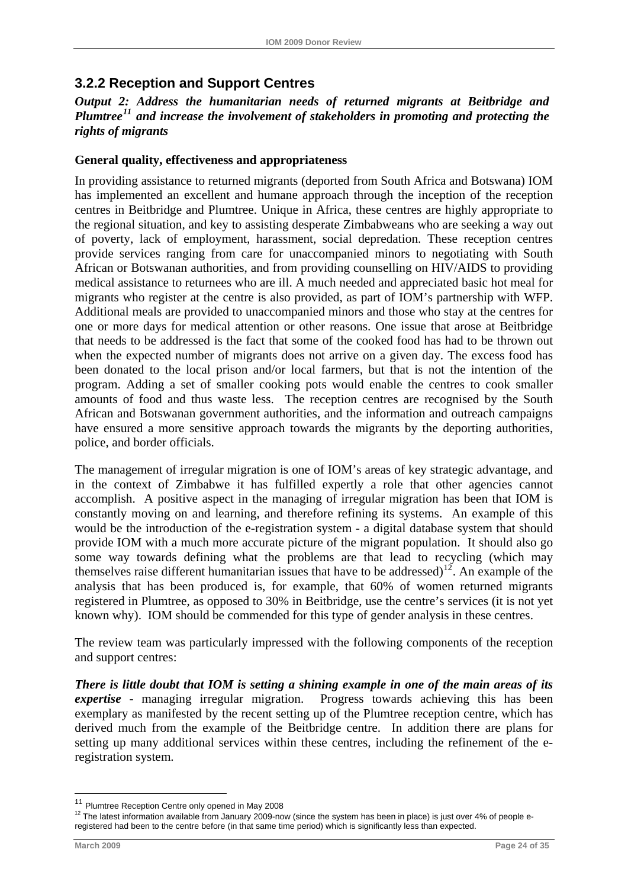## 3.2.2 Reception and Support Centres

***Output 2: Address the humanitarian needs of returned migrants at Beitbridge and Plumtree[11] and increase the involvement of stakeholders in promoting and protecting the rights of migrants***

**General quality, effectiveness and appropriateness**

In providing assistance to returned migrants (deported from South Africa and Botswana) IOM has implemented an excellent and humane approach through the inception of the reception centres in Beitbridge and Plumtree. Unique in Africa, these centres are highly appropriate to the regional situation, and key to assisting desperate Zimbabweans who are seeking a way out of poverty, lack of employment, harassment, social depredation. These reception centres provide services ranging from care for unaccompanied minors to negotiating with South African or Botswanan authorities, and from providing counselling on HIV/AIDS to providing medical assistance to returnees who are ill. A much needed and appreciated basic hot meal for migrants who register at the centre is also provided, as part of IOM's partnership with WFP. Additional meals are provided to unaccompanied minors and those who stay at the centres for one or more days for medical attention or other reasons. One issue that arose at Beitbridge that needs to be addressed is the fact that some of the cooked food has had to be thrown out when the expected number of migrants does not arrive on a given day. The excess food has been donated to the local prison and/or local farmers, but that is not the intention of the program. Adding a set of smaller cooking pots would enable the centres to cook smaller amounts of food and thus waste less. The reception centres are recognised by the South African and Botswanan government authorities, and the information and outreach campaigns have ensured a more sensitive approach towards the migrants by the deporting authorities, police, and border officials.

The management of irregular migration is one of IOM's areas of key strategic advantage, and in the context of Zimbabwe it has fulfilled expertly a role that other agencies cannot accomplish. A positive aspect in the managing of irregular migration has been that IOM is constantly moving on and learning, and therefore refining its systems. An example of this would be the introduction of the e-registration system - a digital database system that should provide IOM with a much more accurate picture of the migrant population. It should also go some way towards defining what the problems are that lead to recycling (which may themselves raise different humanitarian issues that have to be addressed)[12]. An example of the analysis that has been produced is, for example, that 60% of women returned migrants registered in Plumtree, as opposed to 30% in Beitbridge, use the centre's services (it is not yet known why). IOM should be commended for this type of gender analysis in these centres.

The review team was particularly impressed with the following components of the reception and support centres:

***There is little doubt that IOM is setting a shining example in one of the main areas of its expertise*** - managing irregular migration. Progress towards achieving this has been exemplary as manifested by the recent setting up of the Plumtree reception centre, which has derived much from the example of the Beitbridge centre. In addition there are plans for setting up many additional services within these centres, including the refinement of the e-registration system.

---

[11] Plumtree Reception Centre only opened in May 2008

[12] The latest information available from January 2009-now (since the system has been in place) is just over 4% of people e-registered had been to the centre before (in that same time period) which is significantly less than expected.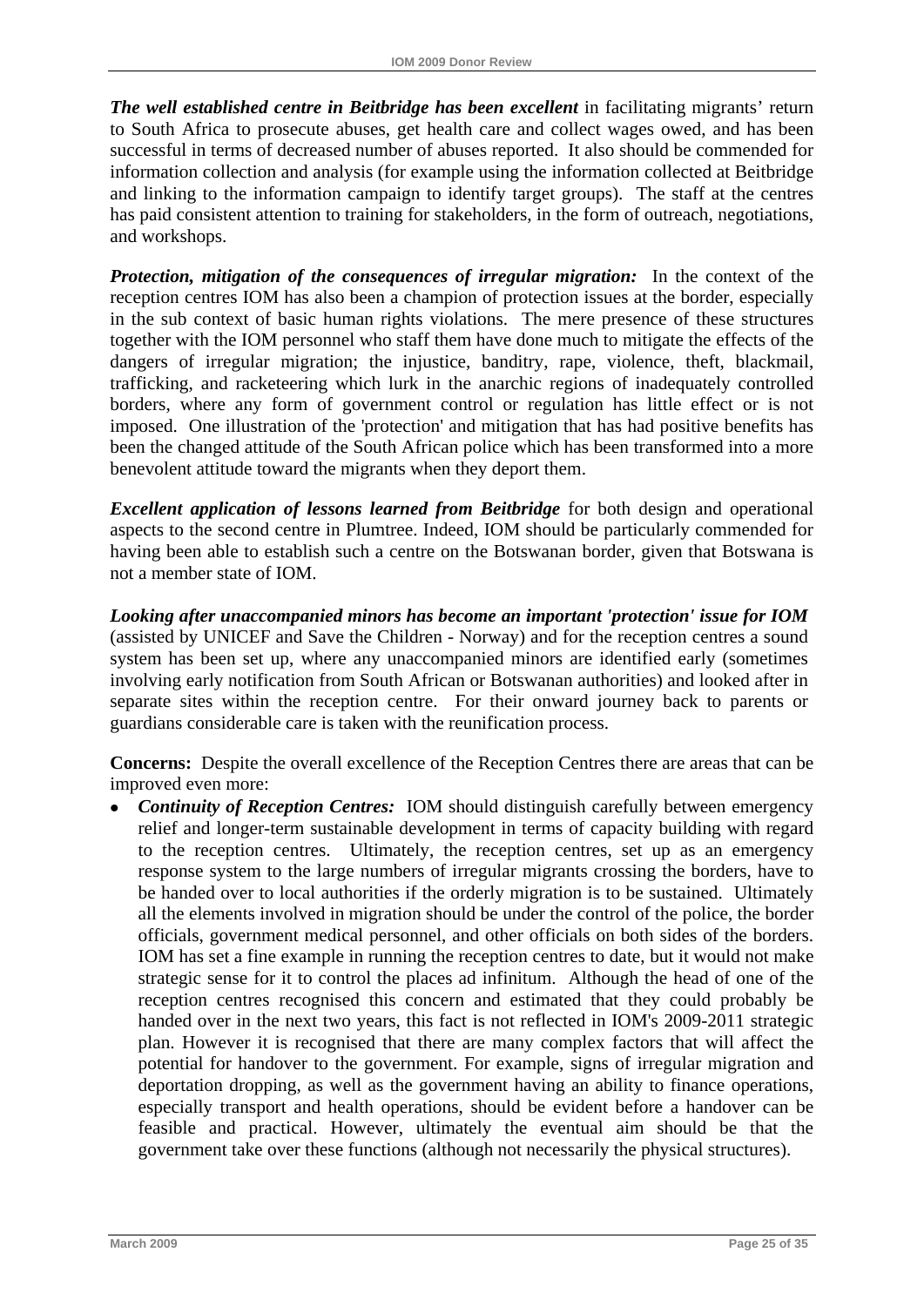***The well established centre in Beitbridge has been excellent*** in facilitating migrants' return to South Africa to prosecute abuses, get health care and collect wages owed, and has been successful in terms of decreased number of abuses reported. It also should be commended for information collection and analysis (for example using the information collected at Beitbridge and linking to the information campaign to identify target groups). The staff at the centres has paid consistent attention to training for stakeholders, in the form of outreach, negotiations, and workshops.

***Protection, mitigation of the consequences of irregular migration:*** In the context of the reception centres IOM has also been a champion of protection issues at the border, especially in the sub context of basic human rights violations. The mere presence of these structures together with the IOM personnel who staff them have done much to mitigate the effects of the dangers of irregular migration; the injustice, banditry, rape, violence, theft, blackmail, trafficking, and racketeering which lurk in the anarchic regions of inadequately controlled borders, where any form of government control or regulation has little effect or is not imposed. One illustration of the 'protection' and mitigation that has had positive benefits has been the changed attitude of the South African police which has been transformed into a more benevolent attitude toward the migrants when they deport them.

***Excellent application of lessons learned from Beitbridge*** for both design and operational aspects to the second centre in Plumtree. Indeed, IOM should be particularly commended for having been able to establish such a centre on the Botswanan border, given that Botswana is not a member state of IOM.

***Looking after unaccompanied minors has become an important 'protection' issue for IOM*** (assisted by UNICEF and Save the Children - Norway) and for the reception centres a sound system has been set up, where any unaccompanied minors are identified early (sometimes involving early notification from South African or Botswanan authorities) and looked after in separate sites within the reception centre. For their onward journey back to parents or guardians considerable care is taken with the reunification process.

**Concerns:** Despite the overall excellence of the Reception Centres there are areas that can be improved even more:

- ***Continuity of Reception Centres:*** IOM should distinguish carefully between emergency relief and longer-term sustainable development in terms of capacity building with regard to the reception centres. Ultimately, the reception centres, set up as an emergency response system to the large numbers of irregular migrants crossing the borders, have to be handed over to local authorities if the orderly migration is to be sustained. Ultimately all the elements involved in migration should be under the control of the police, the border officials, government medical personnel, and other officials on both sides of the borders. IOM has set a fine example in running the reception centres to date, but it would not make strategic sense for it to control the places ad infinitum. Although the head of one of the reception centres recognised this concern and estimated that they could probably be handed over in the next two years, this fact is not reflected in IOM's 2009-2011 strategic plan. However it is recognised that there are many complex factors that will affect the potential for handover to the government. For example, signs of irregular migration and deportation dropping, as well as the government having an ability to finance operations, especially transport and health operations, should be evident before a handover can be feasible and practical. However, ultimately the eventual aim should be that the government take over these functions (although not necessarily the physical structures).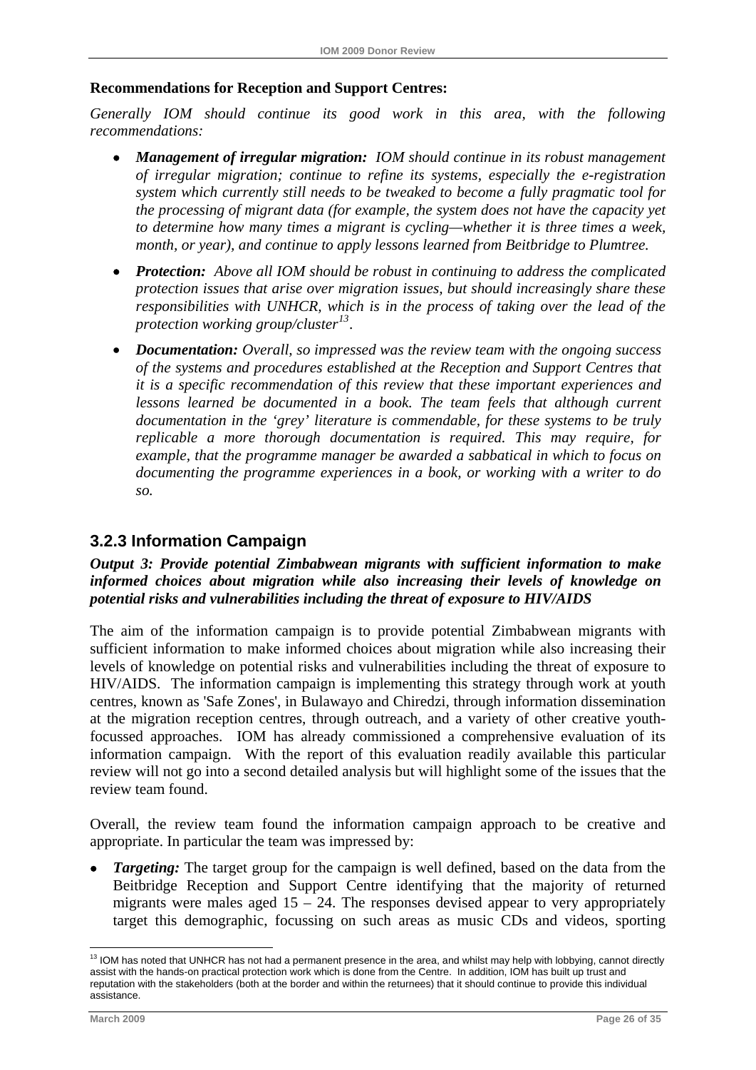**Recommendations for Reception and Support Centres:**

*Generally IOM should continue its good work in this area, with the following recommendations:*

- ***Management of irregular migration:*** *IOM should continue in its robust management of irregular migration; continue to refine its systems, especially the e-registration system which currently still needs to be tweaked to become a fully pragmatic tool for the processing of migrant data (for example, the system does not have the capacity yet to determine how many times a migrant is cycling—whether it is three times a week, month, or year), and continue to apply lessons learned from Beitbridge to Plumtree.*

- ***Protection:*** *Above all IOM should be robust in continuing to address the complicated protection issues that arise over migration issues, but should increasingly share these responsibilities with UNHCR, which is in the process of taking over the lead of the protection working group/cluster[13].*

- ***Documentation:*** *Overall, so impressed was the review team with the ongoing success of the systems and procedures established at the Reception and Support Centres that it is a specific recommendation of this review that these important experiences and lessons learned be documented in a book. The team feels that although current documentation in the 'grey' literature is commendable, for these systems to be truly replicable a more thorough documentation is required. This may require, for example, that the programme manager be awarded a sabbatical in which to focus on documenting the programme experiences in a book, or working with a writer to do so.*

### 3.2.3 Information Campaign

***Output 3: Provide potential Zimbabwean migrants with sufficient information to make informed choices about migration while also increasing their levels of knowledge on potential risks and vulnerabilities including the threat of exposure to HIV/AIDS***

The aim of the information campaign is to provide potential Zimbabwean migrants with sufficient information to make informed choices about migration while also increasing their levels of knowledge on potential risks and vulnerabilities including the threat of exposure to HIV/AIDS. The information campaign is implementing this strategy through work at youth centres, known as 'Safe Zones', in Bulawayo and Chiredzi, through information dissemination at the migration reception centres, through outreach, and a variety of other creative youth-focussed approaches. IOM has already commissioned a comprehensive evaluation of its information campaign. With the report of this evaluation readily available this particular review will not go into a second detailed analysis but will highlight some of the issues that the review team found.

Overall, the review team found the information campaign approach to be creative and appropriate. In particular the team was impressed by:

- ***Targeting:*** The target group for the campaign is well defined, based on the data from the Beitbridge Reception and Support Centre identifying that the majority of returned migrants were males aged 15 – 24. The responses devised appear to very appropriately target this demographic, focussing on such areas as music CDs and videos, sporting

[13] IOM has noted that UNHCR has not had a permanent presence in the area, and whilst may help with lobbying, cannot directly assist with the hands-on practical protection work which is done from the Centre. In addition, IOM has built up trust and reputation with the stakeholders (both at the border and within the returnees) that it should continue to provide this individual assistance.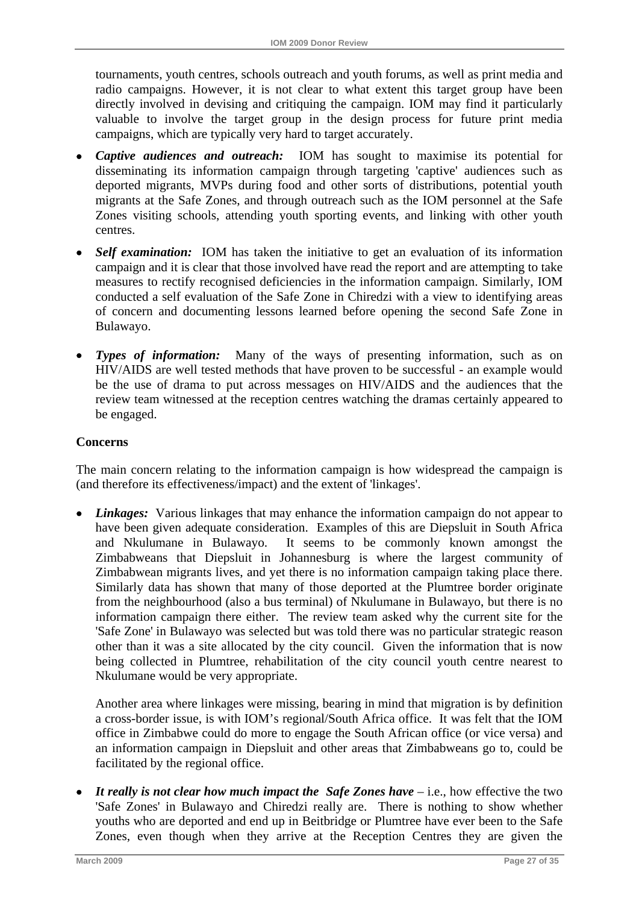tournaments, youth centres, schools outreach and youth forums, as well as print media and radio campaigns. However, it is not clear to what extent this target group have been directly involved in devising and critiquing the campaign. IOM may find it particularly valuable to involve the target group in the design process for future print media campaigns, which are typically very hard to target accurately.

- ***Captive audiences and outreach:*** IOM has sought to maximise its potential for disseminating its information campaign through targeting 'captive' audiences such as deported migrants, MVPs during food and other sorts of distributions, potential youth migrants at the Safe Zones, and through outreach such as the IOM personnel at the Safe Zones visiting schools, attending youth sporting events, and linking with other youth centres.
- ***Self examination:*** IOM has taken the initiative to get an evaluation of its information campaign and it is clear that those involved have read the report and are attempting to take measures to rectify recognised deficiencies in the information campaign. Similarly, IOM conducted a self evaluation of the Safe Zone in Chiredzi with a view to identifying areas of concern and documenting lessons learned before opening the second Safe Zone in Bulawayo.
- ***Types of information:*** Many of the ways of presenting information, such as on HIV/AIDS are well tested methods that have proven to be successful - an example would be the use of drama to put across messages on HIV/AIDS and the audiences that the review team witnessed at the reception centres watching the dramas certainly appeared to be engaged.

**Concerns**

The main concern relating to the information campaign is how widespread the campaign is (and therefore its effectiveness/impact) and the extent of 'linkages'.

- ***Linkages:*** Various linkages that may enhance the information campaign do not appear to have been given adequate consideration. Examples of this are Diepsluit in South Africa and Nkulumane in Bulawayo. It seems to be commonly known amongst the Zimbabweans that Diepsluit in Johannesburg is where the largest community of Zimbabwean migrants lives, and yet there is no information campaign taking place there. Similarly data has shown that many of those deported at the Plumtree border originate from the neighbourhood (also a bus terminal) of Nkulumane in Bulawayo, but there is no information campaign there either. The review team asked why the current site for the 'Safe Zone' in Bulawayo was selected but was told there was no particular strategic reason other than it was a site allocated by the city council. Given the information that is now being collected in Plumtree, rehabilitation of the city council youth centre nearest to Nkulumane would be very appropriate.

  Another area where linkages were missing, bearing in mind that migration is by definition a cross-border issue, is with IOM's regional/South Africa office. It was felt that the IOM office in Zimbabwe could do more to engage the South African office (or vice versa) and an information campaign in Diepsluit and other areas that Zimbabweans go to, could be facilitated by the regional office.

- ***It really is not clear how much impact the Safe Zones have*** – i.e., how effective the two 'Safe Zones' in Bulawayo and Chiredzi really are. There is nothing to show whether youths who are deported and end up in Beitbridge or Plumtree have ever been to the Safe Zones, even though when they arrive at the Reception Centres they are given the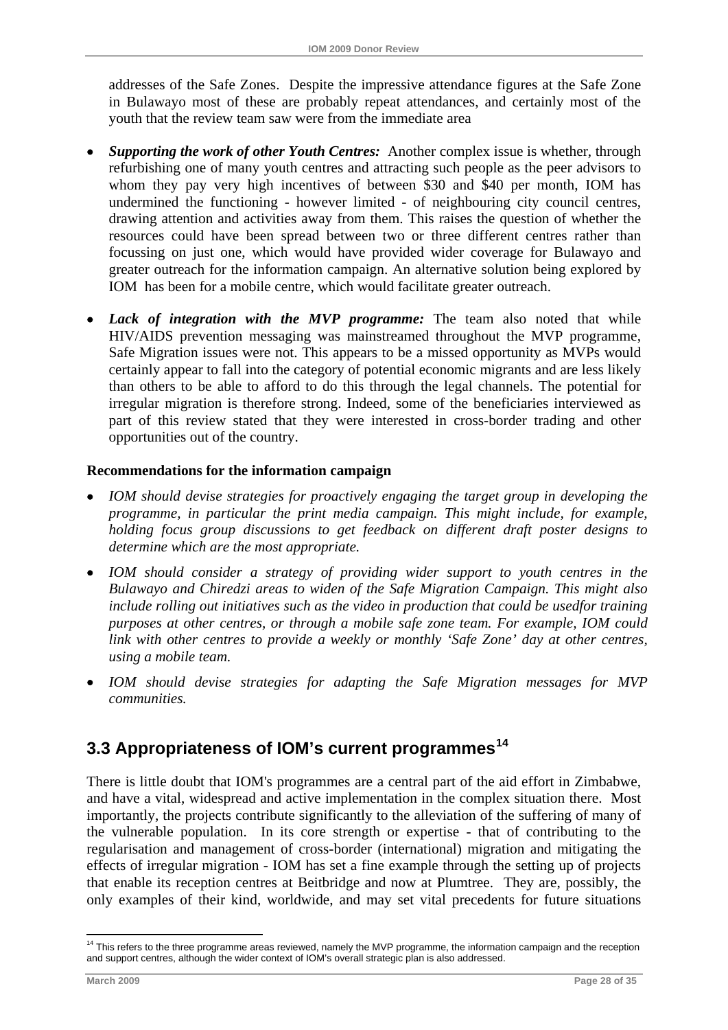addresses of the Safe Zones. Despite the impressive attendance figures at the Safe Zone in Bulawayo most of these are probably repeat attendances, and certainly most of the youth that the review team saw were from the immediate area

- ***Supporting the work of other Youth Centres:*** Another complex issue is whether, through refurbishing one of many youth centres and attracting such people as the peer advisors to whom they pay very high incentives of between $30 and $40 per month, IOM has undermined the functioning - however limited - of neighbouring city council centres, drawing attention and activities away from them. This raises the question of whether the resources could have been spread between two or three different centres rather than focussing on just one, which would have provided wider coverage for Bulawayo and greater outreach for the information campaign. An alternative solution being explored by IOM has been for a mobile centre, which would facilitate greater outreach.

- ***Lack of integration with the MVP programme:*** The team also noted that while HIV/AIDS prevention messaging was mainstreamed throughout the MVP programme, Safe Migration issues were not. This appears to be a missed opportunity as MVPs would certainly appear to fall into the category of potential economic migrants and are less likely than others to be able to afford to do this through the legal channels. The potential for irregular migration is therefore strong. Indeed, some of the beneficiaries interviewed as part of this review stated that they were interested in cross-border trading and other opportunities out of the country.

**Recommendations for the information campaign**

- *IOM should devise strategies for proactively engaging the target group in developing the programme, in particular the print media campaign. This might include, for example, holding focus group discussions to get feedback on different draft poster designs to determine which are the most appropriate.*

- *IOM should consider a strategy of providing wider support to youth centres in the Bulawayo and Chiredzi areas to widen of the Safe Migration Campaign. This might also include rolling out initiatives such as the video in production that could be usedfor training purposes at other centres, or through a mobile safe zone team. For example, IOM could link with other centres to provide a weekly or monthly 'Safe Zone' day at other centres, using a mobile team.*

- *IOM should devise strategies for adapting the Safe Migration messages for MVP communities.*

## 3.3 Appropriateness of IOM's current programmes[14]

There is little doubt that IOM's programmes are a central part of the aid effort in Zimbabwe, and have a vital, widespread and active implementation in the complex situation there. Most importantly, the projects contribute significantly to the alleviation of the suffering of many of the vulnerable population. In its core strength or expertise - that of contributing to the regularisation and management of cross-border (international) migration and mitigating the effects of irregular migration - IOM has set a fine example through the setting up of projects that enable its reception centres at Beitbridge and now at Plumtree. They are, possibly, the only examples of their kind, worldwide, and may set vital precedents for future situations

[14] This refers to the three programme areas reviewed, namely the MVP programme, the information campaign and the reception and support centres, although the wider context of IOM's overall strategic plan is also addressed.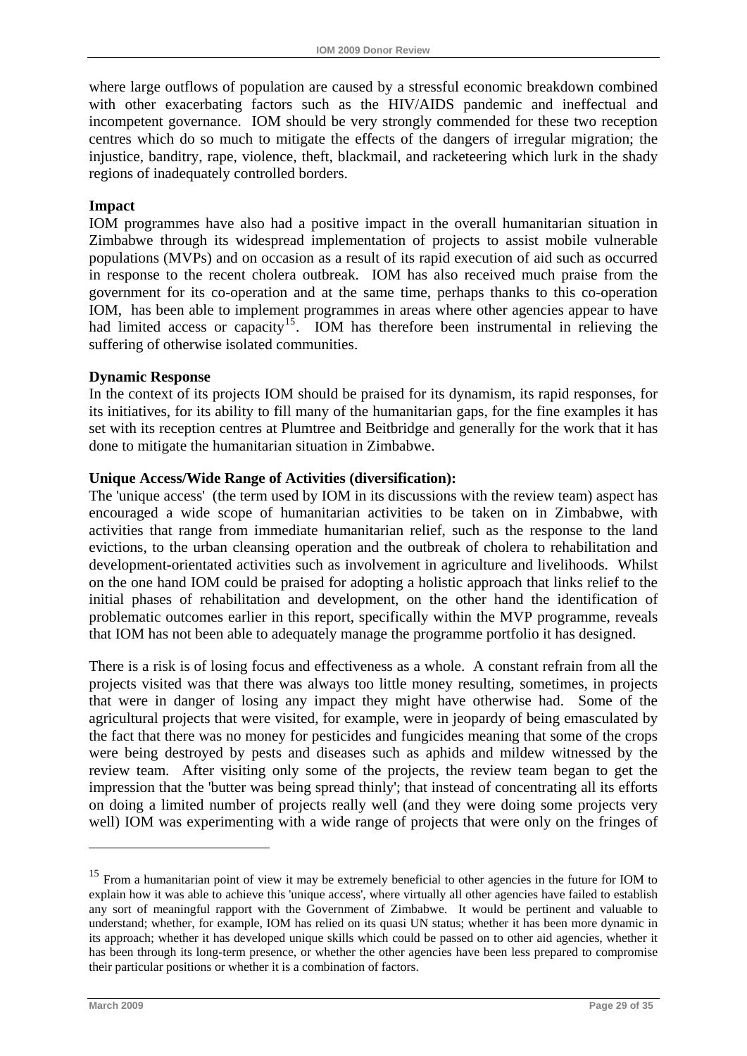where large outflows of population are caused by a stressful economic breakdown combined with other exacerbating factors such as the HIV/AIDS pandemic and ineffectual and incompetent governance. IOM should be very strongly commended for these two reception centres which do so much to mitigate the effects of the dangers of irregular migration; the injustice, banditry, rape, violence, theft, blackmail, and racketeering which lurk in the shady regions of inadequately controlled borders.

**Impact**

IOM programmes have also had a positive impact in the overall humanitarian situation in Zimbabwe through its widespread implementation of projects to assist mobile vulnerable populations (MVPs) and on occasion as a result of its rapid execution of aid such as occurred in response to the recent cholera outbreak. IOM has also received much praise from the government for its co-operation and at the same time, perhaps thanks to this co-operation IOM, has been able to implement programmes in areas where other agencies appear to have had limited access or capacity[15]. IOM has therefore been instrumental in relieving the suffering of otherwise isolated communities.

**Dynamic Response**

In the context of its projects IOM should be praised for its dynamism, its rapid responses, for its initiatives, for its ability to fill many of the humanitarian gaps, for the fine examples it has set with its reception centres at Plumtree and Beitbridge and generally for the work that it has done to mitigate the humanitarian situation in Zimbabwe.

**Unique Access/Wide Range of Activities (diversification):**

The 'unique access' (the term used by IOM in its discussions with the review team) aspect has encouraged a wide scope of humanitarian activities to be taken on in Zimbabwe, with activities that range from immediate humanitarian relief, such as the response to the land evictions, to the urban cleansing operation and the outbreak of cholera to rehabilitation and development-orientated activities such as involvement in agriculture and livelihoods. Whilst on the one hand IOM could be praised for adopting a holistic approach that links relief to the initial phases of rehabilitation and development, on the other hand the identification of problematic outcomes earlier in this report, specifically within the MVP programme, reveals that IOM has not been able to adequately manage the programme portfolio it has designed.

There is a risk is of losing focus and effectiveness as a whole. A constant refrain from all the projects visited was that there was always too little money resulting, sometimes, in projects that were in danger of losing any impact they might have otherwise had. Some of the agricultural projects that were visited, for example, were in jeopardy of being emasculated by the fact that there was no money for pesticides and fungicides meaning that some of the crops were being destroyed by pests and diseases such as aphids and mildew witnessed by the review team. After visiting only some of the projects, the review team began to get the impression that the 'butter was being spread thinly'; that instead of concentrating all its efforts on doing a limited number of projects really well (and they were doing some projects very well) IOM was experimenting with a wide range of projects that were only on the fringes of

---

[15] From a humanitarian point of view it may be extremely beneficial to other agencies in the future for IOM to explain how it was able to achieve this 'unique access', where virtually all other agencies have failed to establish any sort of meaningful rapport with the Government of Zimbabwe. It would be pertinent and valuable to understand; whether, for example, IOM has relied on its quasi UN status; whether it has been more dynamic in its approach; whether it has developed unique skills which could be passed on to other aid agencies, whether it has been through its long-term presence, or whether the other agencies have been less prepared to compromise their particular positions or whether it is a combination of factors.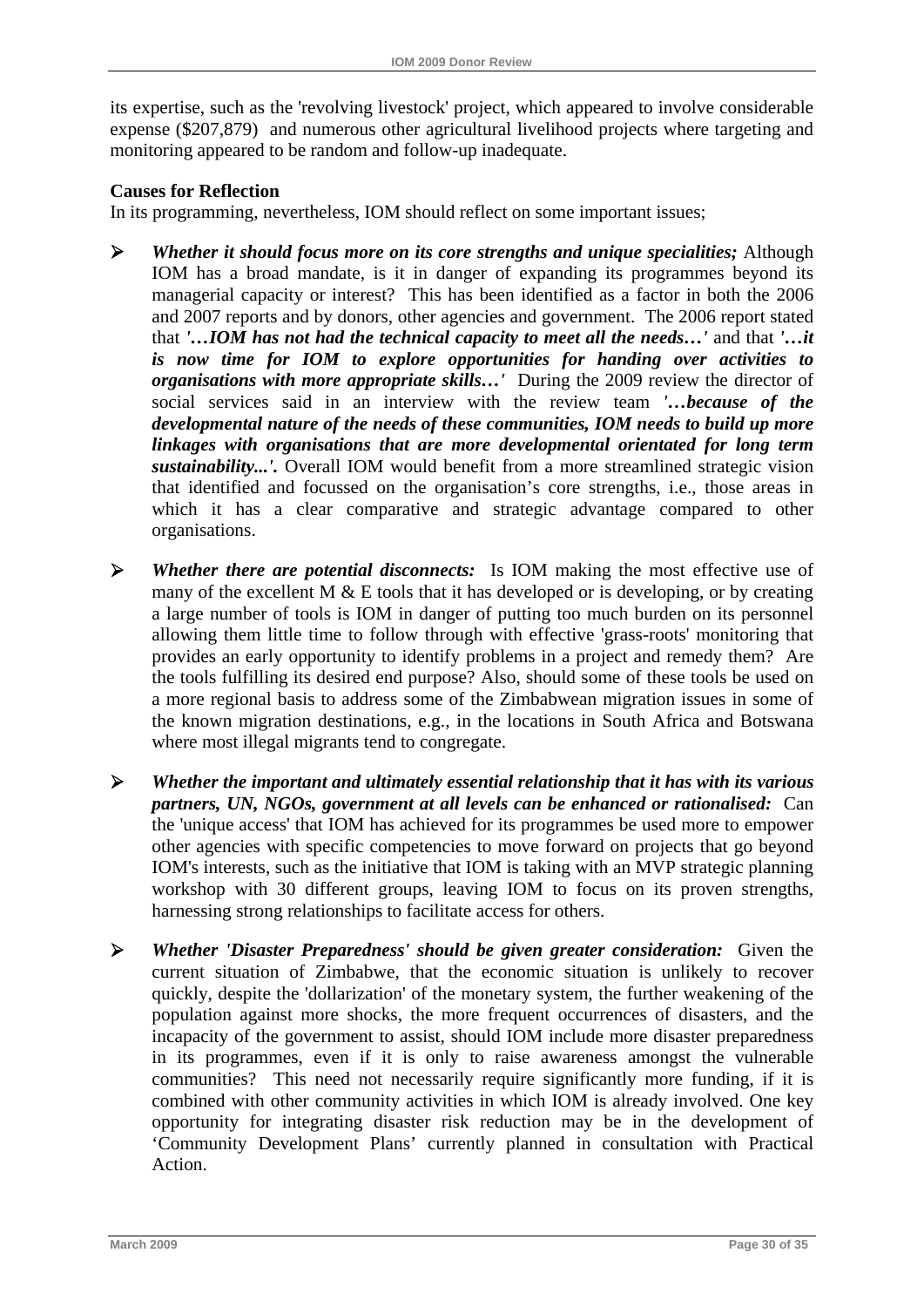its expertise, such as the 'revolving livestock' project, which appeared to involve considerable expense ($207,879) and numerous other agricultural livelihood projects where targeting and monitoring appeared to be random and follow-up inadequate.

**Causes for Reflection**

In its programming, nevertheless, IOM should reflect on some important issues;

- ***Whether it should focus more on its core strengths and unique specialities;*** Although IOM has a broad mandate, is it in danger of expanding its programmes beyond its managerial capacity or interest? This has been identified as a factor in both the 2006 and 2007 reports and by donors, other agencies and government. The 2006 report stated that ***'…IOM has not had the technical capacity to meet all the needs…'*** and that ***'…it is now time for IOM to explore opportunities for handing over activities to organisations with more appropriate skills…'*** During the 2009 review the director of social services said in an interview with the review team ***'…because of the developmental nature of the needs of these communities, IOM needs to build up more linkages with organisations that are more developmental orientated for long term sustainability...'.*** Overall IOM would benefit from a more streamlined strategic vision that identified and focussed on the organisation's core strengths, i.e., those areas in which it has a clear comparative and strategic advantage compared to other organisations.

- ***Whether there are potential disconnects:*** Is IOM making the most effective use of many of the excellent M & E tools that it has developed or is developing, or by creating a large number of tools is IOM in danger of putting too much burden on its personnel allowing them little time to follow through with effective 'grass-roots' monitoring that provides an early opportunity to identify problems in a project and remedy them? Are the tools fulfilling its desired end purpose? Also, should some of these tools be used on a more regional basis to address some of the Zimbabwean migration issues in some of the known migration destinations, e.g., in the locations in South Africa and Botswana where most illegal migrants tend to congregate.

- ***Whether the important and ultimately essential relationship that it has with its various partners, UN, NGOs, government at all levels can be enhanced or rationalised:*** Can the 'unique access' that IOM has achieved for its programmes be used more to empower other agencies with specific competencies to move forward on projects that go beyond IOM's interests, such as the initiative that IOM is taking with an MVP strategic planning workshop with 30 different groups, leaving IOM to focus on its proven strengths, harnessing strong relationships to facilitate access for others.

- ***Whether 'Disaster Preparedness' should be given greater consideration:*** Given the current situation of Zimbabwe, that the economic situation is unlikely to recover quickly, despite the 'dollarization' of the monetary system, the further weakening of the population against more shocks, the more frequent occurrences of disasters, and the incapacity of the government to assist, should IOM include more disaster preparedness in its programmes, even if it is only to raise awareness amongst the vulnerable communities? This need not necessarily require significantly more funding, if it is combined with other community activities in which IOM is already involved. One key opportunity for integrating disaster risk reduction may be in the development of 'Community Development Plans' currently planned in consultation with Practical Action.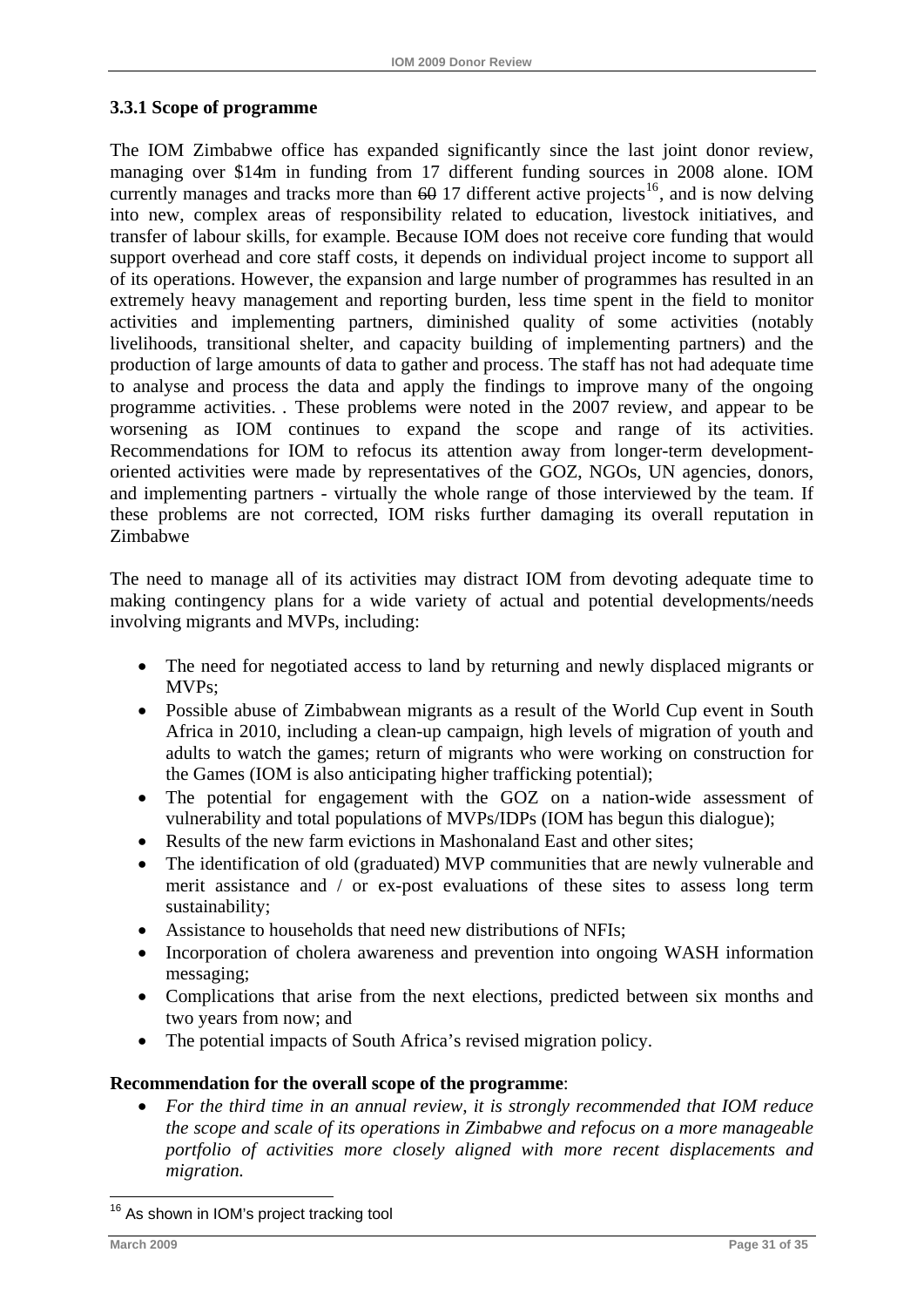### 3.3.1 Scope of programme

The IOM Zimbabwe office has expanded significantly since the last joint donor review, managing over \$14m in funding from 17 different funding sources in 2008 alone. IOM currently manages and tracks more than ~~60~~ 17 different active projects[16], and is now delving into new, complex areas of responsibility related to education, livestock initiatives, and transfer of labour skills, for example. Because IOM does not receive core funding that would support overhead and core staff costs, it depends on individual project income to support all of its operations. However, the expansion and large number of programmes has resulted in an extremely heavy management and reporting burden, less time spent in the field to monitor activities and implementing partners, diminished quality of some activities (notably livelihoods, transitional shelter, and capacity building of implementing partners) and the production of large amounts of data to gather and process. The staff has not had adequate time to analyse and process the data and apply the findings to improve many of the ongoing programme activities. . These problems were noted in the 2007 review, and appear to be worsening as IOM continues to expand the scope and range of its activities. Recommendations for IOM to refocus its attention away from longer-term development-oriented activities were made by representatives of the GOZ, NGOs, UN agencies, donors, and implementing partners - virtually the whole range of those interviewed by the team. If these problems are not corrected, IOM risks further damaging its overall reputation in Zimbabwe

The need to manage all of its activities may distract IOM from devoting adequate time to making contingency plans for a wide variety of actual and potential developments/needs involving migrants and MVPs, including:

- The need for negotiated access to land by returning and newly displaced migrants or MVPs;
- Possible abuse of Zimbabwean migrants as a result of the World Cup event in South Africa in 2010, including a clean-up campaign, high levels of migration of youth and adults to watch the games; return of migrants who were working on construction for the Games (IOM is also anticipating higher trafficking potential);
- The potential for engagement with the GOZ on a nation-wide assessment of vulnerability and total populations of MVPs/IDPs (IOM has begun this dialogue);
- Results of the new farm evictions in Mashonaland East and other sites;
- The identification of old (graduated) MVP communities that are newly vulnerable and merit assistance and / or ex-post evaluations of these sites to assess long term sustainability;
- Assistance to households that need new distributions of NFIs;
- Incorporation of cholera awareness and prevention into ongoing WASH information messaging;
- Complications that arise from the next elections, predicted between six months and two years from now; and
- The potential impacts of South Africa's revised migration policy.

**Recommendation for the overall scope of the programme**:

- *For the third time in an annual review, it is strongly recommended that IOM reduce the scope and scale of its operations in Zimbabwe and refocus on a more manageable portfolio of activities more closely aligned with more recent displacements and migration.*

[16] As shown in IOM's project tracking tool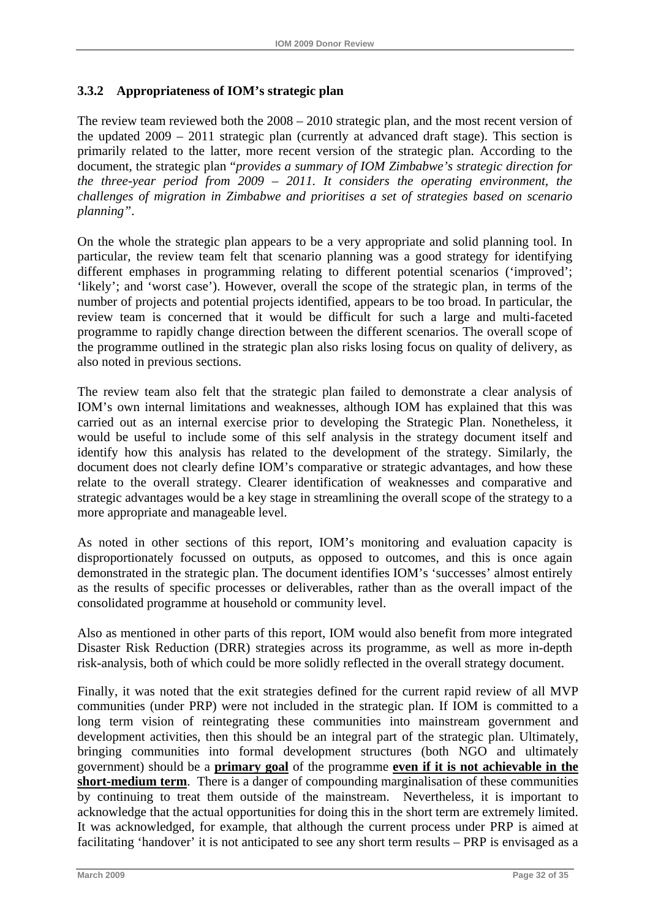### 3.3.2 Appropriateness of IOM's strategic plan

The review team reviewed both the 2008 – 2010 strategic plan, and the most recent version of the updated 2009 – 2011 strategic plan (currently at advanced draft stage). This section is primarily related to the latter, more recent version of the strategic plan. According to the document, the strategic plan "*provides a summary of IOM Zimbabwe's strategic direction for the three-year period from 2009 – 2011. It considers the operating environment, the challenges of migration in Zimbabwe and prioritises a set of strategies based on scenario planning*".

On the whole the strategic plan appears to be a very appropriate and solid planning tool. In particular, the review team felt that scenario planning was a good strategy for identifying different emphases in programming relating to different potential scenarios ('improved'; 'likely'; and 'worst case'). However, overall the scope of the strategic plan, in terms of the number of projects and potential projects identified, appears to be too broad. In particular, the review team is concerned that it would be difficult for such a large and multi-faceted programme to rapidly change direction between the different scenarios. The overall scope of the programme outlined in the strategic plan also risks losing focus on quality of delivery, as also noted in previous sections.

The review team also felt that the strategic plan failed to demonstrate a clear analysis of IOM's own internal limitations and weaknesses, although IOM has explained that this was carried out as an internal exercise prior to developing the Strategic Plan. Nonetheless, it would be useful to include some of this self analysis in the strategy document itself and identify how this analysis has related to the development of the strategy. Similarly, the document does not clearly define IOM's comparative or strategic advantages, and how these relate to the overall strategy. Clearer identification of weaknesses and comparative and strategic advantages would be a key stage in streamlining the overall scope of the strategy to a more appropriate and manageable level.

As noted in other sections of this report, IOM's monitoring and evaluation capacity is disproportionately focussed on outputs, as opposed to outcomes, and this is once again demonstrated in the strategic plan. The document identifies IOM's 'successes' almost entirely as the results of specific processes or deliverables, rather than as the overall impact of the consolidated programme at household or community level.

Also as mentioned in other parts of this report, IOM would also benefit from more integrated Disaster Risk Reduction (DRR) strategies across its programme, as well as more in-depth risk-analysis, both of which could be more solidly reflected in the overall strategy document.

Finally, it was noted that the exit strategies defined for the current rapid review of all MVP communities (under PRP) were not included in the strategic plan. If IOM is committed to a long term vision of reintegrating these communities into mainstream government and development activities, then this should be an integral part of the strategic plan. Ultimately, bringing communities into formal development structures (both NGO and ultimately government) should be a **primary goal** of the programme **even if it is not achievable in the short-medium term**. There is a danger of compounding marginalisation of these communities by continuing to treat them outside of the mainstream. Nevertheless, it is important to acknowledge that the actual opportunities for doing this in the short term are extremely limited. It was acknowledged, for example, that although the current process under PRP is aimed at facilitating 'handover' it is not anticipated to see any short term results – PRP is envisaged as a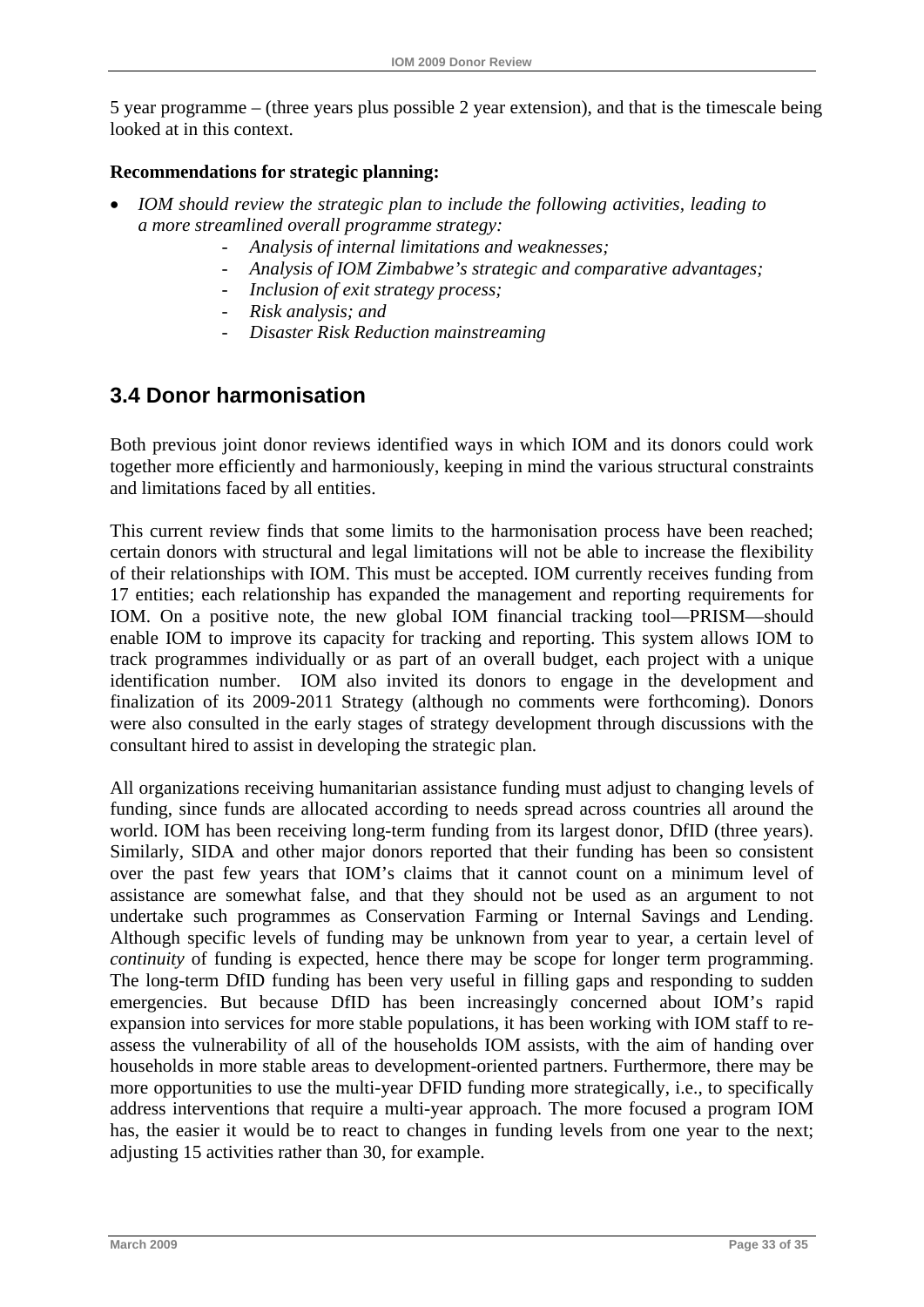5 year programme – (three years plus possible 2 year extension), and that is the timescale being looked at in this context.

**Recommendations for strategic planning:**

- *IOM should review the strategic plan to include the following activities, leading to a more streamlined overall programme strategy:*
  - *Analysis of internal limitations and weaknesses;*
  - *Analysis of IOM Zimbabwe's strategic and comparative advantages;*
  - *Inclusion of exit strategy process;*
  - *Risk analysis; and*
  - *Disaster Risk Reduction mainstreaming*

## 3.4 Donor harmonisation

Both previous joint donor reviews identified ways in which IOM and its donors could work together more efficiently and harmoniously, keeping in mind the various structural constraints and limitations faced by all entities.

This current review finds that some limits to the harmonisation process have been reached; certain donors with structural and legal limitations will not be able to increase the flexibility of their relationships with IOM. This must be accepted. IOM currently receives funding from 17 entities; each relationship has expanded the management and reporting requirements for IOM. On a positive note, the new global IOM financial tracking tool—PRISM—should enable IOM to improve its capacity for tracking and reporting. This system allows IOM to track programmes individually or as part of an overall budget, each project with a unique identification number. IOM also invited its donors to engage in the development and finalization of its 2009-2011 Strategy (although no comments were forthcoming). Donors were also consulted in the early stages of strategy development through discussions with the consultant hired to assist in developing the strategic plan.

All organizations receiving humanitarian assistance funding must adjust to changing levels of funding, since funds are allocated according to needs spread across countries all around the world. IOM has been receiving long-term funding from its largest donor, DfID (three years). Similarly, SIDA and other major donors reported that their funding has been so consistent over the past few years that IOM's claims that it cannot count on a minimum level of assistance are somewhat false, and that they should not be used as an argument to not undertake such programmes as Conservation Farming or Internal Savings and Lending. Although specific levels of funding may be unknown from year to year, a certain level of *continuity* of funding is expected, hence there may be scope for longer term programming. The long-term DfID funding has been very useful in filling gaps and responding to sudden emergencies. But because DfID has been increasingly concerned about IOM's rapid expansion into services for more stable populations, it has been working with IOM staff to re-assess the vulnerability of all of the households IOM assists, with the aim of handing over households in more stable areas to development-oriented partners. Furthermore, there may be more opportunities to use the multi-year DFID funding more strategically, i.e., to specifically address interventions that require a multi-year approach. The more focused a program IOM has, the easier it would be to react to changes in funding levels from one year to the next; adjusting 15 activities rather than 30, for example.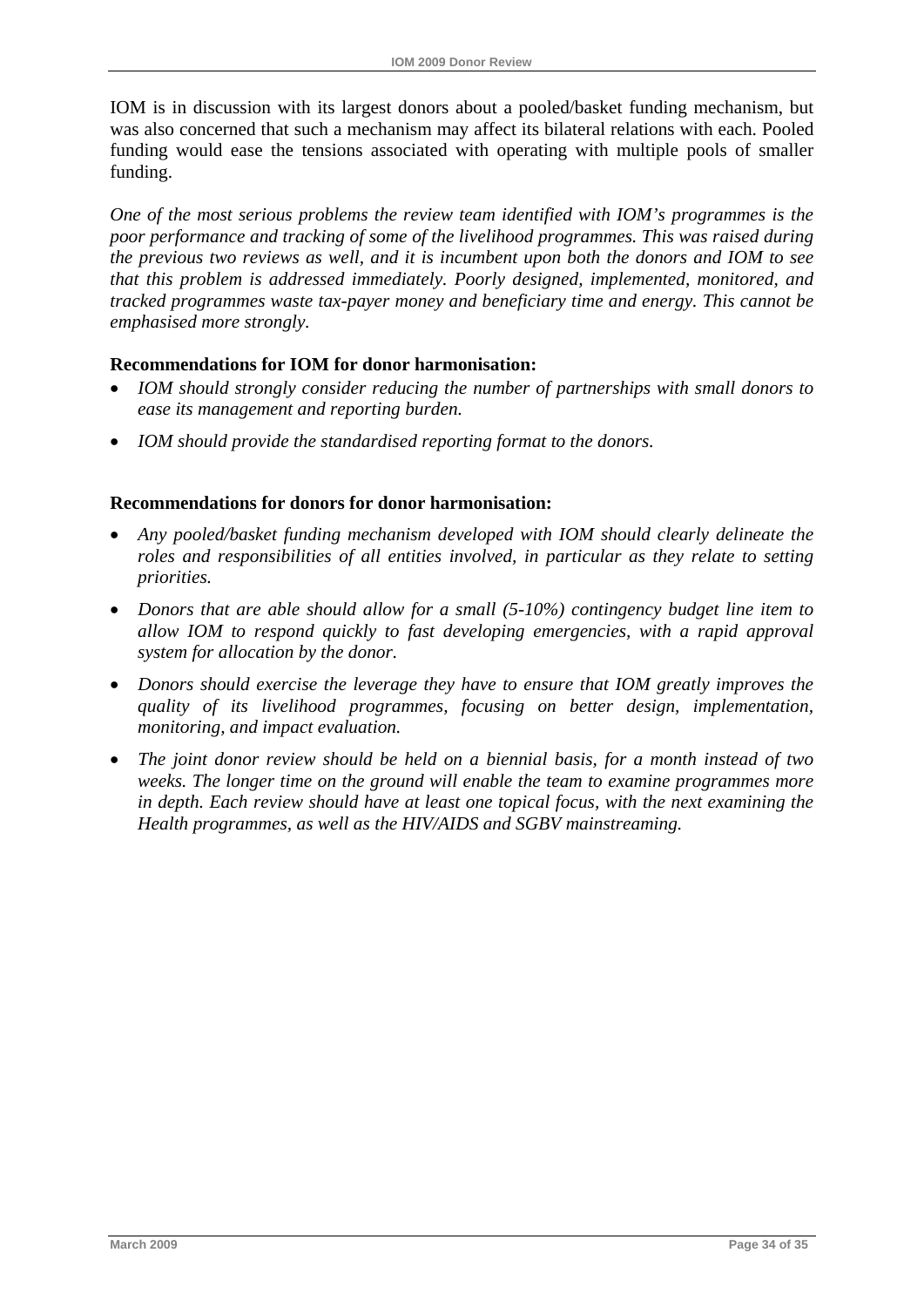IOM is in discussion with its largest donors about a pooled/basket funding mechanism, but was also concerned that such a mechanism may affect its bilateral relations with each. Pooled funding would ease the tensions associated with operating with multiple pools of smaller funding.

*One of the most serious problems the review team identified with IOM's programmes is the poor performance and tracking of some of the livelihood programmes. This was raised during the previous two reviews as well, and it is incumbent upon both the donors and IOM to see that this problem is addressed immediately. Poorly designed, implemented, monitored, and tracked programmes waste tax-payer money and beneficiary time and energy. This cannot be emphasised more strongly.*

**Recommendations for IOM for donor harmonisation:**

- *IOM should strongly consider reducing the number of partnerships with small donors to ease its management and reporting burden.*
- *IOM should provide the standardised reporting format to the donors.*

**Recommendations for donors for donor harmonisation:**

- *Any pooled/basket funding mechanism developed with IOM should clearly delineate the roles and responsibilities of all entities involved, in particular as they relate to setting priorities.*
- *Donors that are able should allow for a small (5-10%) contingency budget line item to allow IOM to respond quickly to fast developing emergencies, with a rapid approval system for allocation by the donor.*
- *Donors should exercise the leverage they have to ensure that IOM greatly improves the quality of its livelihood programmes, focusing on better design, implementation, monitoring, and impact evaluation.*
- *The joint donor review should be held on a biennial basis, for a month instead of two weeks. The longer time on the ground will enable the team to examine programmes more in depth. Each review should have at least one topical focus, with the next examining the Health programmes, as well as the HIV/AIDS and SGBV mainstreaming.*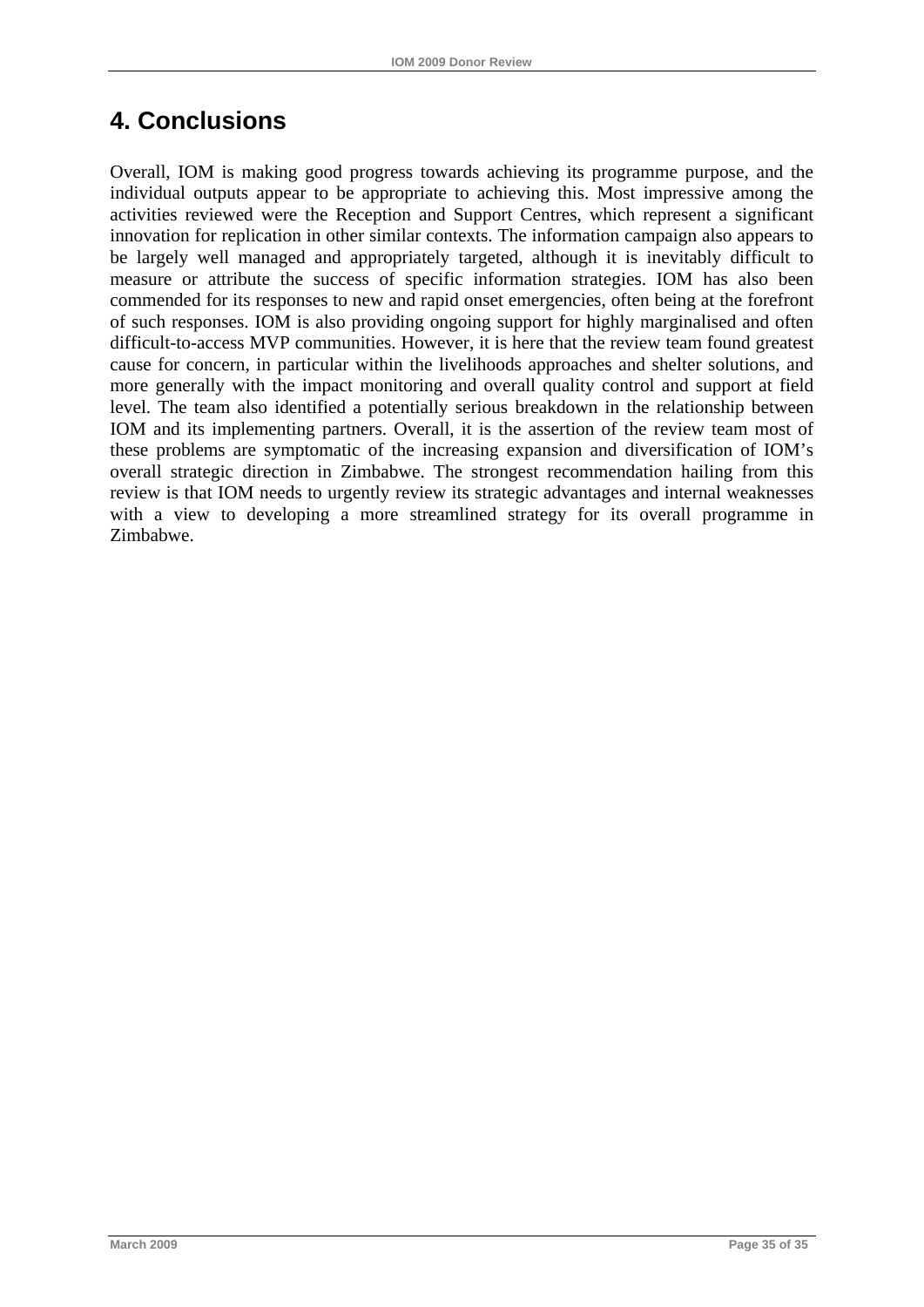# 4. Conclusions

Overall, IOM is making good progress towards achieving its programme purpose, and the individual outputs appear to be appropriate to achieving this. Most impressive among the activities reviewed were the Reception and Support Centres, which represent a significant innovation for replication in other similar contexts. The information campaign also appears to be largely well managed and appropriately targeted, although it is inevitably difficult to measure or attribute the success of specific information strategies. IOM has also been commended for its responses to new and rapid onset emergencies, often being at the forefront of such responses. IOM is also providing ongoing support for highly marginalised and often difficult-to-access MVP communities. However, it is here that the review team found greatest cause for concern, in particular within the livelihoods approaches and shelter solutions, and more generally with the impact monitoring and overall quality control and support at field level. The team also identified a potentially serious breakdown in the relationship between IOM and its implementing partners. Overall, it is the assertion of the review team most of these problems are symptomatic of the increasing expansion and diversification of IOM's overall strategic direction in Zimbabwe. The strongest recommendation hailing from this review is that IOM needs to urgently review its strategic advantages and internal weaknesses with a view to developing a more streamlined strategy for its overall programme in Zimbabwe.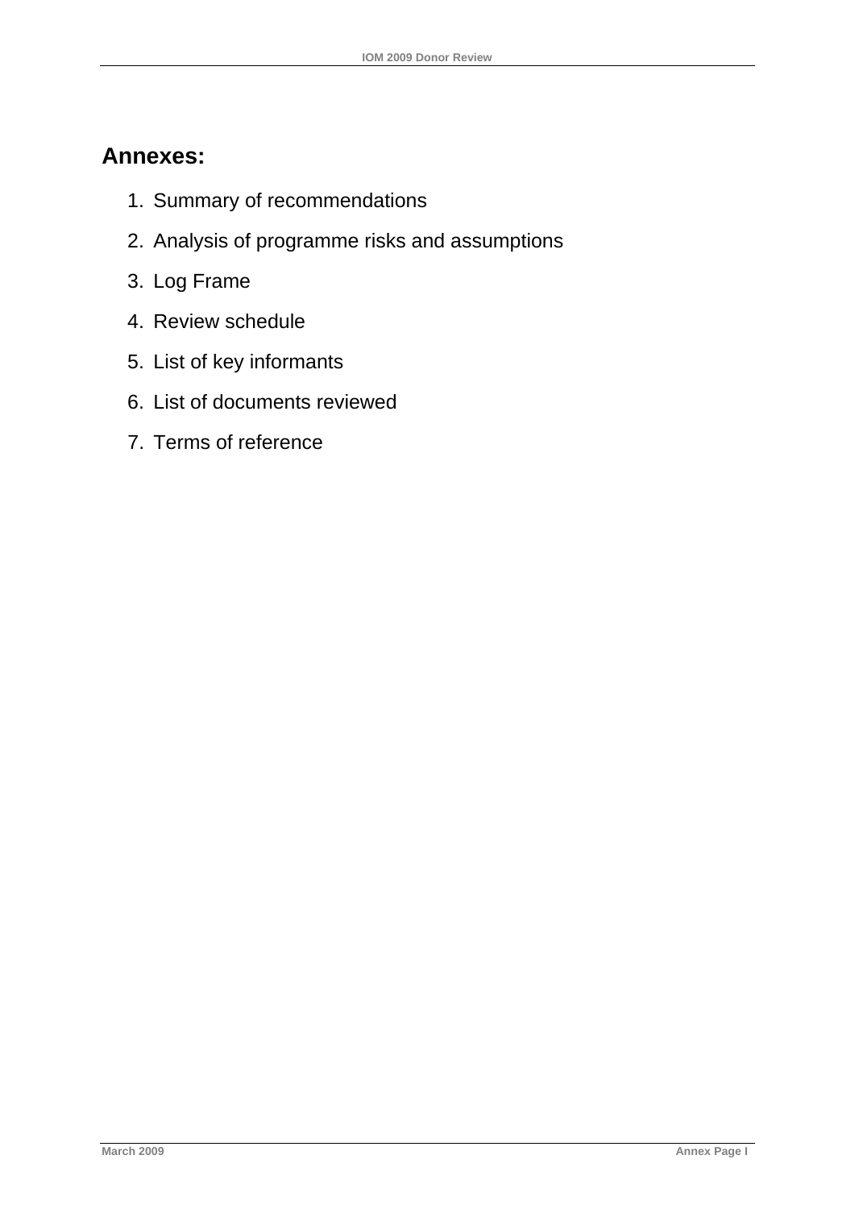## Annexes:

1. Summary of recommendations
2. Analysis of programme risks and assumptions
3. Log Frame
4. Review schedule
5. List of key informants
6. List of documents reviewed
7. Terms of reference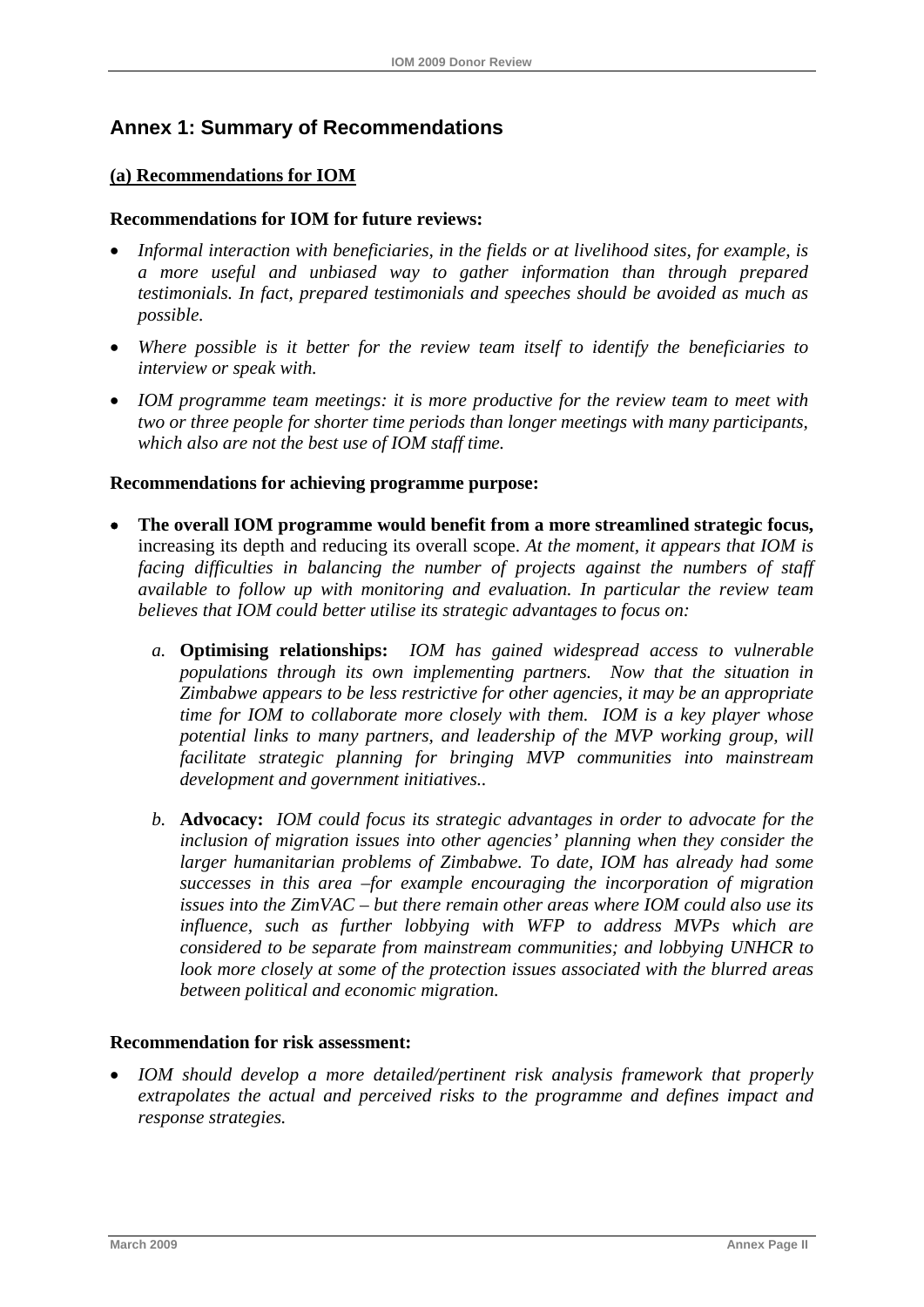## Annex 1: Summary of Recommendations

### (a) Recommendations for IOM

**Recommendations for IOM for future reviews:**

- *Informal interaction with beneficiaries, in the fields or at livelihood sites, for example, is a more useful and unbiased way to gather information than through prepared testimonials. In fact, prepared testimonials and speeches should be avoided as much as possible.*
- *Where possible is it better for the review team itself to identify the beneficiaries to interview or speak with.*
- *IOM programme team meetings: it is more productive for the review team to meet with two or three people for shorter time periods than longer meetings with many participants, which also are not the best use of IOM staff time.*

**Recommendations for achieving programme purpose:**

- **The overall IOM programme would benefit from a more streamlined strategic focus,** increasing its depth and reducing its overall scope. *At the moment, it appears that IOM is facing difficulties in balancing the number of projects against the numbers of staff available to follow up with monitoring and evaluation. In particular the review team believes that IOM could better utilise its strategic advantages to focus on:*

  a. **Optimising relationships:** *IOM has gained widespread access to vulnerable populations through its own implementing partners. Now that the situation in Zimbabwe appears to be less restrictive for other agencies, it may be an appropriate time for IOM to collaborate more closely with them. IOM is a key player whose potential links to many partners, and leadership of the MVP working group, will facilitate strategic planning for bringing MVP communities into mainstream development and government initiatives..*

  b. **Advocacy:** *IOM could focus its strategic advantages in order to advocate for the inclusion of migration issues into other agencies' planning when they consider the larger humanitarian problems of Zimbabwe. To date, IOM has already had some successes in this area –for example encouraging the incorporation of migration issues into the ZimVAC – but there remain other areas where IOM could also use its influence, such as further lobbying with WFP to address MVPs which are considered to be separate from mainstream communities; and lobbying UNHCR to look more closely at some of the protection issues associated with the blurred areas between political and economic migration.*

**Recommendation for risk assessment:**

- *IOM should develop a more detailed/pertinent risk analysis framework that properly extrapolates the actual and perceived risks to the programme and defines impact and response strategies.*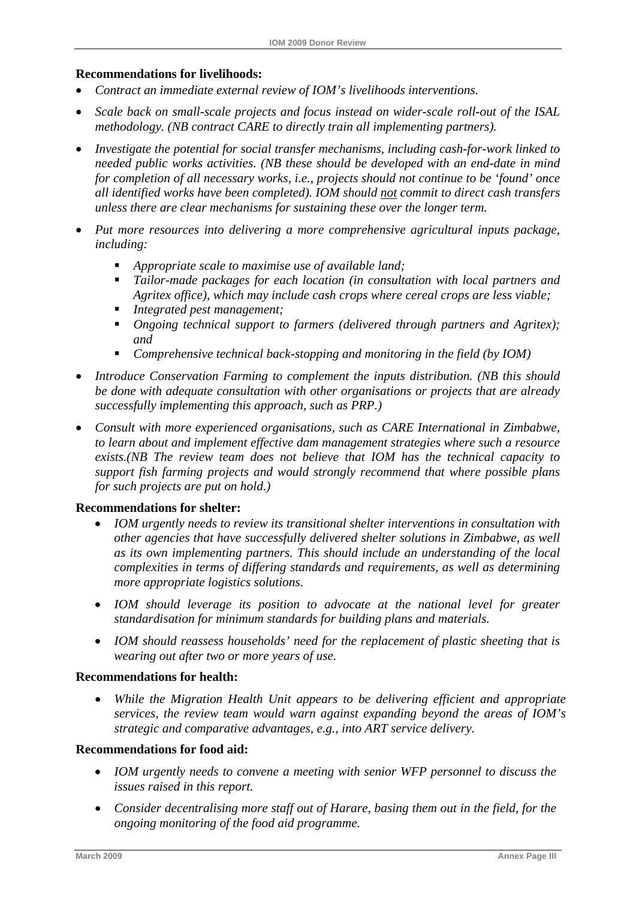**Recommendations for livelihoods:**

- *Contract an immediate external review of IOM's livelihoods interventions.*
- *Scale back on small-scale projects and focus instead on wider-scale roll-out of the ISAL methodology. (NB contract CARE to directly train all implementing partners).*
- *Investigate the potential for social transfer mechanisms, including cash-for-work linked to needed public works activities. (NB these should be developed with an end-date in mind for completion of all necessary works, i.e., projects should not continue to be 'found' once all identified works have been completed). IOM should not commit to direct cash transfers unless there are clear mechanisms for sustaining these over the longer term.*
- *Put more resources into delivering a more comprehensive agricultural inputs package, including:*
  - *Appropriate scale to maximise use of available land;*
  - *Tailor-made packages for each location (in consultation with local partners and Agritex office), which may include cash crops where cereal crops are less viable;*
  - *Integrated pest management;*
  - *Ongoing technical support to farmers (delivered through partners and Agritex); and*
  - *Comprehensive technical back-stopping and monitoring in the field (by IOM)*
- *Introduce Conservation Farming to complement the inputs distribution. (NB this should be done with adequate consultation with other organisations or projects that are already successfully implementing this approach, such as PRP.)*
- *Consult with more experienced organisations, such as CARE International in Zimbabwe, to learn about and implement effective dam management strategies where such a resource exists.(NB The review team does not believe that IOM has the technical capacity to support fish farming projects and would strongly recommend that where possible plans for such projects are put on hold.)*

**Recommendations for shelter:**

- *IOM urgently needs to review its transitional shelter interventions in consultation with other agencies that have successfully delivered shelter solutions in Zimbabwe, as well as its own implementing partners. This should include an understanding of the local complexities in terms of differing standards and requirements, as well as determining more appropriate logistics solutions.*
- *IOM should leverage its position to advocate at the national level for greater standardisation for minimum standards for building plans and materials.*
- *IOM should reassess households' need for the replacement of plastic sheeting that is wearing out after two or more years of use.*

**Recommendations for health:**

- *While the Migration Health Unit appears to be delivering efficient and appropriate services, the review team would warn against expanding beyond the areas of IOM's strategic and comparative advantages, e.g., into ART service delivery.*

**Recommendations for food aid:**

- *IOM urgently needs to convene a meeting with senior WFP personnel to discuss the issues raised in this report.*
- *Consider decentralising more staff out of Harare, basing them out in the field, for the ongoing monitoring of the food aid programme.*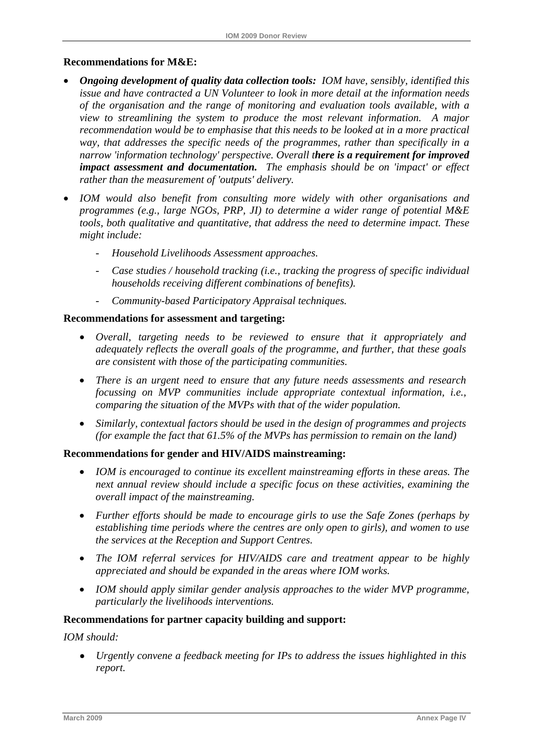**Recommendations for M&E:**

- ***Ongoing development of quality data collection tools:*** *IOM have, sensibly, identified this issue and have contracted a UN Volunteer to look in more detail at the information needs of the organisation and the range of monitoring and evaluation tools available, with a view to streamlining the system to produce the most relevant information. A major recommendation would be to emphasise that this needs to be looked at in a more practical way, that addresses the specific needs of the programmes, rather than specifically in a narrow 'information technology' perspective. Overall t**here is a requirement for improved impact assessment and documentation.** The emphasis should be on 'impact' or effect rather than the measurement of 'outputs' delivery.*
- *IOM would also benefit from consulting more widely with other organisations and programmes (e.g., large NGOs, PRP, JI) to determine a wider range of potential M&E tools, both qualitative and quantitative, that address the need to determine impact. These might include:*
  - *Household Livelihoods Assessment approaches.*
  - *Case studies / household tracking (i.e., tracking the progress of specific individual households receiving different combinations of benefits).*
  - *Community-based Participatory Appraisal techniques.*

**Recommendations for assessment and targeting:**

- *Overall, targeting needs to be reviewed to ensure that it appropriately and adequately reflects the overall goals of the programme, and further, that these goals are consistent with those of the participating communities.*
- *There is an urgent need to ensure that any future needs assessments and research focussing on MVP communities include appropriate contextual information, i.e., comparing the situation of the MVPs with that of the wider population.*
- *Similarly, contextual factors should be used in the design of programmes and projects (for example the fact that 61.5% of the MVPs has permission to remain on the land)*

**Recommendations for gender and HIV/AIDS mainstreaming:**

- *IOM is encouraged to continue its excellent mainstreaming efforts in these areas. The next annual review should include a specific focus on these activities, examining the overall impact of the mainstreaming.*
- *Further efforts should be made to encourage girls to use the Safe Zones (perhaps by establishing time periods where the centres are only open to girls), and women to use the services at the Reception and Support Centres.*
- *The IOM referral services for HIV/AIDS care and treatment appear to be highly appreciated and should be expanded in the areas where IOM works.*
- *IOM should apply similar gender analysis approaches to the wider MVP programme, particularly the livelihoods interventions.*

**Recommendations for partner capacity building and support:**

*IOM should:*

- *Urgently convene a feedback meeting for IPs to address the issues highlighted in this report.*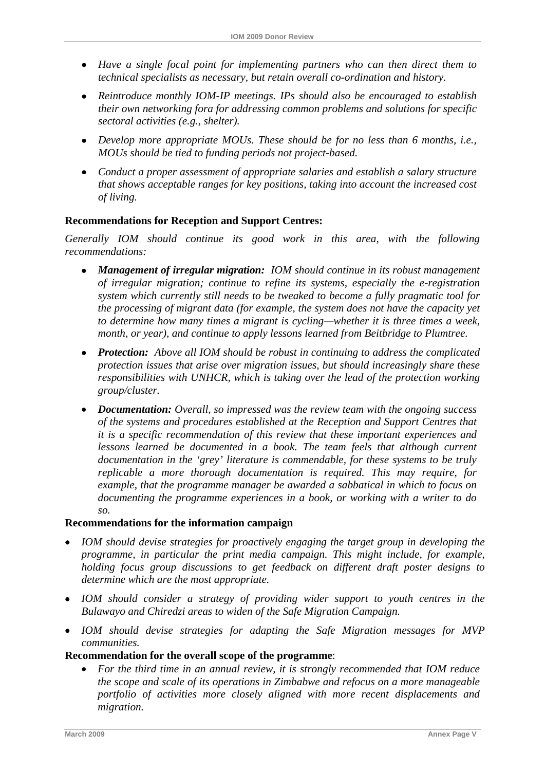- *Have a single focal point for implementing partners who can then direct them to technical specialists as necessary, but retain overall co-ordination and history.*
- *Reintroduce monthly IOM-IP meetings. IPs should also be encouraged to establish their own networking fora for addressing common problems and solutions for specific sectoral activities (e.g., shelter).*
- *Develop more appropriate MOUs. These should be for no less than 6 months, i.e., MOUs should be tied to funding periods not project-based.*
- *Conduct a proper assessment of appropriate salaries and establish a salary structure that shows acceptable ranges for key positions, taking into account the increased cost of living.*

**Recommendations for Reception and Support Centres:**

*Generally IOM should continue its good work in this area, with the following recommendations:*

- ***Management of irregular migration:*** *IOM should continue in its robust management of irregular migration; continue to refine its systems, especially the e-registration system which currently still needs to be tweaked to become a fully pragmatic tool for the processing of migrant data (for example, the system does not have the capacity yet to determine how many times a migrant is cycling—whether it is three times a week, month, or year), and continue to apply lessons learned from Beitbridge to Plumtree.*
- ***Protection:*** *Above all IOM should be robust in continuing to address the complicated protection issues that arise over migration issues, but should increasingly share these responsibilities with UNHCR, which is taking over the lead of the protection working group/cluster.*
- ***Documentation:*** *Overall, so impressed was the review team with the ongoing success of the systems and procedures established at the Reception and Support Centres that it is a specific recommendation of this review that these important experiences and lessons learned be documented in a book. The team feels that although current documentation in the 'grey' literature is commendable, for these systems to be truly replicable a more thorough documentation is required. This may require, for example, that the programme manager be awarded a sabbatical in which to focus on documenting the programme experiences in a book, or working with a writer to do so.*

**Recommendations for the information campaign**

- *IOM should devise strategies for proactively engaging the target group in developing the programme, in particular the print media campaign. This might include, for example, holding focus group discussions to get feedback on different draft poster designs to determine which are the most appropriate.*
- *IOM should consider a strategy of providing wider support to youth centres in the Bulawayo and Chiredzi areas to widen of the Safe Migration Campaign.*
- *IOM should devise strategies for adapting the Safe Migration messages for MVP communities.*

**Recommendation for the overall scope of the programme**:

- *For the third time in an annual review, it is strongly recommended that IOM reduce the scope and scale of its operations in Zimbabwe and refocus on a more manageable portfolio of activities more closely aligned with more recent displacements and migration.*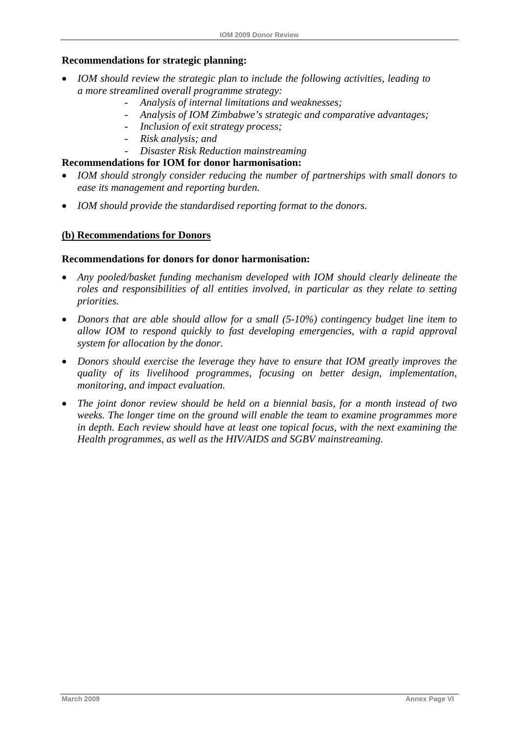**Recommendations for strategic planning:**

- *IOM should review the strategic plan to include the following activities, leading to a more streamlined overall programme strategy:*
  - *Analysis of internal limitations and weaknesses;*
  - *Analysis of IOM Zimbabwe's strategic and comparative advantages;*
  - *Inclusion of exit strategy process;*
  - *Risk analysis; and*
  - *Disaster Risk Reduction mainstreaming*

**Recommendations for IOM for donor harmonisation:**

- *IOM should strongly consider reducing the number of partnerships with small donors to ease its management and reporting burden.*
- *IOM should provide the standardised reporting format to the donors.*

**(b) Recommendations for Donors**

**Recommendations for donors for donor harmonisation:**

- *Any pooled/basket funding mechanism developed with IOM should clearly delineate the roles and responsibilities of all entities involved, in particular as they relate to setting priorities.*
- *Donors that are able should allow for a small (5-10%) contingency budget line item to allow IOM to respond quickly to fast developing emergencies, with a rapid approval system for allocation by the donor.*
- *Donors should exercise the leverage they have to ensure that IOM greatly improves the quality of its livelihood programmes, focusing on better design, implementation, monitoring, and impact evaluation.*
- *The joint donor review should be held on a biennial basis, for a month instead of two weeks. The longer time on the ground will enable the team to examine programmes more in depth. Each review should have at least one topical focus, with the next examining the Health programmes, as well as the HIV/AIDS and SGBV mainstreaming.*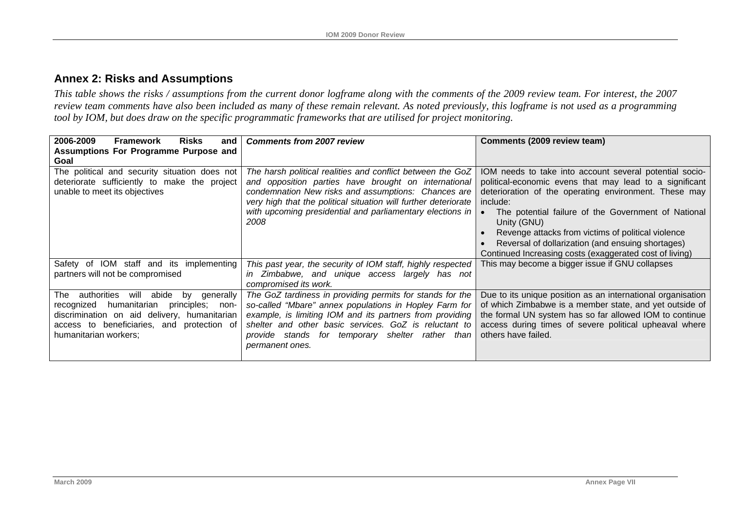## Annex 2: Risks and Assumptions

*This table shows the risks / assumptions from the current donor logframe along with the comments of the 2009 review team. For interest, the 2007 review team comments have also been included as many of these remain relevant. As noted previously, this logframe is not used as a programming tool by IOM, but does draw on the specific programmatic frameworks that are utilised for project monitoring.*

| **2006-2009 Framework Risks and Assumptions For Programme Purpose and Goal** | ***Comments from 2007 review*** | **Comments (2009 review team)** |
|---|---|---|
| The political and security situation does not deteriorate sufficiently to make the project unable to meet its objectives | *The harsh political realities and conflict between the GoZ and opposition parties have brought on international condemnation New risks and assumptions: Chances are very high that the political situation will further deteriorate with upcoming presidential and parliamentary elections in 2008* | IOM needs to take into account several potential socio-political-economic evens that may lead to a significant deterioration of the operating environment. These may include:<br>• The potential failure of the Government of National Unity (GNU)<br>• Revenge attacks from victims of political violence<br>• Reversal of dollarization (and ensuing shortages)<br>Continued Increasing costs (exaggerated cost of living) |
| Safety of IOM staff and its implementing partners will not be compromised | *This past year, the security of IOM staff, highly respected in Zimbabwe, and unique access largely has not compromised its work.* | This may become a bigger issue if GNU collapses |
| The authorities will abide by generally recognized humanitarian principles; non-discrimination on aid delivery, humanitarian access to beneficiaries, and protection of humanitarian workers; | *The GoZ tardiness in providing permits for stands for the so-called "Mbare" annex populations in Hopley Farm for example, is limiting IOM and its partners from providing shelter and other basic services. GoZ is reluctant to provide stands for temporary shelter rather than permanent ones.* | Due to its unique position as an international organisation of which Zimbabwe is a member state, and yet outside of the formal UN system has so far allowed IOM to continue access during times of severe political upheaval where others have failed. |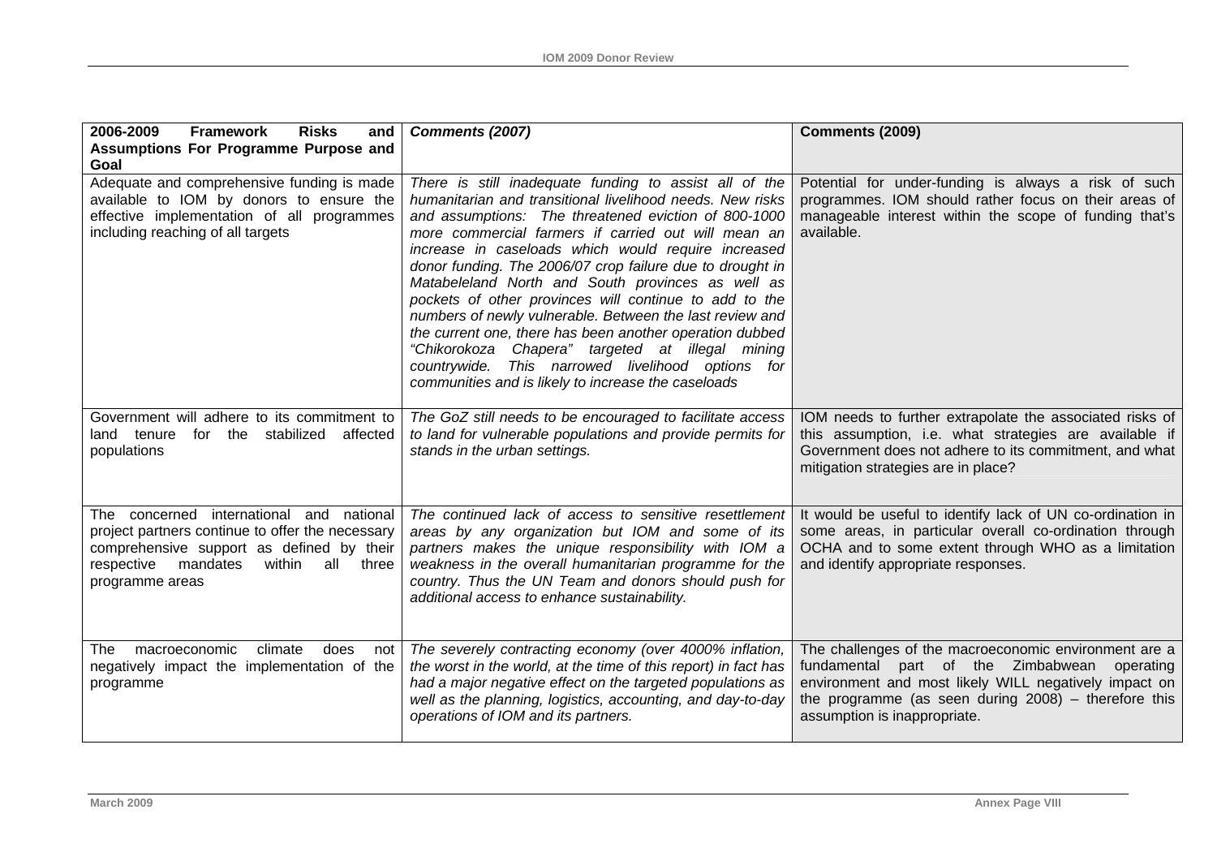| **2006-2009 Framework Risks and Assumptions For Programme Purpose and Goal** | ***Comments (2007)*** | **Comments (2009)** |
|---|---|---|
| Adequate and comprehensive funding is made available to IOM by donors to ensure the effective implementation of all programmes including reaching of all targets | *There is still inadequate funding to assist all of the humanitarian and transitional livelihood needs. New risks and assumptions: The threatened eviction of 800-1000 more commercial farmers if carried out will mean an increase in caseloads which would require increased donor funding. The 2006/07 crop failure due to drought in Matabeleland North and South provinces as well as pockets of other provinces will continue to add to the numbers of newly vulnerable. Between the last review and the current one, there has been another operation dubbed "Chikorokoza Chapera" targeted at illegal mining countrywide. This narrowed livelihood options for communities and is likely to increase the caseloads* | Potential for under-funding is always a risk of such programmes. IOM should rather focus on their areas of manageable interest within the scope of funding that's available. |
| Government will adhere to its commitment to land tenure for the stabilized affected populations | *The GoZ still needs to be encouraged to facilitate access to land for vulnerable populations and provide permits for stands in the urban settings.* | IOM needs to further extrapolate the associated risks of this assumption, i.e. what strategies are available if Government does not adhere to its commitment, and what mitigation strategies are in place? |
| The concerned international and national project partners continue to offer the necessary comprehensive support as defined by their respective mandates within all three programme areas | *The continued lack of access to sensitive resettlement areas by any organization but IOM and some of its partners makes the unique responsibility with IOM a weakness in the overall humanitarian programme for the country. Thus the UN Team and donors should push for additional access to enhance sustainability.* | It would be useful to identify lack of UN co-ordination in some areas, in particular overall co-ordination through OCHA and to some extent through WHO as a limitation and identify appropriate responses. |
| The macroeconomic climate does not negatively impact the implementation of the programme | *The severely contracting economy (over 4000% inflation, the worst in the world, at the time of this report) in fact has had a major negative effect on the targeted populations as well as the planning, logistics, accounting, and day-to-day operations of IOM and its partners.* | The challenges of the macroeconomic environment are a fundamental part of the Zimbabwean operating environment and most likely WILL negatively impact on the programme (as seen during 2008) – therefore this assumption is inappropriate. |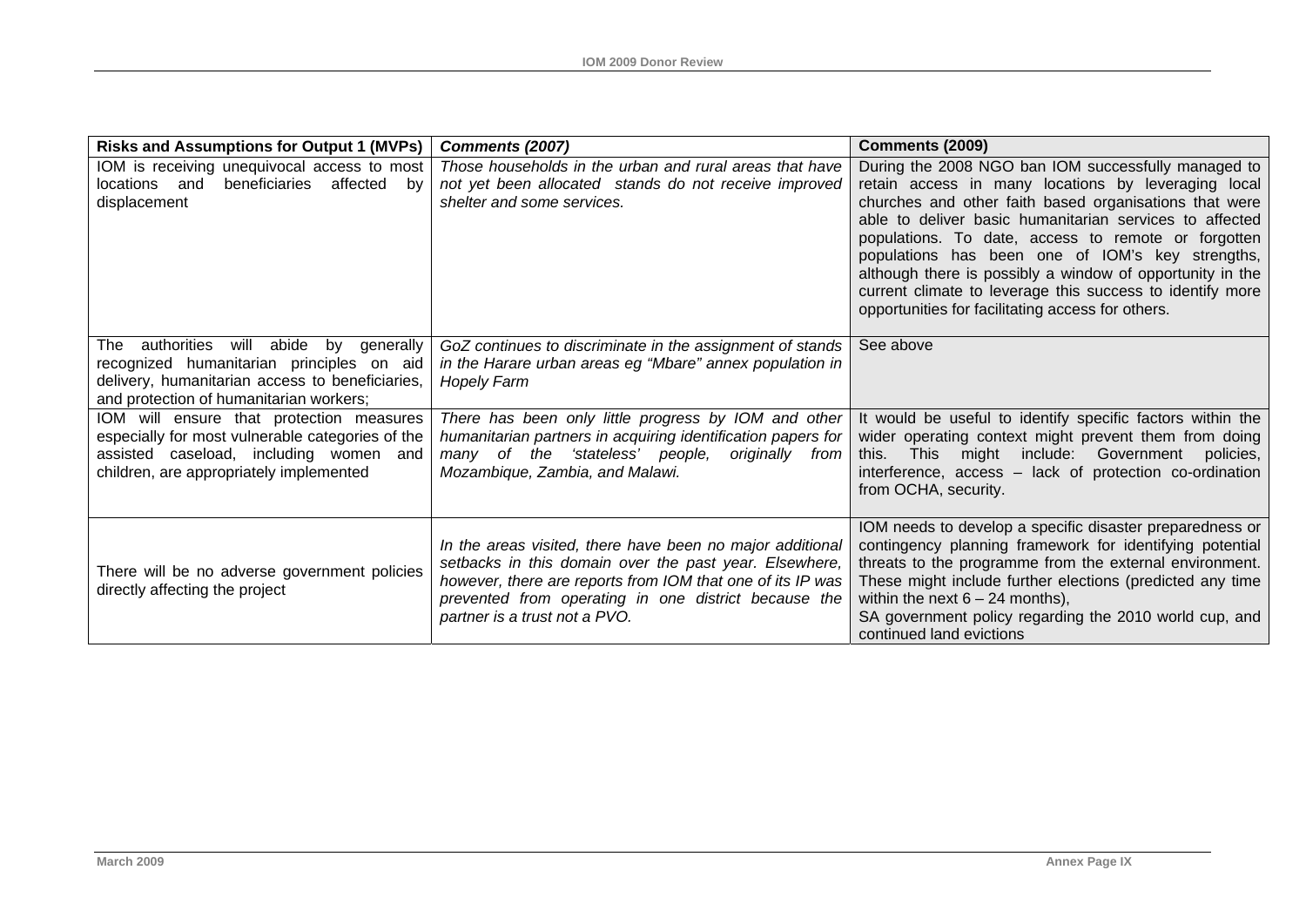| **Risks and Assumptions for Output 1 (MVPs)** | ***Comments (2007)*** | **Comments (2009)** |
|---|---|---|
| IOM is receiving unequivocal access to most locations and beneficiaries affected by displacement | *Those households in the urban and rural areas that have not yet been allocated stands do not receive improved shelter and some services.* | During the 2008 NGO ban IOM successfully managed to retain access in many locations by leveraging local churches and other faith based organisations that were able to deliver basic humanitarian services to affected populations. To date, access to remote or forgotten populations has been one of IOM's key strengths, although there is possibly a window of opportunity in the current climate to leverage this success to identify more opportunities for facilitating access for others. |
| The authorities will abide by generally recognized humanitarian principles on aid delivery, humanitarian access to beneficiaries, and protection of humanitarian workers; | *GoZ continues to discriminate in the assignment of stands in the Harare urban areas eg "Mbare" annex population in Hopely Farm* | See above |
| IOM will ensure that protection measures especially for most vulnerable categories of the assisted caseload, including women and children, are appropriately implemented | *There has been only little progress by IOM and other humanitarian partners in acquiring identification papers for many of the 'stateless' people, originally from Mozambique, Zambia, and Malawi.* | It would be useful to identify specific factors within the wider operating context might prevent them from doing this. This might include: Government policies, interference, access – lack of protection co-ordination from OCHA, security. |
| There will be no adverse government policies directly affecting the project | *In the areas visited, there have been no major additional setbacks in this domain over the past year. Elsewhere, however, there are reports from IOM that one of its IP was prevented from operating in one district because the partner is a trust not a PVO.* | IOM needs to develop a specific disaster preparedness or contingency planning framework for identifying potential threats to the programme from the external environment. These might include further elections (predicted any time within the next 6 – 24 months),<br>SA government policy regarding the 2010 world cup, and continued land evictions |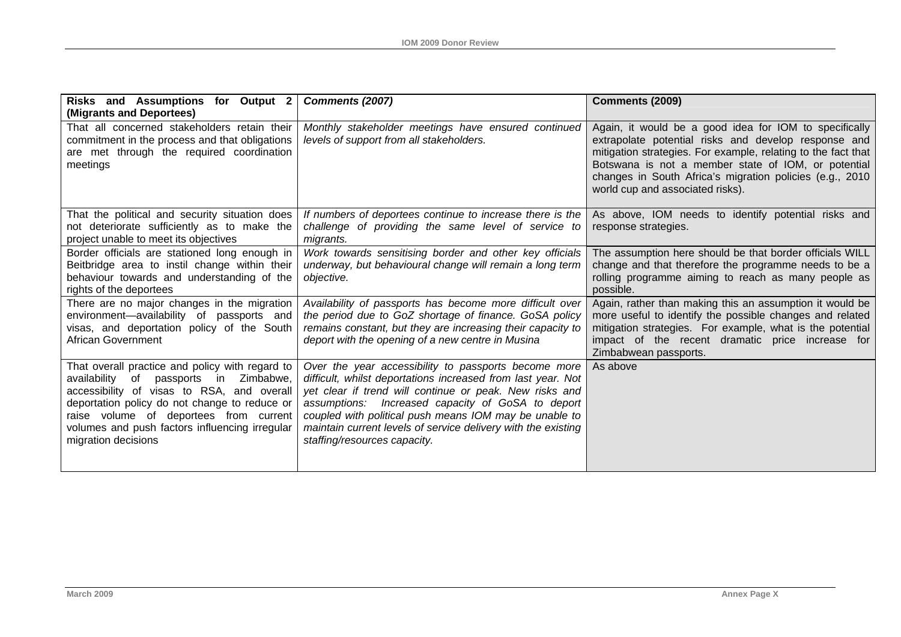| **Risks and Assumptions for Output 2 (Migrants and Deportees)** | ***Comments (2007)*** | **Comments (2009)** |
|---|---|---|
| That all concerned stakeholders retain their commitment in the process and that obligations are met through the required coordination meetings | *Monthly stakeholder meetings have ensured continued levels of support from all stakeholders.* | Again, it would be a good idea for IOM to specifically extrapolate potential risks and develop response and mitigation strategies. For example, relating to the fact that Botswana is not a member state of IOM, or potential changes in South Africa's migration policies (e.g., 2010 world cup and associated risks). |
| That the political and security situation does not deteriorate sufficiently as to make the project unable to meet its objectives | *If numbers of deportees continue to increase there is the challenge of providing the same level of service to migrants.* | As above, IOM needs to identify potential risks and response strategies. |
| Border officials are stationed long enough in Beitbridge area to instil change within their behaviour towards and understanding of the rights of the deportees | *Work towards sensitising border and other key officials underway, but behavioural change will remain a long term objective.* | The assumption here should be that border officials WILL change and that therefore the programme needs to be a rolling programme aiming to reach as many people as possible. |
| There are no major changes in the migration environment—availability of passports and visas, and deportation policy of the South African Government | *Availability of passports has become more difficult over the period due to GoZ shortage of finance. GoSA policy remains constant, but they are increasing their capacity to deport with the opening of a new centre in Musina* | Again, rather than making this an assumption it would be more useful to identify the possible changes and related mitigation strategies. For example, what is the potential impact of the recent dramatic price increase for Zimbabwean passports. |
| That overall practice and policy with regard to availability of passports in Zimbabwe, accessibility of visas to RSA, and overall deportation policy do not change to reduce or raise volume of deportees from current volumes and push factors influencing irregular migration decisions | *Over the year accessibility to passports become more difficult, whilst deportations increased from last year. Not yet clear if trend will continue or peak. New risks and assumptions: Increased capacity of GoSA to deport coupled with political push means IOM may be unable to maintain current levels of service delivery with the existing staffing/resources capacity.* | As above |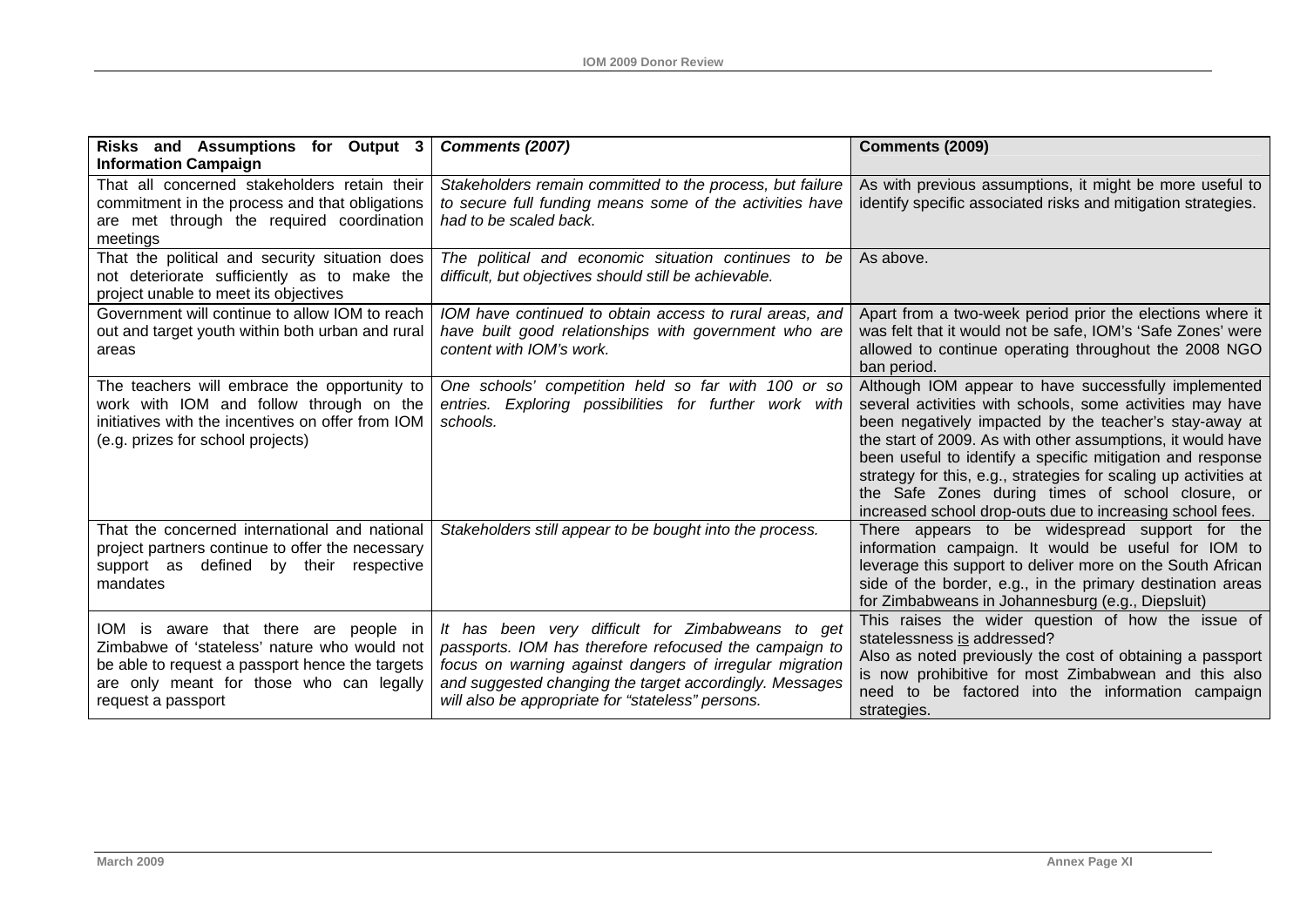| **Risks and Assumptions for Output 3 Information Campaign** | ***Comments (2007)*** | **Comments (2009)** |
|---|---|---|
| That all concerned stakeholders retain their commitment in the process and that obligations are met through the required coordination meetings | *Stakeholders remain committed to the process, but failure to secure full funding means some of the activities have had to be scaled back.* | As with previous assumptions, it might be more useful to identify specific associated risks and mitigation strategies. |
| That the political and security situation does not deteriorate sufficiently as to make the project unable to meet its objectives | *The political and economic situation continues to be difficult, but objectives should still be achievable.* | As above. |
| Government will continue to allow IOM to reach out and target youth within both urban and rural areas | *IOM have continued to obtain access to rural areas, and have built good relationships with government who are content with IOM's work.* | Apart from a two-week period prior the elections where it was felt that it would not be safe, IOM's 'Safe Zones' were allowed to continue operating throughout the 2008 NGO ban period. |
| The teachers will embrace the opportunity to work with IOM and follow through on the initiatives with the incentives on offer from IOM (e.g. prizes for school projects) | *One schools' competition held so far with 100 or so entries. Exploring possibilities for further work with schools.* | Although IOM appear to have successfully implemented several activities with schools, some activities may have been negatively impacted by the teacher's stay-away at the start of 2009. As with other assumptions, it would have been useful to identify a specific mitigation and response strategy for this, e.g., strategies for scaling up activities at the Safe Zones during times of school closure, or increased school drop-outs due to increasing school fees. |
| That the concerned international and national project partners continue to offer the necessary support as defined by their respective mandates | *Stakeholders still appear to be bought into the process.* | There appears to be widespread support for the information campaign. It would be useful for IOM to leverage this support to deliver more on the South African side of the border, e.g., in the primary destination areas for Zimbabweans in Johannesburg (e.g., Diepsluit) |
| IOM is aware that there are people in Zimbabwe of 'stateless' nature who would not be able to request a passport hence the targets are only meant for those who can legally request a passport | *It has been very difficult for Zimbabweans to get passports. IOM has therefore refocused the campaign to focus on warning against dangers of irregular migration and suggested changing the target accordingly. Messages will also be appropriate for "stateless" persons.* | This raises the wider question of how the issue of statelessness is addressed? Also as noted previously the cost of obtaining a passport is now prohibitive for most Zimbabwean and this also need to be factored into the information campaign strategies. |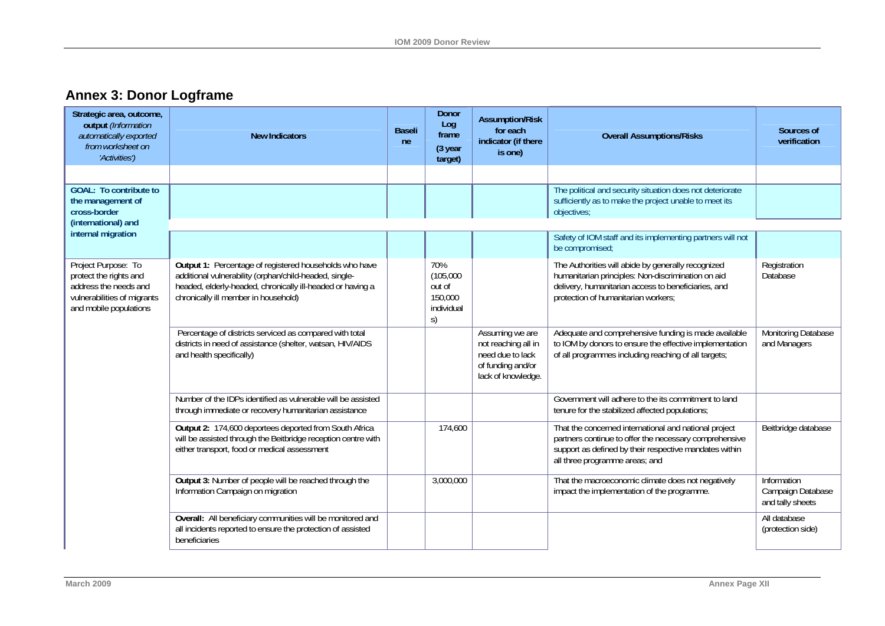## Annex 3: Donor Logframe

| Strategic area, outcome, output *(Information automatically exported from worksheet on 'Activities')* | New Indicators | Baseline | Donor Log frame (3 year target) | Assumption/Risk for each indicator (if there is one) | Overall Assumptions/Risks | Sources of verification |
|---|---|---|---|---|---|---|
| | | | | | | |
| **GOAL: To contribute to the management of cross-border (international) and internal migration** | | | | | The political and security situation does not deteriorate sufficiently as to make the project unable to meet its objectives; | |
| | | | | | Safety of IOM staff and its implementing partners will not be compromised; | |
| Project Purpose: To protect the rights and address the needs and vulnerabilities of migrants and mobile populations | **Output 1:** Percentage of registered households who have additional vulnerability (orphan/child-headed, single-headed, elderly-headed, chronically ill-headed or having a chronically ill member in household) | | 70% (105,000 out of 150,000 individuals) | | The Authorities will abide by generally recognized humanitarian principles: Non-discrimination on aid delivery, humanitarian access to beneficiaries, and protection of humanitarian workers; | Registration Database |
| | Percentage of districts serviced as compared with total districts in need of assistance (shelter, watsan, HIV/AIDS and health specifically) | | | Assuming we are not reaching all in need due to lack of funding and/or lack of knowledge. | Adequate and comprehensive funding is made available to IOM by donors to ensure the effective implementation of all programmes including reaching of all targets; | Monitoring Database and Managers |
| | Number of the IDPs identified as vulnerable will be assisted through immediate or recovery humanitarian assistance | | | | Government will adhere to the its commitment to land tenure for the stabilized affected populations; | |
| | **Output 2:** 174,600 deportees deported from South Africa will be assisted through the Beitbridge reception centre with either transport, food or medical assessment | | 174,600 | | That the concerned international and national project partners continue to offer the necessary comprehensive support as defined by their respective mandates within all three programme areas; and | Beitbridge database |
| | **Output 3:** Number of people will be reached through the Information Campaign on migration | | 3,000,000 | | That the macroeconomic climate does not negatively impact the implementation of the programme. | Information Campaign Database and tally sheets |
| | **Overall:** All beneficiary communities will be monitored and all incidents reported to ensure the protection of assisted beneficiaries | | | | | All database (protection side) |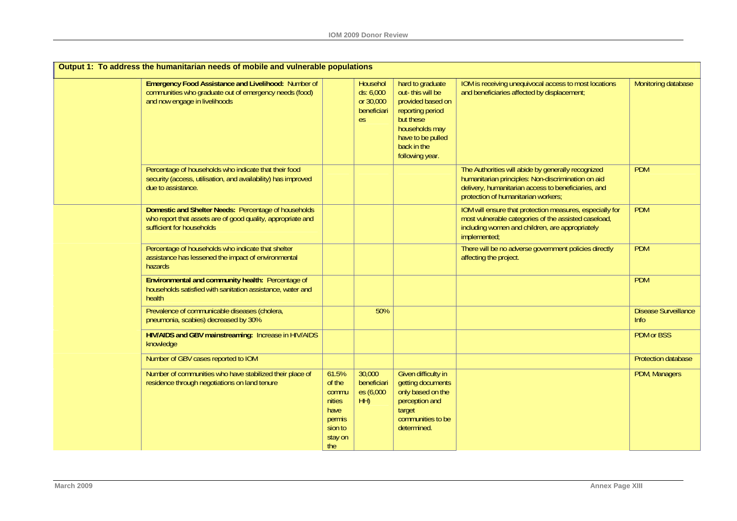| Output 1: To address the humanitarian needs of mobile and vulnerable populations | | | | | | |
|---|---|---|---|---|---|---|
| | **Emergency Food Assistance and Livelihood:** Number of communities who graduate out of emergency needs (food) and now engage in livelihoods | | Households: 6,000 or 30,000 beneficiaries | hard to graduate out- this will be provided based on reporting period but these households may have to be pulled back in the following year. | IOM is receiving unequivocal access to most locations and beneficiaries affected by displacement; | Monitoring database |
| | Percentage of households who indicate that their food security (access, utilisation, and availability) has improved due to assistance. | | | | The Authorities will abide by generally recognized humanitarian principles: Non-discrimination on aid delivery, humanitarian access to beneficiaries, and protection of humanitarian workers; | PDM |
| | **Domestic and Shelter Needs:** Percentage of households who report that assets are of good quality, appropriate and sufficient for households | | | | IOM will ensure that protection measures, especially for most vulnerable categories of the assisted caseload, including women and children, are appropriately implemented; | PDM |
| | Percentage of households who indicate that shelter assistance has lessened the impact of environmental hazards | | | | There will be no adverse government policies directly affecting the project. | PDM |
| | **Environmental and community health:** Percentage of households satisfied with sanitation assistance, water and health | | | | | PDM |
| | Prevalence of communicable diseases (cholera, pneumonia, scabies) decreased by 30% | | 50% | | | Disease Surveillance Info |
| | **HIV/AIDS and GBV mainstreaming:** Increase in HIV/AIDS knowledge | | | | | PDM or BSS |
| | Number of GBV cases reported to IOM | | | | | Protection database |
| | Number of communities who have stabilized their place of residence through negotiations on land tenure | 61.5% of the communities have permission to stay on the | 30,000 beneficiaries (6,000 HH) | Given difficulty in getting documents only based on the perception and target communities to be determined. | | PDM, Managers |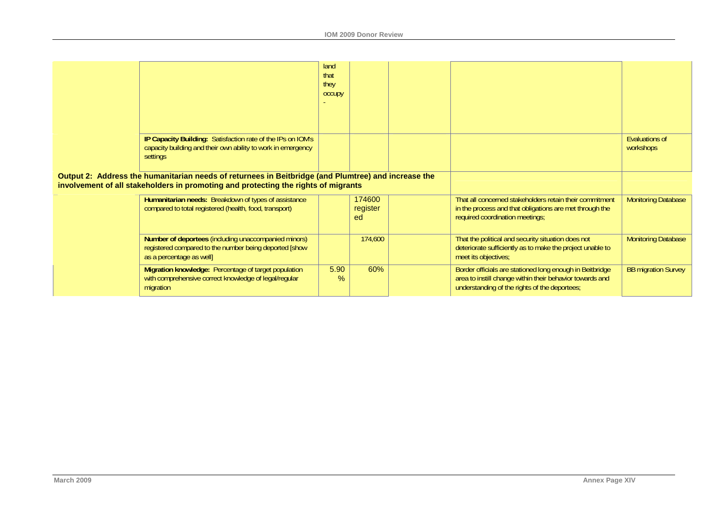| | | | | | | |
|---|---|---|---|---|---|---|
| | | land that they occupy - | | | | |
| | **IP Capacity Building:** Satisfaction rate of the IPs on IOM's capacity building and their own ability to work in emergency settings | | | | | Evaluations of workshops |
| **Output 2: Address the humanitarian needs of returnees in Beitbridge (and Plumtree) and increase the involvement of all stakeholders in promoting and protecting the rights of migrants** | | | | | | |
| | **Humanitarian needs:** Breakdown of types of assistance compared to total registered (health, food, transport) | | 174600 registered | | That all concerned stakeholders retain their commitment in the process and that obligations are met through the required coordination meetings; | Monitoring Database |
| | **Number of deportees** (including unaccompanied minors) registered compared to the number being deported [show as a percentage as well] | | 174,600 | | That the political and security situation does not deteriorate sufficiently as to make the project unable to meet its objectives; | Monitoring Database |
| | **Migration knowledge:** Percentage of target population with comprehensive correct knowledge of legal/regular migration | 5.90 % | 60% | | Border officials are stationed long enough in Beitbridge area to instill change within their behavior towards and understanding of the rights of the deportees; | BB migration Survey |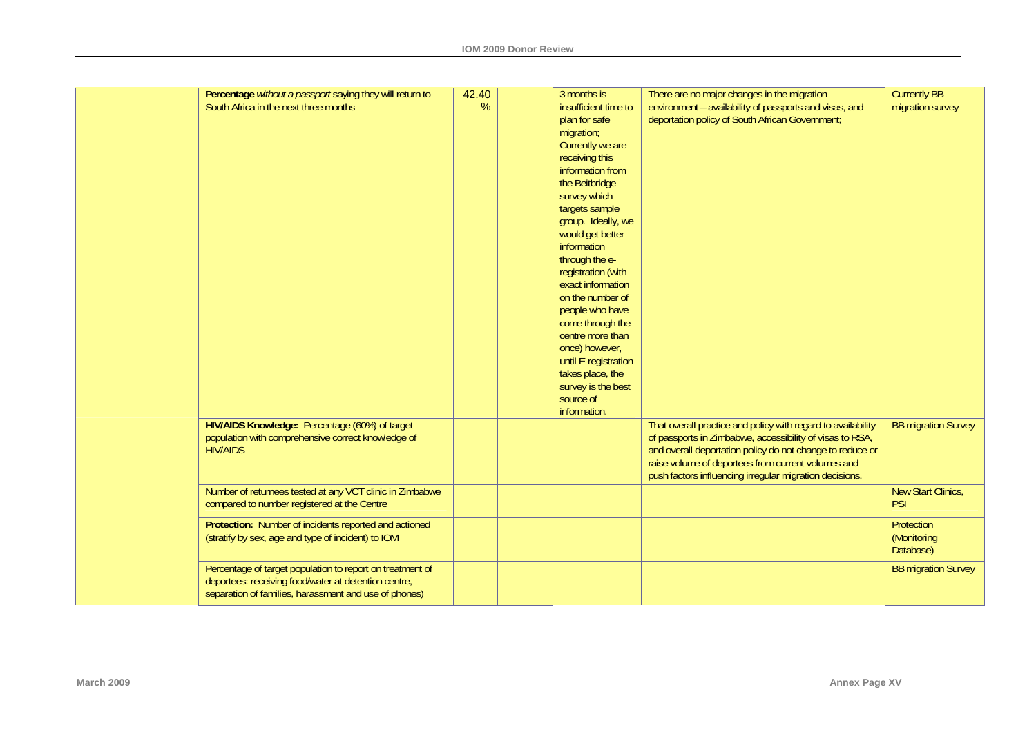|  | Indicator | Baseline | Target | Comments | Assumptions | Source |
|---|---|---|---|---|---|---|
|  | **Percentage** *without a passport* saying they will return to South Africa in the next three months | 42.40 % |  | 3 months is insufficient time to plan for safe migration; Currently we are receiving this information from the Beitbridge survey which targets sample group. Ideally, we would get better information through the e-registration (with exact information on the number of people who have come through the centre more than once) however, until E-registration takes place, the survey is the best source of information. | There are no major changes in the migration environment – availability of passports and visas, and deportation policy of South African Government; | Currently BB migration survey |
|  | **HIV/AIDS Knowledge:** Percentage (60%) of target population with comprehensive correct knowledge of HIV/AIDS |  |  |  | That overall practice and policy with regard to availability of passports in Zimbabwe, accessibility of visas to RSA, and overall deportation policy do not change to reduce or raise volume of deportees from current volumes and push factors influencing irregular migration decisions. | BB migration Survey |
|  | Number of returnees tested at any VCT clinic in Zimbabwe compared to number registered at the Centre |  |  |  |  | New Start Clinics, PSI |
|  | **Protection:** Number of incidents reported and actioned (stratify by sex, age and type of incident) to IOM |  |  |  |  | Protection (Monitoring Database) |
|  | Percentage of target population to report on treatment of deportees: receiving food/water at detention centre, separation of families, harassment and use of phones) |  |  |  |  | BB migration Survey |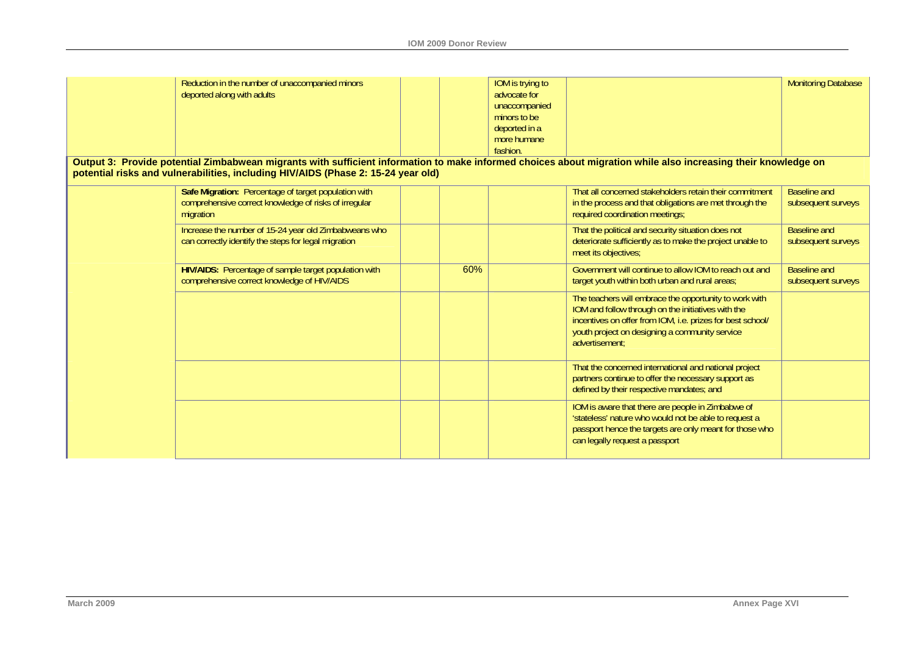| | | | | | | |
|---|---|---|---|---|---|---|
| | Reduction in the number of unaccompanied minors deported along with adults | | | IOM is trying to advocate for unaccompanied minors to be deported in a more humane fashion. | | Monitoring Database |
| **Output 3: Provide potential Zimbabwean migrants with sufficient information to make informed choices about migration while also increasing their knowledge on potential risks and vulnerabilities, including HIV/AIDS (Phase 2: 15-24 year old)** | | | | | | |
| | **Safe Migration:** Percentage of target population with comprehensive correct knowledge of risks of irregular migration | | | | That all concerned stakeholders retain their commitment in the process and that obligations are met through the required coordination meetings; | Baseline and subsequent surveys |
| | Increase the number of 15-24 year old Zimbabweans who can correctly identify the steps for legal migration | | | | That the political and security situation does not deteriorate sufficiently as to make the project unable to meet its objectives; | Baseline and subsequent surveys |
| | **HIV/AIDS:** Percentage of sample target population with comprehensive correct knowledge of HIV/AIDS | | 60% | | Government will continue to allow IOM to reach out and target youth within both urban and rural areas; | Baseline and subsequent surveys |
| | | | | | The teachers will embrace the opportunity to work with IOM and follow through on the initiatives with the incentives on offer from IOM, i.e. prizes for best school/ youth project on designing a community service advertisement; | |
| | | | | | That the concerned international and national project partners continue to offer the necessary support as defined by their respective mandates; and | |
| | | | | | IOM is aware that there are people in Zimbabwe of 'stateless' nature who would not be able to request a passport hence the targets are only meant for those who can legally request a passport | |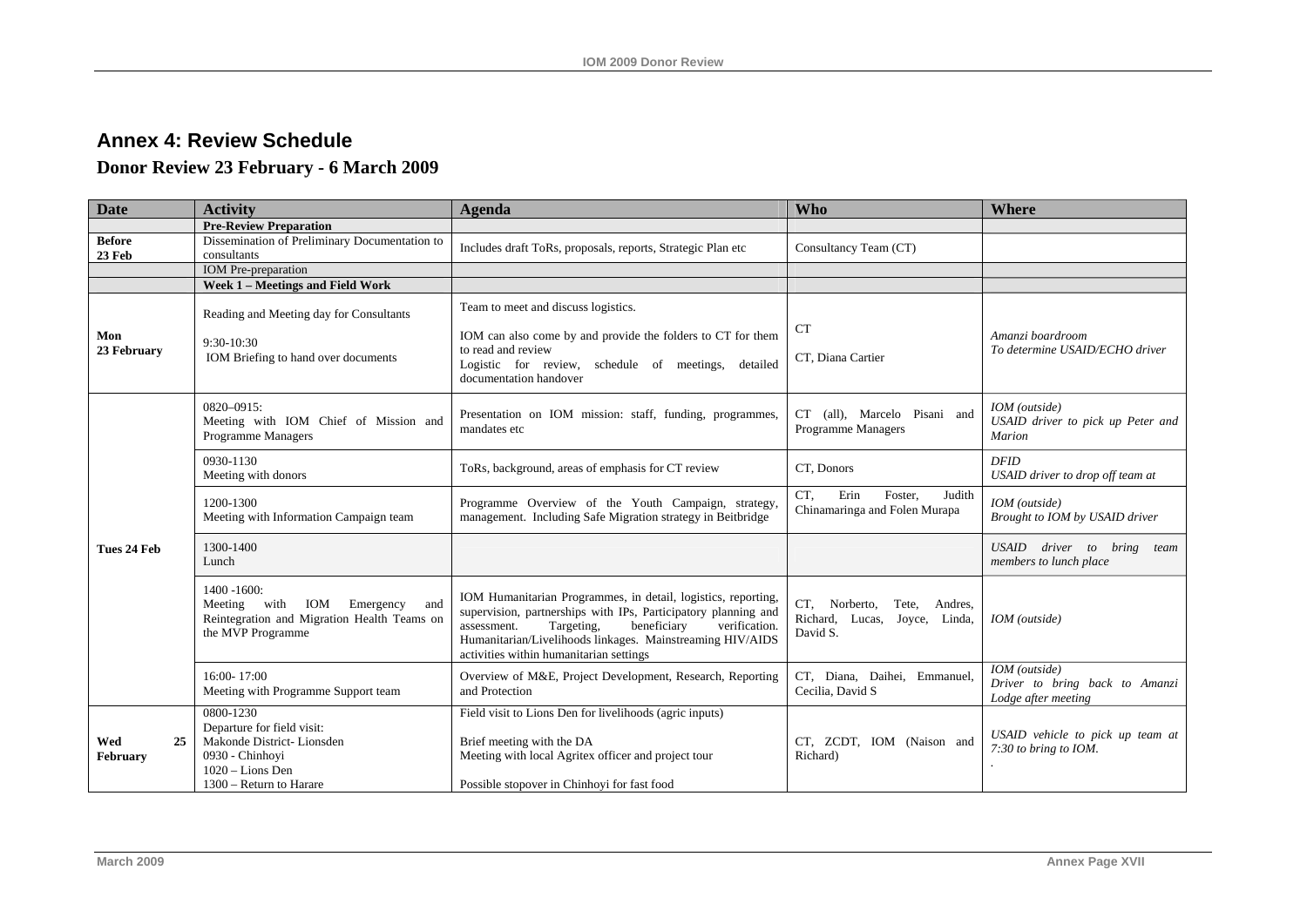## Annex 4: Review Schedule

### Donor Review 23 February - 6 March 2009

| Date | Activity | Agenda | Who | Where |
|---|---|---|---|---|
| | **Pre-Review Preparation** | | | |
| **Before 23 Feb** | Dissemination of Preliminary Documentation to consultants | Includes draft ToRs, proposals, reports, Strategic Plan etc | Consultancy Team (CT) | |
| | IOM Pre-preparation | | | |
| | **Week 1 – Meetings and Field Work** | | | |
| **Mon 23 February** | Reading and Meeting day for Consultants<br><br>9:30-10:30<br>IOM Briefing to hand over documents | Team to meet and discuss logistics.<br><br>IOM can also come by and provide the folders to CT for them to read and review<br>Logistic for review, schedule of meetings, detailed documentation handover | CT<br><br>CT, Diana Cartier | *Amanzi boardroom*<br>*To determine USAID/ECHO driver* |
| **Tues 24 Feb** | 0820–0915:<br>Meeting with IOM Chief of Mission and Programme Managers | Presentation on IOM mission: staff, funding, programmes, mandates etc | CT (all), Marcelo Pisani and Programme Managers | *IOM (outside)*<br>*USAID driver to pick up Peter and Marion* |
| | 0930-1130<br>Meeting with donors | ToRs, background, areas of emphasis for CT review | CT, Donors | *DFID*<br>*USAID driver to drop off team at* |
| | 1200-1300<br>Meeting with Information Campaign team | Programme Overview of the Youth Campaign, strategy, management. Including Safe Migration strategy in Beitbridge | CT, Erin Foster, Judith Chinamaringa and Folen Murapa | *IOM (outside)*<br>*Brought to IOM by USAID driver* |
| | 1300-1400<br>Lunch | | | *USAID driver to bring team members to lunch place* |
| | 1400 -1600:<br>Meeting with IOM Emergency and Reintegration and Migration Health Teams on the MVP Programme | IOM Humanitarian Programmes, in detail, logistics, reporting, supervision, partnerships with IPs, Participatory planning and assessment. Targeting, beneficiary verification. Humanitarian/Livelihoods linkages. Mainstreaming HIV/AIDS activities within humanitarian settings | CT, Norberto, Tete, Andres, Richard, Lucas, Joyce, Linda, David S. | *IOM (outside)* |
| | 16:00- 17:00<br>Meeting with Programme Support team | Overview of M&E, Project Development, Research, Reporting and Protection | CT, Diana, Daihei, Emmanuel, Cecilia, David S | *IOM (outside)*<br>*Driver to bring back to Amanzi Lodge after meeting* |
| **Wed 25 February** | 0800-1230<br>Departure for field visit:<br>Makonde District- Lionsden<br>0930 - Chinhoyi<br>1020 – Lions Den<br>1300 – Return to Harare | Field visit to Lions Den for livelihoods (agric inputs)<br><br>Brief meeting with the DA<br>Meeting with local Agritex officer and project tour<br><br>Possible stopover in Chinhoyi for fast food | CT, ZCDT, IOM (Naison and Richard) | *USAID vehicle to pick up team at 7:30 to bring to IOM.*<br>. |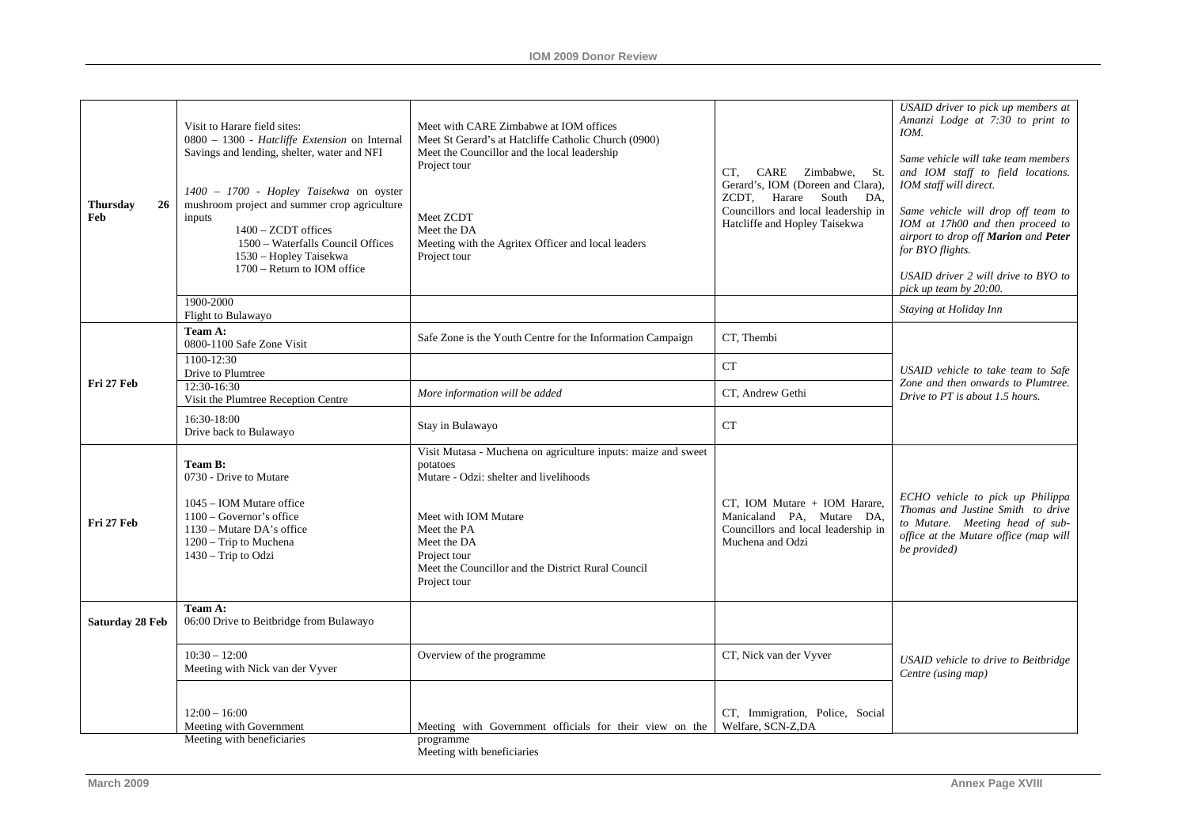| | | | | |
|---|---|---|---|---|
| **Thursday 26 Feb** | Visit to Harare field sites:<br>0800 – 1300 - *Hatcliffe Extension* on Internal Savings and lending, shelter, water and NFI<br><br>*1400 – 1700 - Hopley Taisekwa* on oyster mushroom project and summer crop agriculture inputs<br>1400 – ZCDT offices<br>1500 – Waterfalls Council Offices<br>1530 – Hopley Taisekwa<br>1700 – Return to IOM office | Meet with CARE Zimbabwe at IOM offices<br>Meet St Gerard's at Hatcliffe Catholic Church (0900)<br>Meet the Councillor and the local leadership<br>Project tour<br><br>Meet ZCDT<br>Meet the DA<br>Meeting with the Agritex Officer and local leaders<br>Project tour | CT, CARE Zimbabwe, St. Gerard's, IOM (Doreen and Clara), ZCDT, Harare South DA, Councillors and local leadership in Hatcliffe and Hopley Taisekwa | *USAID driver to pick up members at Amanzi Lodge at 7:30 to print to IOM.*<br><br>*Same vehicle will take team members and IOM staff to field locations. IOM staff will direct.*<br><br>*Same vehicle will drop off team to IOM at 17h00 and then proceed to airport to drop off **Marion** and **Peter** for BYO flights.*<br><br>*USAID driver 2 will drive to BYO to pick up team by 20:00.* |
| | 1900-2000<br>Flight to Bulawayo | | | *Staying at Holiday Inn* |
| **Fri 27 Feb** | **Team A:**<br>0800-1100 Safe Zone Visit | Safe Zone is the Youth Centre for the Information Campaign | CT, Thembi | *USAID vehicle to take team to Safe Zone and then onwards to Plumtree. Drive to PT is about 1.5 hours.* |
| | 1100-12:30<br>Drive to Plumtree | | CT | |
| | 12:30-16:30<br>Visit the Plumtree Reception Centre | *More information will be added* | CT, Andrew Gethi | |
| | 16:30-18:00<br>Drive back to Bulawayo | Stay in Bulawayo | CT | |
| **Fri 27 Feb** | **Team B:**<br>0730 - Drive to Mutare<br><br>1045 – IOM Mutare office<br>1100 – Governor's office<br>1130 – Mutare DA's office<br>1200 – Trip to Muchena<br>1430 – Trip to Odzi | Visit Mutasa - Muchena on agriculture inputs: maize and sweet potatoes<br>Mutare - Odzi: shelter and livelihoods<br><br>Meet with IOM Mutare<br>Meet the PA<br>Meet the DA<br>Project tour<br>Meet the Councillor and the District Rural Council<br>Project tour | CT, IOM Mutare + IOM Harare, Manicaland PA, Mutare DA, Councillors and local leadership in Muchena and Odzi | *ECHO vehicle to pick up Philippa Thomas and Justine Smith to drive to Mutare. Meeting head of sub-office at the Mutare office (map will be provided)* |
| **Saturday 28 Feb** | **Team A:**<br>06:00 Drive to Beitbridge from Bulawayo | | | *USAID vehicle to drive to Beitbridge Centre (using map)* |
| | 10:30 – 12:00<br>Meeting with Nick van der Vyver | Overview of the programme | CT, Nick van der Vyver | |
| | 12:00 – 16:00<br>Meeting with Government<br>Meeting with beneficiaries | Meeting with Government officials for their view on the programme<br>Meeting with beneficiaries | CT, Immigration, Police, Social Welfare, SCN-Z,DA | |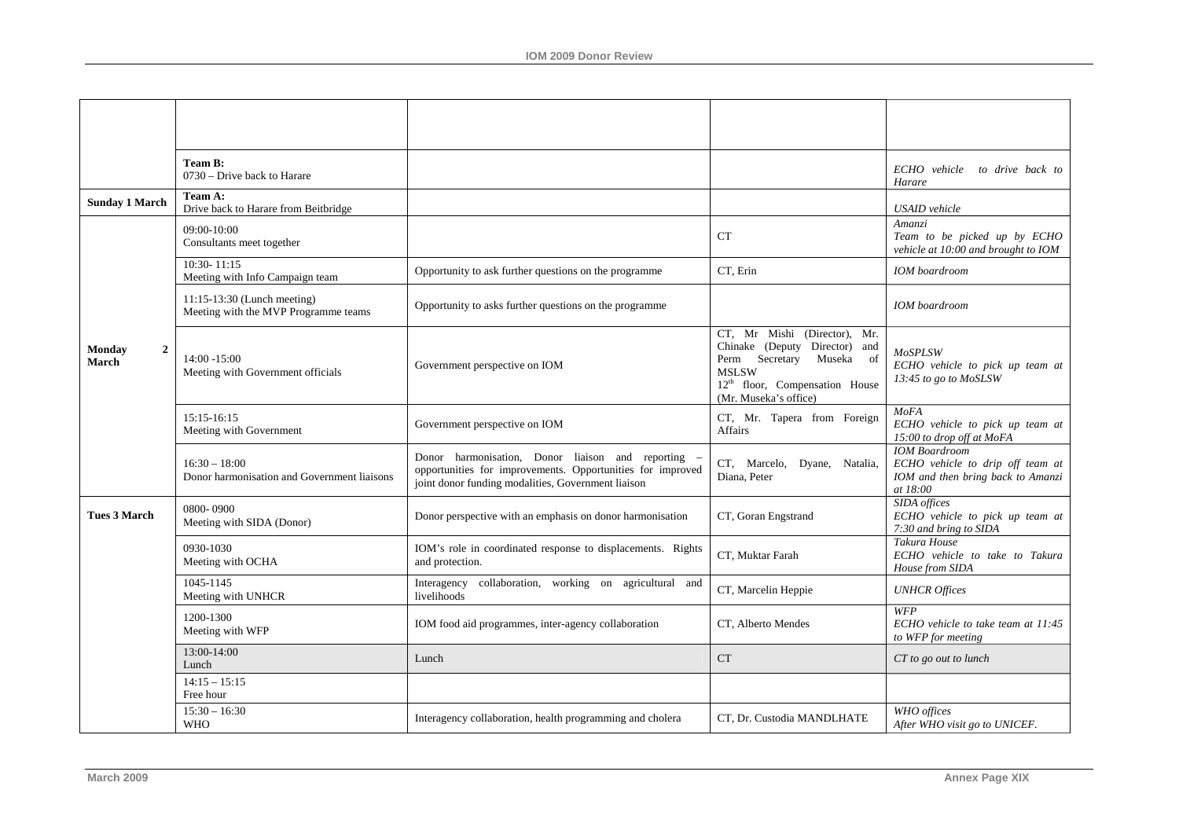| | | | | |
|---|---|---|---|---|
| | | | | |
| | **Team B:**<br>0730 – Drive back to Harare | | | *ECHO vehicle to drive back to Harare* |
| **Sunday 1 March** | **Team A:**<br>Drive back to Harare from Beitbridge | | | *USAID vehicle* |
| **Monday 2 March** | 09:00-10:00<br>Consultants meet together | | CT | *Amanzi*<br>*Team to be picked up by ECHO vehicle at 10:00 and brought to IOM* |
| | 10:30- 11:15<br>Meeting with Info Campaign team | Opportunity to ask further questions on the programme | CT, Erin | *IOM boardroom* |
| | 11:15-13:30 (Lunch meeting)<br>Meeting with the MVP Programme teams | Opportunity to asks further questions on the programme | | *IOM boardroom* |
| | 14:00 -15:00<br>Meeting with Government officials | Government perspective on IOM | CT, Mr Mishi (Director), Mr. Chinake (Deputy Director) and Perm Secretary Museka of MSLSW<br>12th floor, Compensation House (Mr. Museka's office) | *MoSPLSW*<br>*ECHO vehicle to pick up team at 13:45 to go to MoSLSW* |
| | 15:15-16:15<br>Meeting with Government | Government perspective on IOM | CT, Mr. Tapera from Foreign Affairs | *MoFA*<br>*ECHO vehicle to pick up team at 15:00 to drop off at MoFA* |
| | 16:30 – 18:00<br>Donor harmonisation and Government liaisons | Donor harmonisation, Donor liaison and reporting – opportunities for improvements. Opportunities for improved joint donor funding modalities, Government liaison | CT, Marcelo, Dyane, Natalia, Diana, Peter | *IOM Boardroom*<br>*ECHO vehicle to drip off team at IOM and then bring back to Amanzi at 18:00* |
| **Tues 3 March** | 0800- 0900<br>Meeting with SIDA (Donor) | Donor perspective with an emphasis on donor harmonisation | CT, Goran Engstrand | *SIDA offices*<br>*ECHO vehicle to pick up team at 7:30 and bring to SIDA* |
| | 0930-1030<br>Meeting with OCHA | IOM's role in coordinated response to displacements. Rights and protection. | CT, Muktar Farah | *Takura House*<br>*ECHO vehicle to take to Takura House from SIDA* |
| | 1045-1145<br>Meeting with UNHCR | Interagency collaboration, working on agricultural and livelihoods | CT, Marcelin Heppie | *UNHCR Offices* |
| | 1200-1300<br>Meeting with WFP | IOM food aid programmes, inter-agency collaboration | CT, Alberto Mendes | *WFP*<br>*ECHO vehicle to take team at 11:45 to WFP for meeting* |
| | 13:00-14:00<br>Lunch | Lunch | CT | *CT to go out to lunch* |
| | 14:15 – 15:15<br>Free hour | | | |
| | 15:30 – 16:30<br>WHO | Interagency collaboration, health programming and cholera | CT, Dr. Custodia MANDLHATE | *WHO offices*<br>*After WHO visit go to UNICEF.* |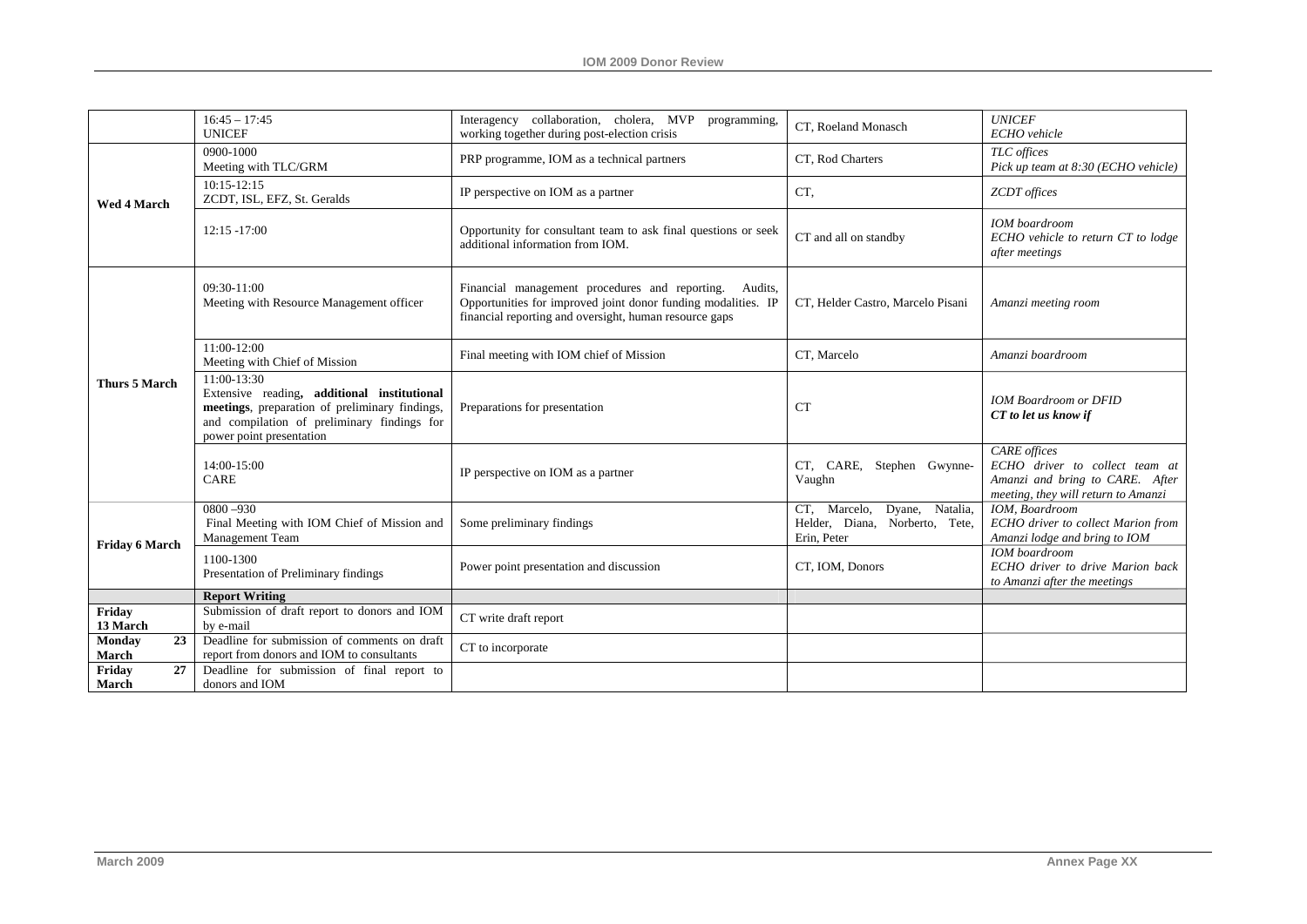| | | | | |
|---|---|---|---|---|
| | 16:45 – 17:45<br>UNICEF | Interagency collaboration, cholera, MVP programming, working together during post-election crisis | CT, Roeland Monasch | *UNICEF*<br>*ECHO vehicle* |
| **Wed 4 March** | 0900-1000<br>Meeting with TLC/GRM | PRP programme, IOM as a technical partners | CT, Rod Charters | *TLC offices*<br>*Pick up team at 8:30 (ECHO vehicle)* |
| | 10:15-12:15<br>ZCDT, ISL, EFZ, St. Geralds | IP perspective on IOM as a partner | CT, | *ZCDT offices* |
| | 12:15 -17:00 | Opportunity for consultant team to ask final questions or seek additional information from IOM. | CT and all on standby | *IOM boardroom*<br>*ECHO vehicle to return CT to lodge after meetings* |
| **Thurs 5 March** | 09:30-11:00<br>Meeting with Resource Management officer | Financial management procedures and reporting. Audits, Opportunities for improved joint donor funding modalities. IP financial reporting and oversight, human resource gaps | CT, Helder Castro, Marcelo Pisani | *Amanzi meeting room* |
| | 11:00-12:00<br>Meeting with Chief of Mission | Final meeting with IOM chief of Mission | CT, Marcelo | *Amanzi boardroom* |
| | 11:00-13:30<br>Extensive reading**, additional institutional meetings**, preparation of preliminary findings, and compilation of preliminary findings for power point presentation | Preparations for presentation | CT | *IOM Boardroom or DFID*<br>***CT to let us know if*** |
| | 14:00-15:00<br>CARE | IP perspective on IOM as a partner | CT, CARE, Stephen Gwynne-Vaughn | *CARE offices*<br>*ECHO driver to collect team at Amanzi and bring to CARE. After meeting, they will return to Amanzi* |
| **Friday 6 March** | 0800 –930<br>Final Meeting with IOM Chief of Mission and Management Team | Some preliminary findings | CT, Marcelo, Dyane, Natalia, Helder, Diana, Norberto, Tete, Erin, Peter | *IOM, Boardroom*<br>*ECHO driver to collect Marion from Amanzi lodge and bring to IOM* |
| | 1100-1300<br>Presentation of Preliminary findings | Power point presentation and discussion | CT, IOM, Donors | *IOM boardroom*<br>*ECHO driver to drive Marion back to Amanzi after the meetings* |
| | **Report Writing** | | | |
| **Friday 13 March** | Submission of draft report to donors and IOM by e-mail | CT write draft report | | |
| **Monday 23 March** | Deadline for submission of comments on draft report from donors and IOM to consultants | CT to incorporate | | |
| **Friday 27 March** | Deadline for submission of final report to donors and IOM | | | |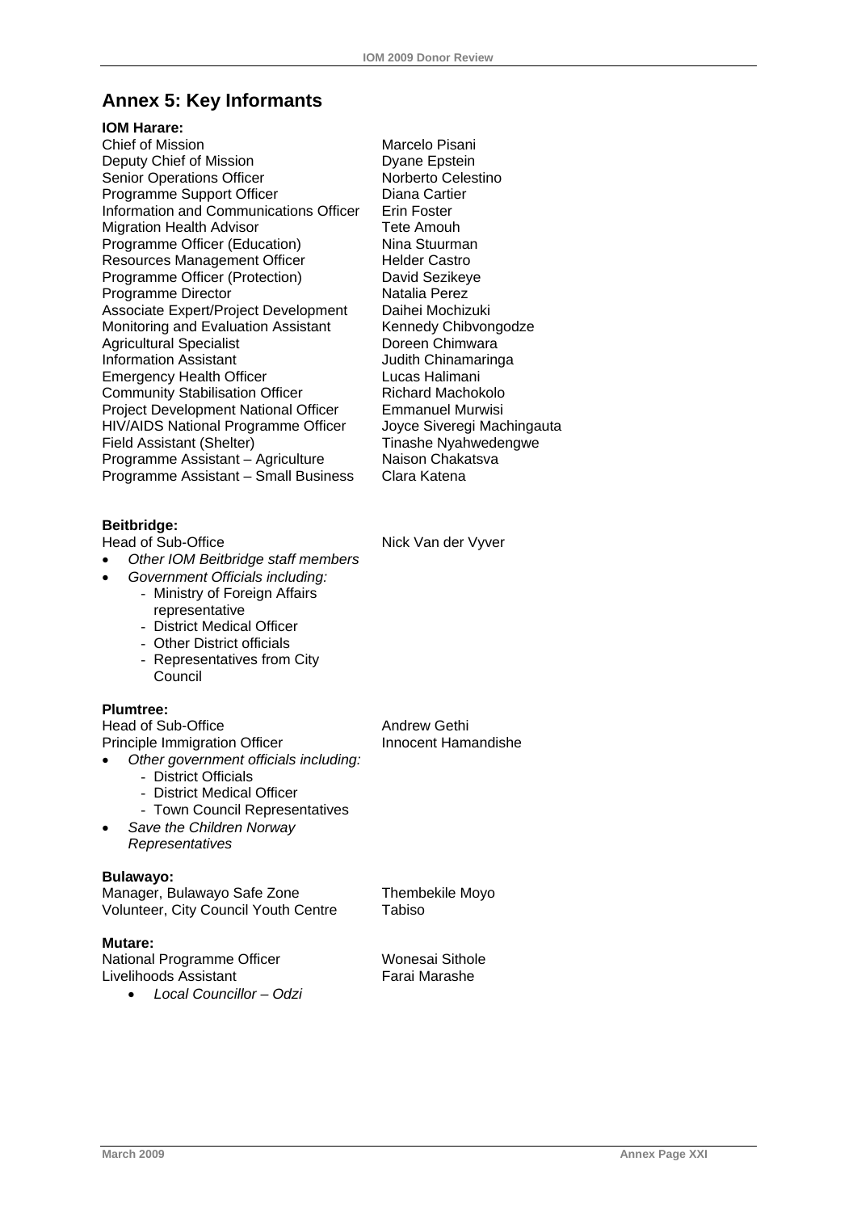## Annex 5: Key Informants

**IOM Harare:**

| | |
|---|---|
| Chief of Mission | Marcelo Pisani |
| Deputy Chief of Mission | Dyane Epstein |
| Senior Operations Officer | Norberto Celestino |
| Programme Support Officer | Diana Cartier |
| Information and Communications Officer | Erin Foster |
| Migration Health Advisor | Tete Amouh |
| Programme Officer (Education) | Nina Stuurman |
| Resources Management Officer | Helder Castro |
| Programme Officer (Protection) | David Sezikeye |
| Programme Director | Natalia Perez |
| Associate Expert/Project Development | Daihei Mochizuki |
| Monitoring and Evaluation Assistant | Kennedy Chibvongodze |
| Agricultural Specialist | Doreen Chimwara |
| Information Assistant | Judith Chinamaringa |
| Emergency Health Officer | Lucas Halimani |
| Community Stabilisation Officer | Richard Machokolo |
| Project Development National Officer | Emmanuel Murwisi |
| HIV/AIDS National Programme Officer | Joyce Siveregi Machingauta |
| Field Assistant (Shelter) | Tinashe Nyahwedengwe |
| Programme Assistant – Agriculture | Naison Chakatsva |
| Programme Assistant – Small Business | Clara Katena |

**Beitbridge:**

Head of Sub-Office — Nick Van der Vyver

- *Other IOM Beitbridge staff members*
- *Government Officials including:*
  - Ministry of Foreign Affairs representative
  - District Medical Officer
  - Other District officials
  - Representatives from City Council

**Plumtree:**

Head of Sub-Office — Andrew Gethi

Principle Immigration Officer — Innocent Hamandishe

- *Other government officials including:*
  - District Officials
  - District Medical Officer
  - Town Council Representatives
- *Save the Children Norway Representatives*

**Bulawayo:**

Manager, Bulawayo Safe Zone — Thembekile Moyo

Volunteer, City Council Youth Centre — Tabiso

**Mutare:**

National Programme Officer — Wonesai Sithole

Livelihoods Assistant — Farai Marashe

- *Local Councillor – Odzi*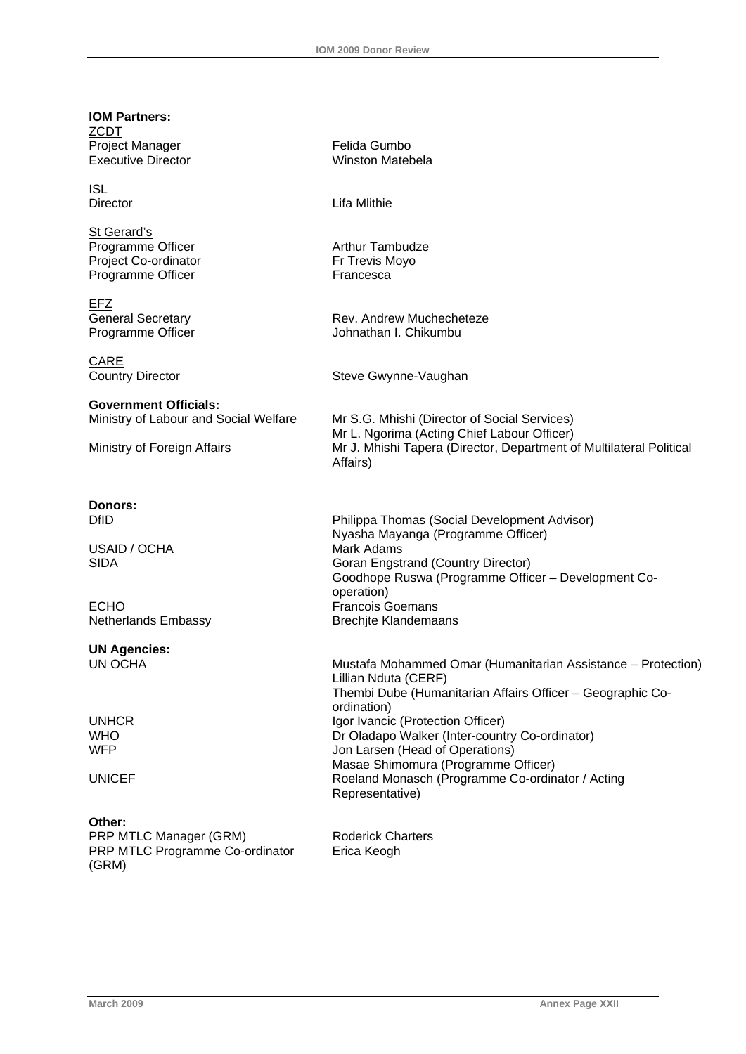**IOM Partners:**

<u>ZCDT</u>

| | |
|---|---|
| Project Manager | Felida Gumbo |
| Executive Director | Winston Matebela |

<u>ISL</u>

| | |
|---|---|
| Director | Lifa Mlithie |

<u>St Gerard's</u>

| | |
|---|---|
| Programme Officer | Arthur Tambudze |
| Project Co-ordinator | Fr Trevis Moyo |
| Programme Officer | Francesca |

<u>EFZ</u>

| | |
|---|---|
| General Secretary | Rev. Andrew Muchecheteze |
| Programme Officer | Johnathan I. Chikumbu |

<u>CARE</u>

| | |
|---|---|
| Country Director | Steve Gwynne-Vaughan |

**Government Officials:**

| | |
|---|---|
| Ministry of Labour and Social Welfare | Mr S.G. Mhishi (Director of Social Services)<br>Mr L. Ngorima (Acting Chief Labour Officer) |
| Ministry of Foreign Affairs | Mr J. Mhishi Tapera (Director, Department of Multilateral Political Affairs) |

**Donors:**

| | |
|---|---|
| DfID | Philippa Thomas (Social Development Advisor)<br>Nyasha Mayanga (Programme Officer) |
| USAID / OCHA | Mark Adams |
| SIDA | Goran Engstrand (Country Director)<br>Goodhope Ruswa (Programme Officer – Development Co-operation) |
| ECHO | Francois Goemans |
| Netherlands Embassy | Brechjte Klandemaans |

**UN Agencies:**

| | |
|---|---|
| UN OCHA | Mustafa Mohammed Omar (Humanitarian Assistance – Protection)<br>Lillian Nduta (CERF)<br>Thembi Dube (Humanitarian Affairs Officer – Geographic Co-ordination) |
| UNHCR | Igor Ivancic (Protection Officer) |
| WHO | Dr Oladapo Walker (Inter-country Co-ordinator) |
| WFP | Jon Larsen (Head of Operations)<br>Masae Shimomura (Programme Officer) |
| UNICEF | Roeland Monasch (Programme Co-ordinator / Acting Representative) |

**Other:**

| | |
|---|---|
| PRP MTLC Manager (GRM) | Roderick Charters |
| PRP MTLC Programme Co-ordinator (GRM) | Erica Keogh |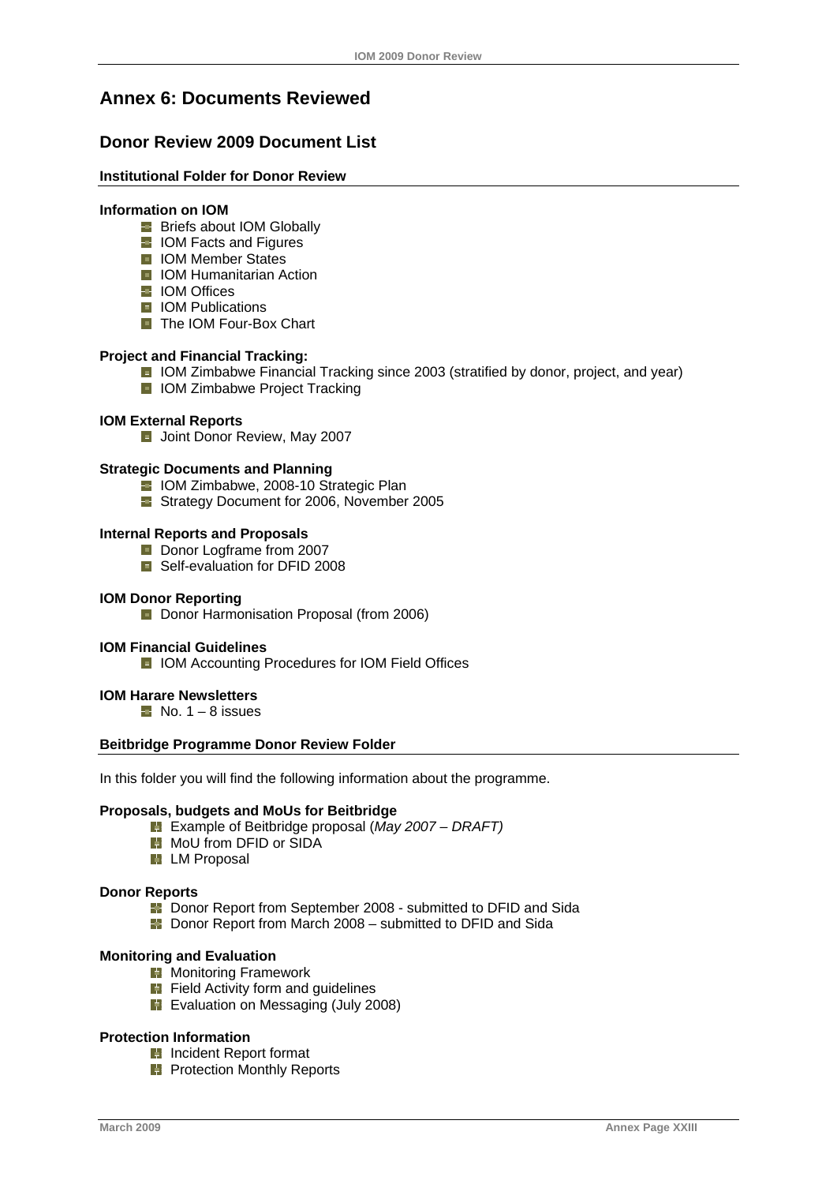# Annex 6: Documents Reviewed

## Donor Review 2009 Document List

### Institutional Folder for Donor Review

**Information on IOM**

- Briefs about IOM Globally
- IOM Facts and Figures
- IOM Member States
- IOM Humanitarian Action
- IOM Offices
- IOM Publications
- The IOM Four-Box Chart

**Project and Financial Tracking:**

- IOM Zimbabwe Financial Tracking since 2003 (stratified by donor, project, and year)
- IOM Zimbabwe Project Tracking

**IOM External Reports**

- Joint Donor Review, May 2007

**Strategic Documents and Planning**

- IOM Zimbabwe, 2008-10 Strategic Plan
- Strategy Document for 2006, November 2005

**Internal Reports and Proposals**

- Donor Logframe from 2007
- Self-evaluation for DFID 2008

**IOM Donor Reporting**

- Donor Harmonisation Proposal (from 2006)

**IOM Financial Guidelines**

- IOM Accounting Procedures for IOM Field Offices

**IOM Harare Newsletters**

- No. 1 – 8 issues

### Beitbridge Programme Donor Review Folder

In this folder you will find the following information about the programme.

**Proposals, budgets and MoUs for Beitbridge**

- Example of Beitbridge proposal (*May 2007 – DRAFT)*
- MoU from DFID or SIDA
- LM Proposal

**Donor Reports**

- Donor Report from September 2008 - submitted to DFID and Sida
- Donor Report from March 2008 – submitted to DFID and Sida

**Monitoring and Evaluation**

- Monitoring Framework
- Field Activity form and guidelines
- Evaluation on Messaging (July 2008)

**Protection Information**

- Incident Report format
- Protection Monthly Reports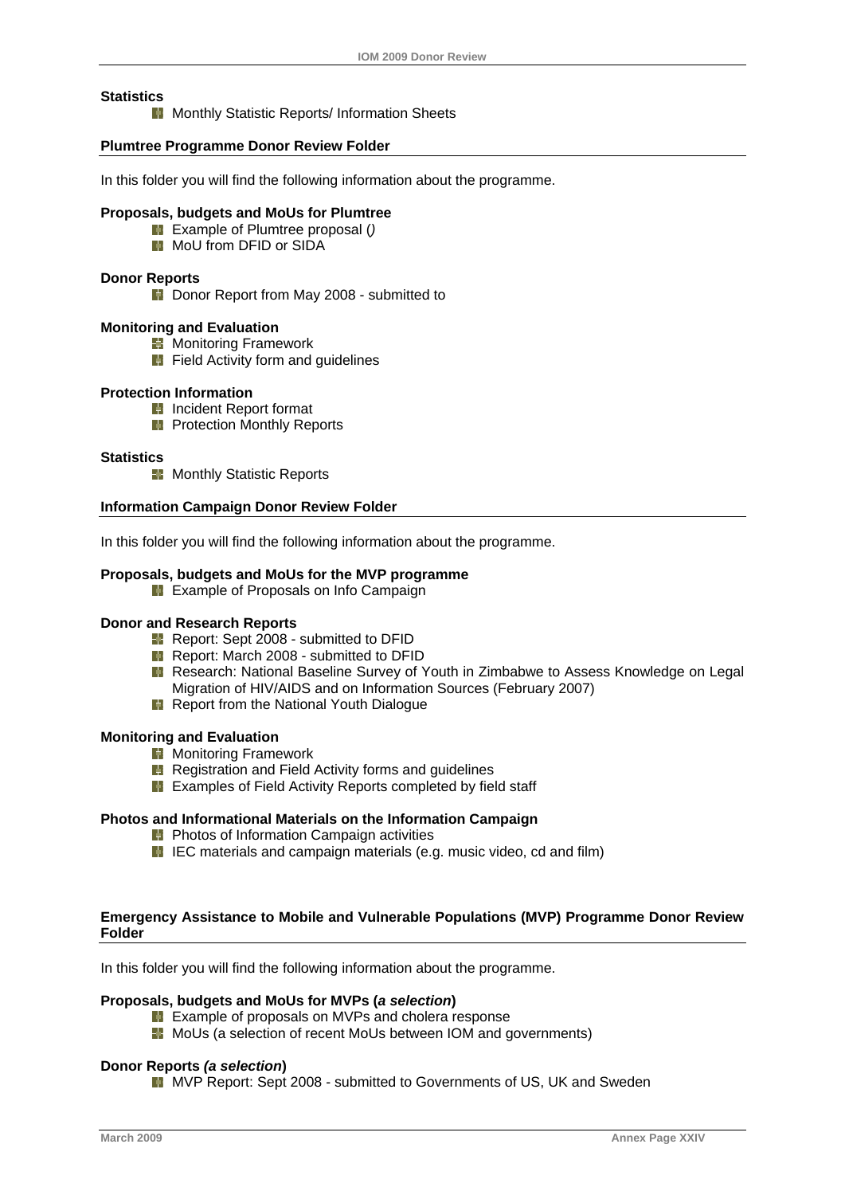**Statistics**

- Monthly Statistic Reports/ Information Sheets

## Plumtree Programme Donor Review Folder

In this folder you will find the following information about the programme.

**Proposals, budgets and MoUs for Plumtree**

- Example of Plumtree proposal ()
- MoU from DFID or SIDA

**Donor Reports**

- Donor Report from May 2008 - submitted to

**Monitoring and Evaluation**

- Monitoring Framework
- Field Activity form and guidelines

**Protection Information**

- Incident Report format
- Protection Monthly Reports

**Statistics**

- Monthly Statistic Reports

## Information Campaign Donor Review Folder

In this folder you will find the following information about the programme.

**Proposals, budgets and MoUs for the MVP programme**

- Example of Proposals on Info Campaign

**Donor and Research Reports**

- Report: Sept 2008 - submitted to DFID
- Report: March 2008 - submitted to DFID
- Research: National Baseline Survey of Youth in Zimbabwe to Assess Knowledge on Legal Migration of HIV/AIDS and on Information Sources (February 2007)
- Report from the National Youth Dialogue

**Monitoring and Evaluation**

- Monitoring Framework
- Registration and Field Activity forms and guidelines
- Examples of Field Activity Reports completed by field staff

**Photos and Informational Materials on the Information Campaign**

- Photos of Information Campaign activities
- IEC materials and campaign materials (e.g. music video, cd and film)

## Emergency Assistance to Mobile and Vulnerable Populations (MVP) Programme Donor Review Folder

In this folder you will find the following information about the programme.

**Proposals, budgets and MoUs for MVPs (*a selection*)**

- Example of proposals on MVPs and cholera response
- MoUs (a selection of recent MoUs between IOM and governments)

**Donor Reports *(a selection)***

- MVP Report: Sept 2008 - submitted to Governments of US, UK and Sweden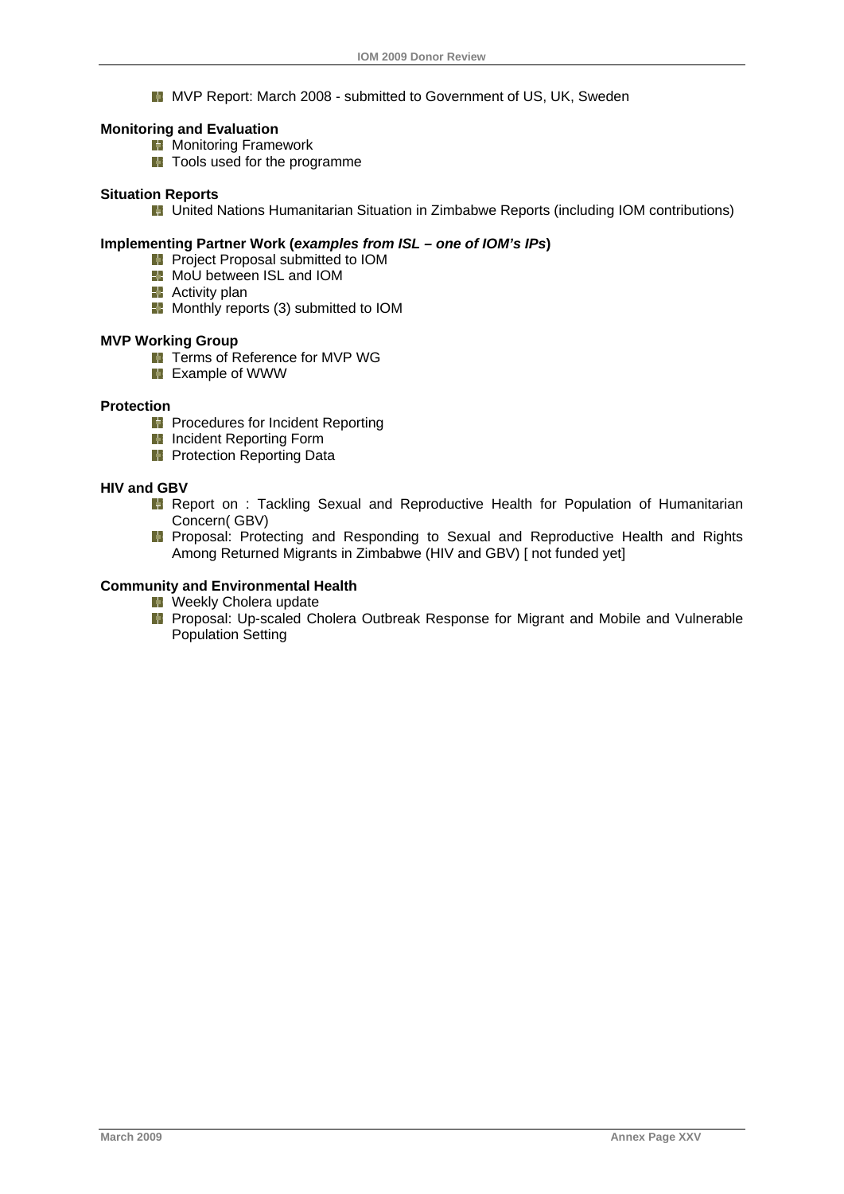- MVP Report: March 2008 - submitted to Government of US, UK, Sweden

**Monitoring and Evaluation**

- Monitoring Framework
- Tools used for the programme

**Situation Reports**

- United Nations Humanitarian Situation in Zimbabwe Reports (including IOM contributions)

**Implementing Partner Work (*examples from ISL – one of IOM's IPs*)**

- Project Proposal submitted to IOM
- MoU between ISL and IOM
- Activity plan
- Monthly reports (3) submitted to IOM

**MVP Working Group**

- Terms of Reference for MVP WG
- Example of WWW

**Protection**

- Procedures for Incident Reporting
- Incident Reporting Form
- Protection Reporting Data

**HIV and GBV**

- Report on : Tackling Sexual and Reproductive Health for Population of Humanitarian Concern( GBV)
- Proposal: Protecting and Responding to Sexual and Reproductive Health and Rights Among Returned Migrants in Zimbabwe (HIV and GBV) [ not funded yet]

**Community and Environmental Health**

- Weekly Cholera update
- Proposal: Up-scaled Cholera Outbreak Response for Migrant and Mobile and Vulnerable Population Setting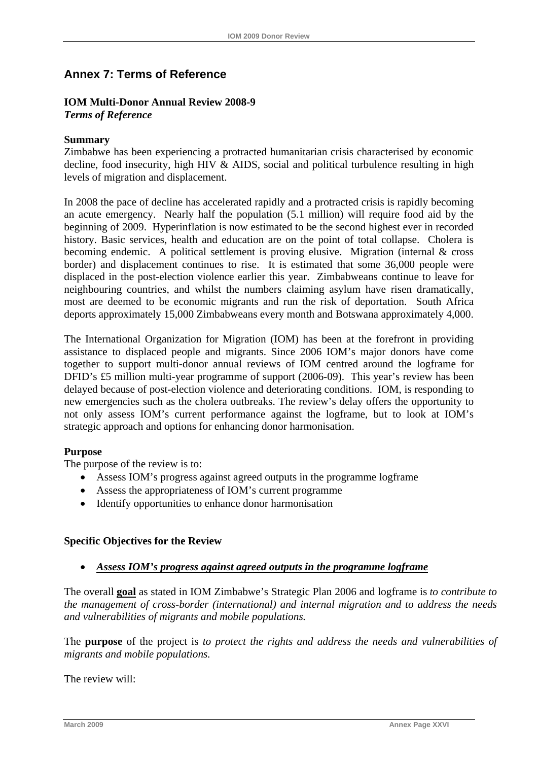## Annex 7: Terms of Reference

**IOM Multi-Donor Annual Review 2008-9**
***Terms of Reference***

**Summary**

Zimbabwe has been experiencing a protracted humanitarian crisis characterised by economic decline, food insecurity, high HIV & AIDS, social and political turbulence resulting in high levels of migration and displacement.

In 2008 the pace of decline has accelerated rapidly and a protracted crisis is rapidly becoming an acute emergency. Nearly half the population (5.1 million) will require food aid by the beginning of 2009. Hyperinflation is now estimated to be the second highest ever in recorded history. Basic services, health and education are on the point of total collapse. Cholera is becoming endemic. A political settlement is proving elusive. Migration (internal & cross border) and displacement continues to rise. It is estimated that some 36,000 people were displaced in the post-election violence earlier this year. Zimbabweans continue to leave for neighbouring countries, and whilst the numbers claiming asylum have risen dramatically, most are deemed to be economic migrants and run the risk of deportation. South Africa deports approximately 15,000 Zimbabweans every month and Botswana approximately 4,000.

The International Organization for Migration (IOM) has been at the forefront in providing assistance to displaced people and migrants. Since 2006 IOM's major donors have come together to support multi-donor annual reviews of IOM centred around the logframe for DFID's £5 million multi-year programme of support (2006-09). This year's review has been delayed because of post-election violence and deteriorating conditions. IOM, is responding to new emergencies such as the cholera outbreaks. The review's delay offers the opportunity to not only assess IOM's current performance against the logframe, but to look at IOM's strategic approach and options for enhancing donor harmonisation.

**Purpose**

The purpose of the review is to:

- Assess IOM's progress against agreed outputs in the programme logframe
- Assess the appropriateness of IOM's current programme
- Identify opportunities to enhance donor harmonisation

**Specific Objectives for the Review**

- ***Assess IOM's progress against agreed outputs in the programme logframe***

The overall **goal** as stated in IOM Zimbabwe's Strategic Plan 2006 and logframe is *to contribute to the management of cross-border (international) and internal migration and to address the needs and vulnerabilities of migrants and mobile populations.*

The **purpose** of the project is *to protect the rights and address the needs and vulnerabilities of migrants and mobile populations.*

The review will: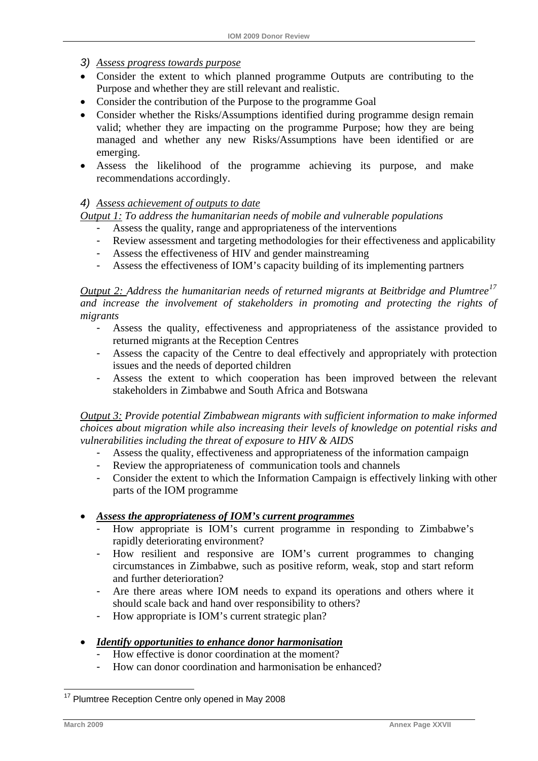3) *Assess progress towards purpose*

- Consider the extent to which planned programme Outputs are contributing to the Purpose and whether they are still relevant and realistic.
- Consider the contribution of the Purpose to the programme Goal
- Consider whether the Risks/Assumptions identified during programme design remain valid; whether they are impacting on the programme Purpose; how they are being managed and whether any new Risks/Assumptions have been identified or are emerging.
- Assess the likelihood of the programme achieving its purpose, and make recommendations accordingly.

4) *Assess achievement of outputs to date*

*Output 1: To address the humanitarian needs of mobile and vulnerable populations*

- Assess the quality, range and appropriateness of the interventions
- Review assessment and targeting methodologies for their effectiveness and applicability
- Assess the effectiveness of HIV and gender mainstreaming
- Assess the effectiveness of IOM's capacity building of its implementing partners

*Output 2: Address the humanitarian needs of returned migrants at Beitbridge and Plumtree[17] and increase the involvement of stakeholders in promoting and protecting the rights of migrants*

- Assess the quality, effectiveness and appropriateness of the assistance provided to returned migrants at the Reception Centres
- Assess the capacity of the Centre to deal effectively and appropriately with protection issues and the needs of deported children
- Assess the extent to which cooperation has been improved between the relevant stakeholders in Zimbabwe and South Africa and Botswana

*Output 3: Provide potential Zimbabwean migrants with sufficient information to make informed choices about migration while also increasing their levels of knowledge on potential risks and vulnerabilities including the threat of exposure to HIV & AIDS*

- Assess the quality, effectiveness and appropriateness of the information campaign
- Review the appropriateness of communication tools and channels
- Consider the extent to which the Information Campaign is effectively linking with other parts of the IOM programme

- ***Assess the appropriateness of IOM's current programmes***
  - How appropriate is IOM's current programme in responding to Zimbabwe's rapidly deteriorating environment?
  - How resilient and responsive are IOM's current programmes to changing circumstances in Zimbabwe, such as positive reform, weak, stop and start reform and further deterioration?
  - Are there areas where IOM needs to expand its operations and others where it should scale back and hand over responsibility to others?
  - How appropriate is IOM's current strategic plan?

- ***Identify opportunities to enhance donor harmonisation***
  - How effective is donor coordination at the moment?
  - How can donor coordination and harmonisation be enhanced?

[17] Plumtree Reception Centre only opened in May 2008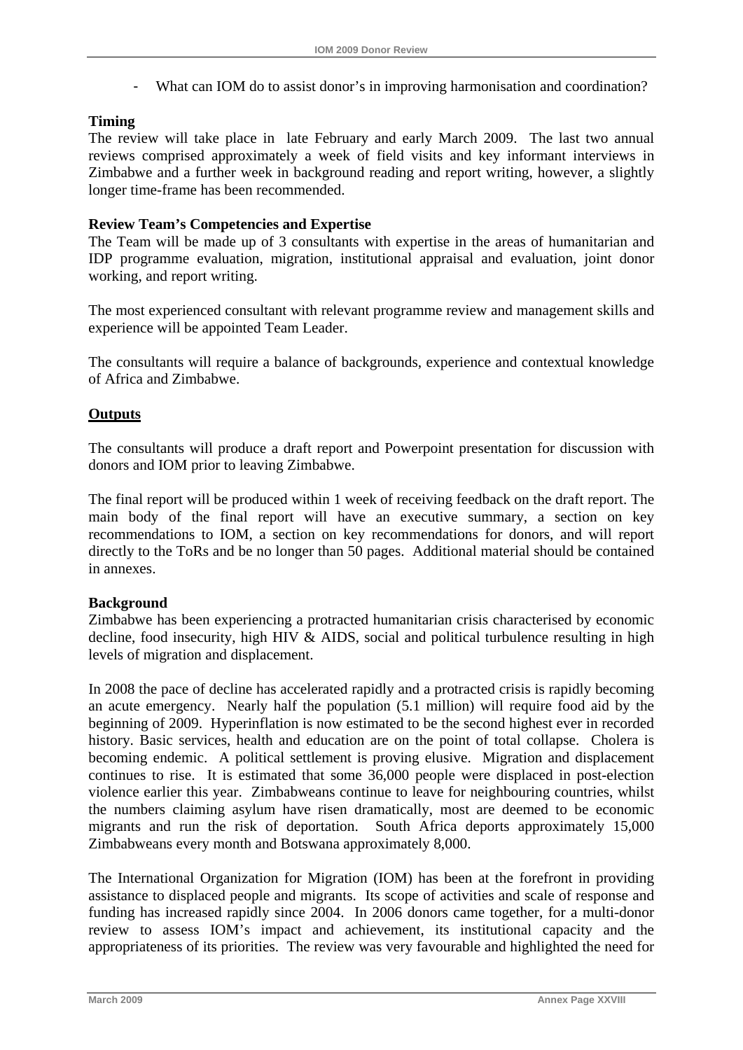- What can IOM do to assist donor's in improving harmonisation and coordination?

**Timing**

The review will take place in late February and early March 2009. The last two annual reviews comprised approximately a week of field visits and key informant interviews in Zimbabwe and a further week in background reading and report writing, however, a slightly longer time-frame has been recommended.

**Review Team's Competencies and Expertise**

The Team will be made up of 3 consultants with expertise in the areas of humanitarian and IDP programme evaluation, migration, institutional appraisal and evaluation, joint donor working, and report writing.

The most experienced consultant with relevant programme review and management skills and experience will be appointed Team Leader.

The consultants will require a balance of backgrounds, experience and contextual knowledge of Africa and Zimbabwe.

**Outputs**

The consultants will produce a draft report and Powerpoint presentation for discussion with donors and IOM prior to leaving Zimbabwe.

The final report will be produced within 1 week of receiving feedback on the draft report. The main body of the final report will have an executive summary, a section on key recommendations to IOM, a section on key recommendations for donors, and will report directly to the ToRs and be no longer than 50 pages. Additional material should be contained in annexes.

**Background**

Zimbabwe has been experiencing a protracted humanitarian crisis characterised by economic decline, food insecurity, high HIV & AIDS, social and political turbulence resulting in high levels of migration and displacement.

In 2008 the pace of decline has accelerated rapidly and a protracted crisis is rapidly becoming an acute emergency. Nearly half the population (5.1 million) will require food aid by the beginning of 2009. Hyperinflation is now estimated to be the second highest ever in recorded history. Basic services, health and education are on the point of total collapse. Cholera is becoming endemic. A political settlement is proving elusive. Migration and displacement continues to rise. It is estimated that some 36,000 people were displaced in post-election violence earlier this year. Zimbabweans continue to leave for neighbouring countries, whilst the numbers claiming asylum have risen dramatically, most are deemed to be economic migrants and run the risk of deportation. South Africa deports approximately 15,000 Zimbabweans every month and Botswana approximately 8,000.

The International Organization for Migration (IOM) has been at the forefront in providing assistance to displaced people and migrants. Its scope of activities and scale of response and funding has increased rapidly since 2004. In 2006 donors came together, for a multi-donor review to assess IOM's impact and achievement, its institutional capacity and the appropriateness of its priorities. The review was very favourable and highlighted the need for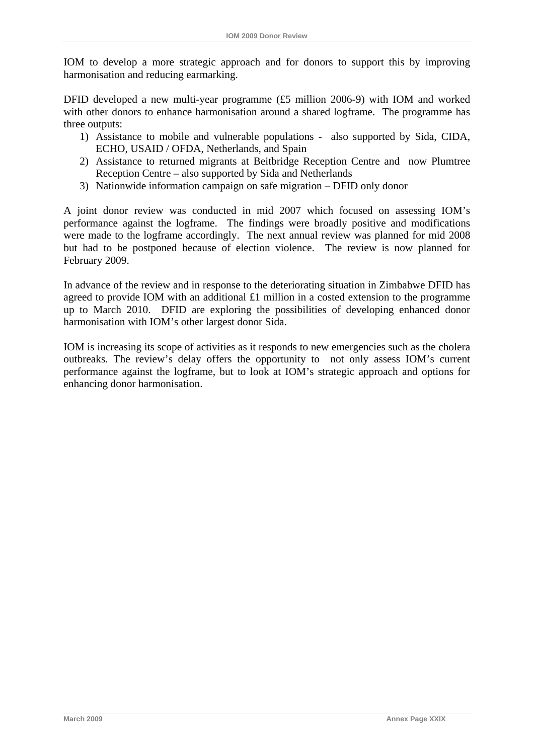IOM to develop a more strategic approach and for donors to support this by improving harmonisation and reducing earmarking.

DFID developed a new multi-year programme (£5 million 2006-9) with IOM and worked with other donors to enhance harmonisation around a shared logframe. The programme has three outputs:

1) Assistance to mobile and vulnerable populations - also supported by Sida, CIDA, ECHO, USAID / OFDA, Netherlands, and Spain
2) Assistance to returned migrants at Beitbridge Reception Centre and now Plumtree Reception Centre – also supported by Sida and Netherlands
3) Nationwide information campaign on safe migration – DFID only donor

A joint donor review was conducted in mid 2007 which focused on assessing IOM's performance against the logframe. The findings were broadly positive and modifications were made to the logframe accordingly. The next annual review was planned for mid 2008 but had to be postponed because of election violence. The review is now planned for February 2009.

In advance of the review and in response to the deteriorating situation in Zimbabwe DFID has agreed to provide IOM with an additional £1 million in a costed extension to the programme up to March 2010. DFID are exploring the possibilities of developing enhanced donor harmonisation with IOM's other largest donor Sida.

IOM is increasing its scope of activities as it responds to new emergencies such as the cholera outbreaks. The review's delay offers the opportunity to not only assess IOM's current performance against the logframe, but to look at IOM's strategic approach and options for enhancing donor harmonisation.